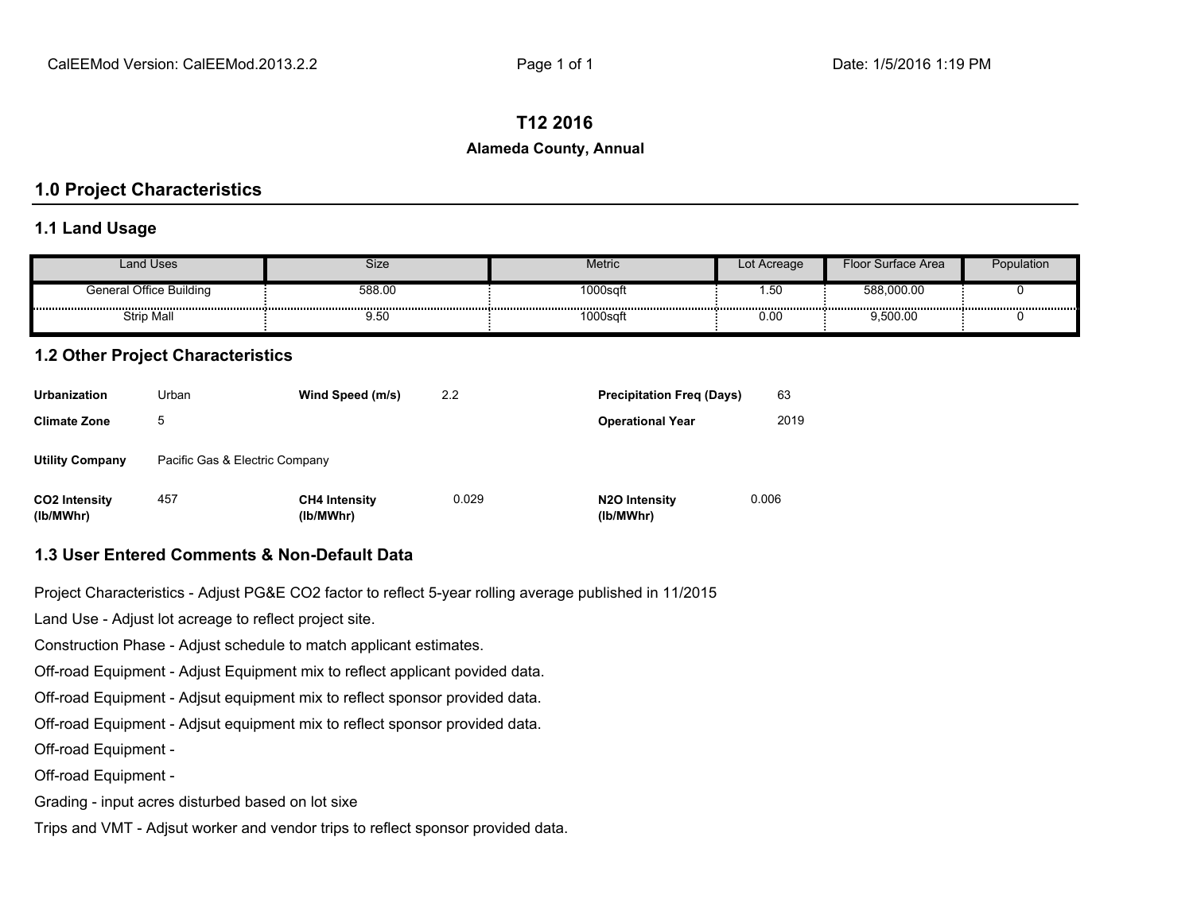# T12 2016

**Alameda County, Annual**

## 1.0 Project Characteristics

### 1.1 Land Usage

| Land Uses | Size | Metric | Lot Acreage | Floor Surface Area | Population |
|---|---|---|---|---|---|
| General Office Building | 588.00 | 1000sqft | 1.50 | 588,000.00 | 0 |
| Strip Mall | 9.50 | 1000sqft | 0.00 | 9,500.00 | 0 |

### 1.2 Other Project Characteristics

| | | | | | |
|---|---|---|---|---|---|
| **Urbanization** | Urban | **Wind Speed (m/s)** | 2.2 | **Precipitation Freq (Days)** | 63 |
| **Climate Zone** | 5 | | | **Operational Year** | 2019 |
| **Utility Company** | Pacific Gas & Electric Company | | | | |
| **CO2 Intensity (lb/MWhr)** | 457 | **CH4 Intensity (lb/MWhr)** | 0.029 | **N2O Intensity (lb/MWhr)** | 0.006 |

### 1.3 User Entered Comments & Non-Default Data

Project Characteristics - Adjust PG&E CO2 factor to reflect 5-year rolling average published in 11/2015

Land Use - Adjust lot acreage to reflect project site.

Construction Phase - Adjust schedule to match applicant estimates.

Off-road Equipment - Adjust Equipment mix to reflect applicant povided data.

Off-road Equipment - Adjsut equipment mix to reflect sponsor provided data.

Off-road Equipment - Adjsut equipment mix to reflect sponsor provided data.

Off-road Equipment -

Off-road Equipment -

Grading - input acres disturbed based on lot sixe

Trips and VMT - Adjsut worker and vendor trips to reflect sponsor provided data.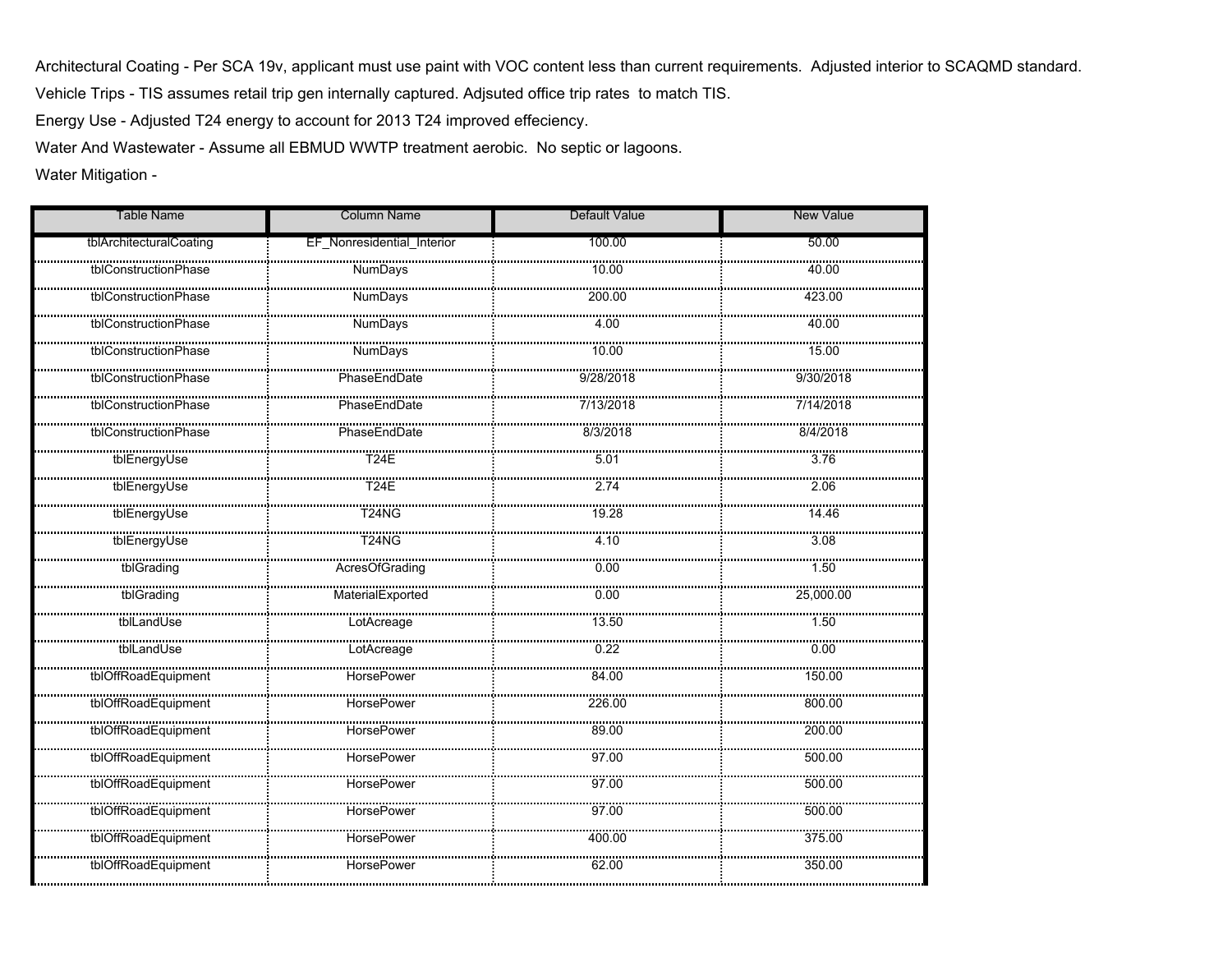Architectural Coating - Per SCA 19v, applicant must use paint with VOC content less than current requirements. Adjusted interior to SCAQMD standard.

Vehicle Trips - TIS assumes retail trip gen internally captured. Adjsuted office trip rates to match TIS.

Energy Use - Adjusted T24 energy to account for 2013 T24 improved effeciency.

Water And Wastewater - Assume all EBMUD WWTP treatment aerobic. No septic or lagoons.

Water Mitigation -

| Table Name | Column Name | Default Value | New Value |
|---|---|---|---|
| tblArchitecturalCoating | EF_Nonresidential_Interior | 100.00 | 50.00 |
| tblConstructionPhase | NumDays | 10.00 | 40.00 |
| tblConstructionPhase | NumDays | 200.00 | 423.00 |
| tblConstructionPhase | NumDays | 4.00 | 40.00 |
| tblConstructionPhase | NumDays | 10.00 | 15.00 |
| tblConstructionPhase | PhaseEndDate | 9/28/2018 | 9/30/2018 |
| tblConstructionPhase | PhaseEndDate | 7/13/2018 | 7/14/2018 |
| tblConstructionPhase | PhaseEndDate | 8/3/2018 | 8/4/2018 |
| tblEnergyUse | T24E | 5.01 | 3.76 |
| tblEnergyUse | T24E | 2.74 | 2.06 |
| tblEnergyUse | T24NG | 19.28 | 14.46 |
| tblEnergyUse | T24NG | 4.10 | 3.08 |
| tblGrading | AcresOfGrading | 0.00 | 1.50 |
| tblGrading | MaterialExported | 0.00 | 25,000.00 |
| tblLandUse | LotAcreage | 13.50 | 1.50 |
| tblLandUse | LotAcreage | 0.22 | 0.00 |
| tblOffRoadEquipment | HorsePower | 84.00 | 150.00 |
| tblOffRoadEquipment | HorsePower | 226.00 | 800.00 |
| tblOffRoadEquipment | HorsePower | 89.00 | 200.00 |
| tblOffRoadEquipment | HorsePower | 97.00 | 500.00 |
| tblOffRoadEquipment | HorsePower | 97.00 | 500.00 |
| tblOffRoadEquipment | HorsePower | 97.00 | 500.00 |
| tblOffRoadEquipment | HorsePower | 400.00 | 375.00 |
| tblOffRoadEquipment | HorsePower | 62.00 | 350.00 |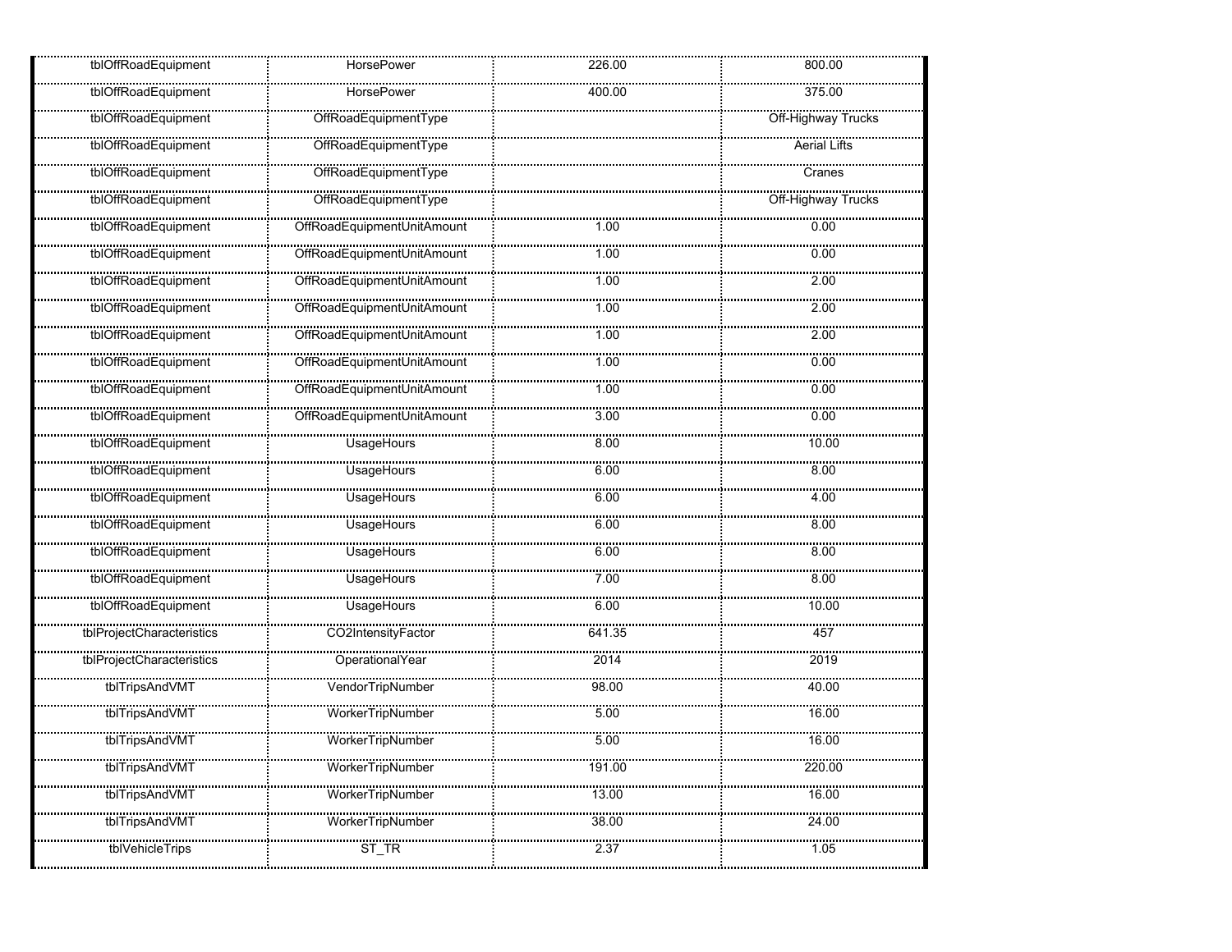| | | | |
|---|---|---|---|
| tblOffRoadEquipment | HorsePower | 226.00 | 800.00 |
| tblOffRoadEquipment | HorsePower | 400.00 | 375.00 |
| tblOffRoadEquipment | OffRoadEquipmentType | | Off-Highway Trucks |
| tblOffRoadEquipment | OffRoadEquipmentType | | Aerial Lifts |
| tblOffRoadEquipment | OffRoadEquipmentType | | Cranes |
| tblOffRoadEquipment | OffRoadEquipmentType | | Off-Highway Trucks |
| tblOffRoadEquipment | OffRoadEquipmentUnitAmount | 1.00 | 0.00 |
| tblOffRoadEquipment | OffRoadEquipmentUnitAmount | 1.00 | 0.00 |
| tblOffRoadEquipment | OffRoadEquipmentUnitAmount | 1.00 | 2.00 |
| tblOffRoadEquipment | OffRoadEquipmentUnitAmount | 1.00 | 2.00 |
| tblOffRoadEquipment | OffRoadEquipmentUnitAmount | 1.00 | 2.00 |
| tblOffRoadEquipment | OffRoadEquipmentUnitAmount | 1.00 | 0.00 |
| tblOffRoadEquipment | OffRoadEquipmentUnitAmount | 1.00 | 0.00 |
| tblOffRoadEquipment | OffRoadEquipmentUnitAmount | 3.00 | 0.00 |
| tblOffRoadEquipment | UsageHours | 8.00 | 10.00 |
| tblOffRoadEquipment | UsageHours | 6.00 | 8.00 |
| tblOffRoadEquipment | UsageHours | 6.00 | 4.00 |
| tblOffRoadEquipment | UsageHours | 6.00 | 8.00 |
| tblOffRoadEquipment | UsageHours | 6.00 | 8.00 |
| tblOffRoadEquipment | UsageHours | 7.00 | 8.00 |
| tblOffRoadEquipment | UsageHours | 6.00 | 10.00 |
| tblProjectCharacteristics | CO2IntensityFactor | 641.35 | 457 |
| tblProjectCharacteristics | OperationalYear | 2014 | 2019 |
| tblTripsAndVMT | VendorTripNumber | 98.00 | 40.00 |
| tblTripsAndVMT | WorkerTripNumber | 5.00 | 16.00 |
| tblTripsAndVMT | WorkerTripNumber | 5.00 | 16.00 |
| tblTripsAndVMT | WorkerTripNumber | 191.00 | 220.00 |
| tblTripsAndVMT | WorkerTripNumber | 13.00 | 16.00 |
| tblTripsAndVMT | WorkerTripNumber | 38.00 | 24.00 |
| tblVehicleTrips | ST_TR | 2.37 | 1.05 |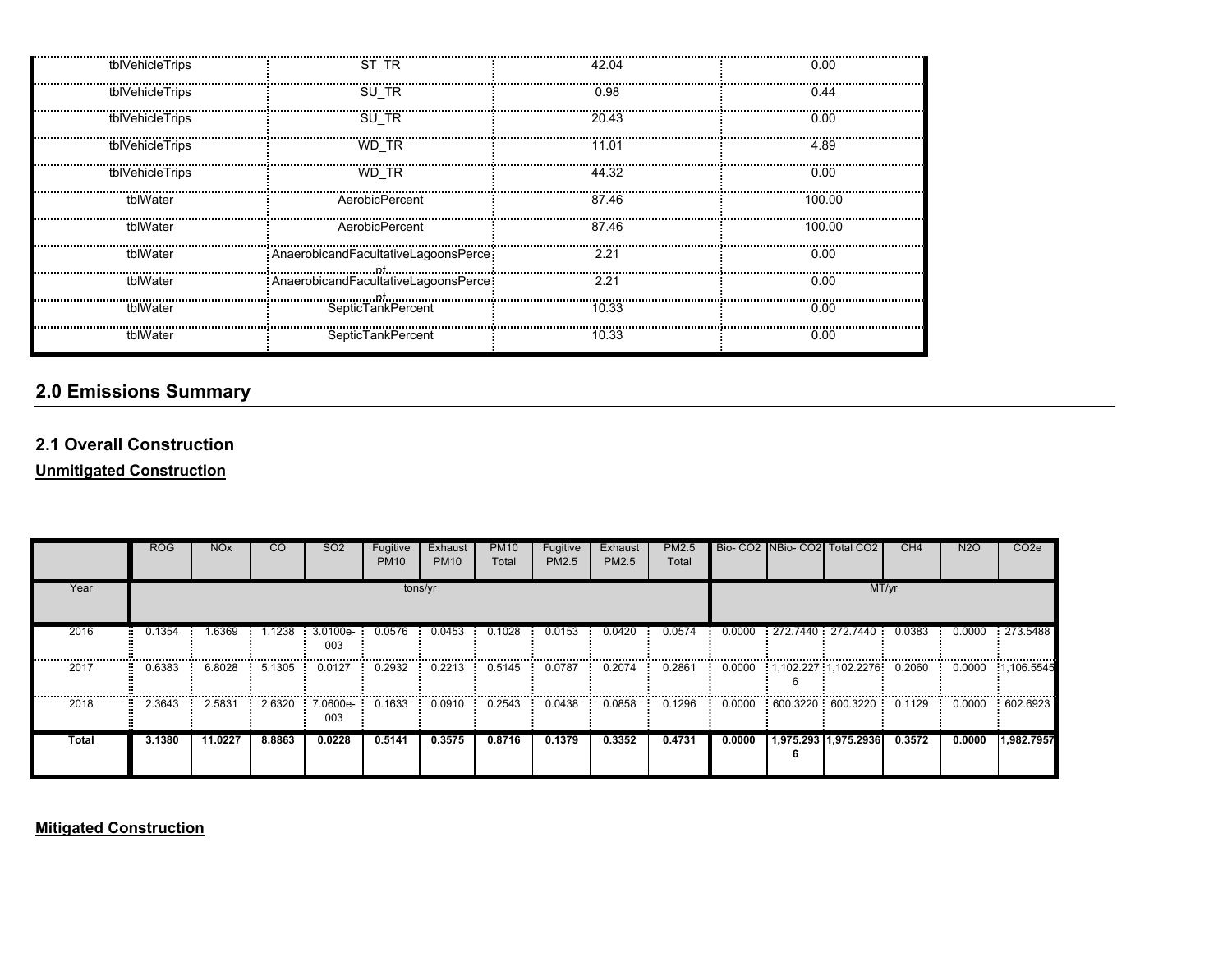| tblVehicleTrips | ST_TR | 42.04 | 0.00 |
|---|---|---|---|
| tblVehicleTrips | SU_TR | 0.98 | 0.44 |
| tblVehicleTrips | SU_TR | 20.43 | 0.00 |
| tblVehicleTrips | WD_TR | 11.01 | 4.89 |
| tblVehicleTrips | WD_TR | 44.32 | 0.00 |
| tblWater | AerobicPercent | 87.46 | 100.00 |
| tblWater | AerobicPercent | 87.46 | 100.00 |
| tblWater | AnaerobicandFacultativeLagoonsPercent | 2.21 | 0.00 |
| tblWater | AnaerobicandFacultativeLagoonsPercent | 2.21 | 0.00 |
| tblWater | SepticTankPercent | 10.33 | 0.00 |
| tblWater | SepticTankPercent | 10.33 | 0.00 |

## 2.0 Emissions Summary

### 2.1 Overall Construction

**Unmitigated Construction**

| | ROG | NOx | CO | SO2 | Fugitive PM10 | Exhaust PM10 | PM10 Total | Fugitive PM2.5 | Exhaust PM2.5 | PM2.5 Total | Bio- CO2 | NBio- CO2 | Total CO2 | CH4 | N2O | CO2e |
|---|---|---|---|---|---|---|---|---|---|---|---|---|---|---|---|---|
| Year | tons/yr | | | | | | | | | | MT/yr | | | | | |
| 2016 | 0.1354 | 1.6369 | 1.1238 | 3.0100e-003 | 0.0576 | 0.0453 | 0.1028 | 0.0153 | 0.0420 | 0.0574 | 0.0000 | 272.7440 | 272.7440 | 0.0383 | 0.0000 | 273.5488 |
| 2017 | 0.6383 | 6.8028 | 5.1305 | 0.0127 | 0.2932 | 0.2213 | 0.5145 | 0.0787 | 0.2074 | 0.2861 | 0.0000 | 1,102.2276 | 1,102.2276 | 0.2060 | 0.0000 | 1,106.5545 |
| 2018 | 2.3643 | 2.5831 | 2.6320 | 7.0600e-003 | 0.1633 | 0.0910 | 0.2543 | 0.0438 | 0.0858 | 0.1296 | 0.0000 | 600.3220 | 600.3220 | 0.1129 | 0.0000 | 602.6923 |
| **Total** | **3.1380** | **11.0227** | **8.8863** | **0.0228** | **0.5141** | **0.3575** | **0.8716** | **0.1379** | **0.3352** | **0.4731** | **0.0000** | **1,975.2936** | **1,975.2936** | **0.3572** | **0.0000** | **1,982.7957** |

**Mitigated Construction**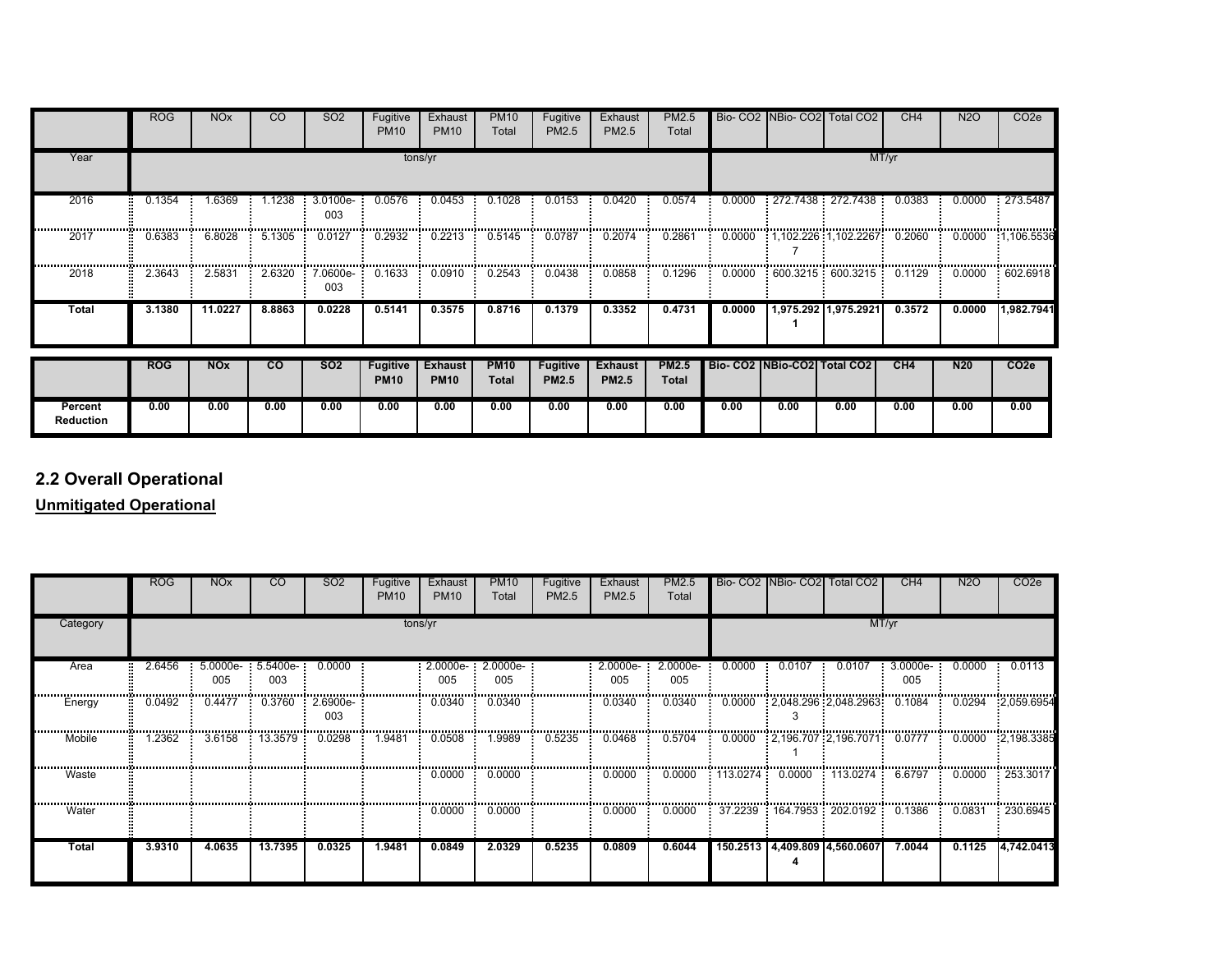| | ROG | NOx | CO | SO2 | Fugitive PM10 | Exhaust PM10 | PM10 Total | Fugitive PM2.5 | Exhaust PM2.5 | PM2.5 Total | Bio- CO2 | NBio- CO2 | Total CO2 | CH4 | N2O | CO2e |
|---|---|---|---|---|---|---|---|---|---|---|---|---|---|---|---|---|
| Year | tons/yr | | | | | | | | | | MT/yr | | | | | |
| 2016 | 0.1354 | 1.6369 | 1.1238 | 3.0100e-003 | 0.0576 | 0.0453 | 0.1028 | 0.0153 | 0.0420 | 0.0574 | 0.0000 | 272.7438 | 272.7438 | 0.0383 | 0.0000 | 273.5487 |
| 2017 | 0.6383 | 6.8028 | 5.1305 | 0.0127 | 0.2932 | 0.2213 | 0.5145 | 0.0787 | 0.2074 | 0.2861 | 0.0000 | 1,102.2267 | 1,102.2267 | 0.2060 | 0.0000 | 1,106.5536 |
| 2018 | 2.3643 | 2.5831 | 2.6320 | 7.0600e-003 | 0.1633 | 0.0910 | 0.2543 | 0.0438 | 0.0858 | 0.1296 | 0.0000 | 600.3215 | 600.3215 | 0.1129 | 0.0000 | 602.6918 |
| **Total** | **3.1380** | **11.0227** | **8.8863** | **0.0228** | **0.5141** | **0.3575** | **0.8716** | **0.1379** | **0.3352** | **0.4731** | **0.0000** | **1,975.2921** | **1,975.2921** | **0.3572** | **0.0000** | **1,982.7941** |

| | **ROG** | **NOx** | **CO** | **SO2** | **Fugitive PM10** | **Exhaust PM10** | **PM10 Total** | **Fugitive PM2.5** | **Exhaust PM2.5** | **PM2.5 Total** | **Bio- CO2** | **NBio-CO2** | **Total CO2** | **CH4** | **N20** | **CO2e** |
|---|---|---|---|---|---|---|---|---|---|---|---|---|---|---|---|---|
| **Percent Reduction** | **0.00** | **0.00** | **0.00** | **0.00** | **0.00** | **0.00** | **0.00** | **0.00** | **0.00** | **0.00** | **0.00** | **0.00** | **0.00** | **0.00** | **0.00** | **0.00** |

## 2.2 Overall Operational

**Unmitigated Operational**

| | ROG | NOx | CO | SO2 | Fugitive PM10 | Exhaust PM10 | PM10 Total | Fugitive PM2.5 | Exhaust PM2.5 | PM2.5 Total | Bio- CO2 | NBio- CO2 | Total CO2 | CH4 | N2O | CO2e |
|---|---|---|---|---|---|---|---|---|---|---|---|---|---|---|---|---|
| Category | tons/yr | | | | | | | | | | MT/yr | | | | | |
| Area | 2.6456 | 5.0000e-005 | 5.5400e-003 | 0.0000 | | 2.0000e-005 | 2.0000e-005 | | 2.0000e-005 | 2.0000e-005 | 0.0000 | 0.0107 | 0.0107 | 3.0000e-005 | 0.0000 | 0.0113 |
| Energy | 0.0492 | 0.4477 | 0.3760 | 2.6900e-003 | | 0.0340 | 0.0340 | | 0.0340 | 0.0340 | 0.0000 | 2,048.2963 | 2,048.2963 | 0.1084 | 0.0294 | 2,059.6954 |
| Mobile | 1.2362 | 3.6158 | 13.3579 | 0.0298 | 1.9481 | 0.0508 | 1.9989 | 0.5235 | 0.0468 | 0.5704 | 0.0000 | 2,196.7071 | 2,196.7071 | 0.0777 | 0.0000 | 2,198.3385 |
| Waste | | | | | | 0.0000 | 0.0000 | | 0.0000 | 0.0000 | 113.0274 | 0.0000 | 113.0274 | 6.6797 | 0.0000 | 253.3017 |
| Water | | | | | | 0.0000 | 0.0000 | | 0.0000 | 0.0000 | 37.2239 | 164.7953 | 202.0192 | 0.1386 | 0.0831 | 230.6945 |
| **Total** | **3.9310** | **4.0635** | **13.7395** | **0.0325** | **1.9481** | **0.0849** | **2.0329** | **0.5235** | **0.0809** | **0.6044** | **150.2513** | **4,409.8094** | **4,560.0607** | **7.0044** | **0.1125** | **4,742.0413** |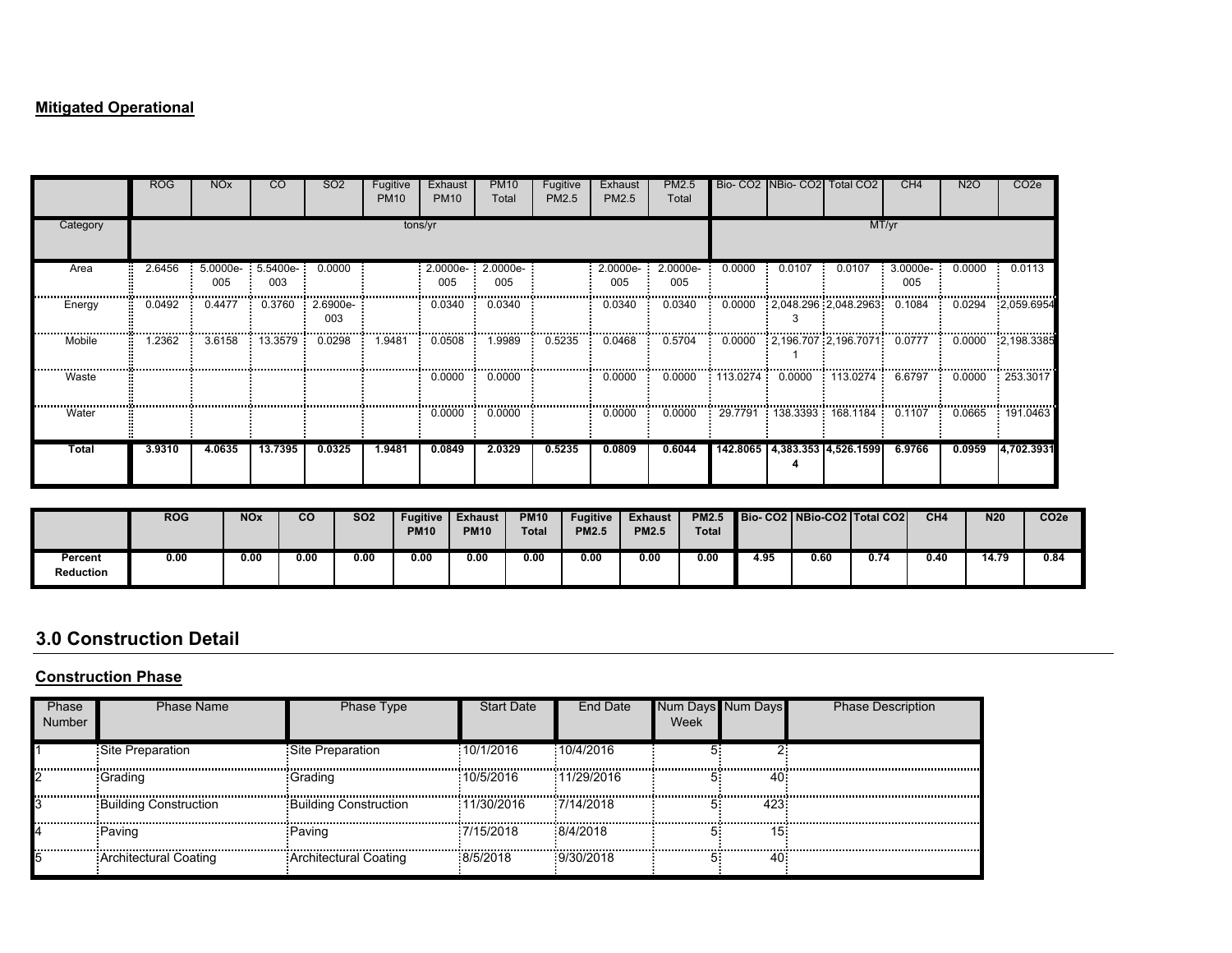**Mitigated Operational**

| | ROG | NOx | CO | SO2 | Fugitive PM10 | Exhaust PM10 | PM10 Total | Fugitive PM2.5 | Exhaust PM2.5 | PM2.5 Total | Bio- CO2 | NBio- CO2 | Total CO2 | CH4 | N2O | CO2e |
|---|---|---|---|---|---|---|---|---|---|---|---|---|---|---|---|---|
| Category | tons/yr | | | | | | | | | | MT/yr | | | | | |
| Area | 2.6456 | 5.0000e-005 | 5.5400e-003 | 0.0000 | | 2.0000e-005 | 2.0000e-005 | | 2.0000e-005 | 2.0000e-005 | 0.0000 | 0.0107 | 0.0107 | 3.0000e-005 | 0.0000 | 0.0113 |
| Energy | 0.0492 | 0.4477 | 0.3760 | 2.6900e-003 | | 0.0340 | 0.0340 | | 0.0340 | 0.0340 | 0.0000 | 2,048.2963 | 2,048.2963 | 0.1084 | 0.0294 | 2,059.6954 |
| Mobile | 1.2362 | 3.6158 | 13.3579 | 0.0298 | 1.9481 | 0.0508 | 1.9989 | 0.5235 | 0.0468 | 0.5704 | 0.0000 | 2,196.7071 | 2,196.7071 | 0.0777 | 0.0000 | 2,198.3385 |
| Waste | | | | | | 0.0000 | 0.0000 | | 0.0000 | 0.0000 | 113.0274 | 0.0000 | 113.0274 | 6.6797 | 0.0000 | 253.3017 |
| Water | | | | | | 0.0000 | 0.0000 | | 0.0000 | 0.0000 | 29.7791 | 138.3393 | 168.1184 | 0.1107 | 0.0665 | 191.0463 |
| **Total** | **3.9310** | **4.0635** | **13.7395** | **0.0325** | **1.9481** | **0.0849** | **2.0329** | **0.5235** | **0.0809** | **0.6044** | **142.8065** | **4,383.3534** | **4,526.1599** | **6.9766** | **0.0959** | **4,702.3931** |

| | ROG | NOx | CO | SO2 | Fugitive PM10 | Exhaust PM10 | PM10 Total | Fugitive PM2.5 | Exhaust PM2.5 | PM2.5 Total | Bio- CO2 | NBio-CO2 | Total CO2 | CH4 | N20 | CO2e |
|---|---|---|---|---|---|---|---|---|---|---|---|---|---|---|---|---|
| **Percent Reduction** | 0.00 | 0.00 | 0.00 | 0.00 | 0.00 | 0.00 | 0.00 | 0.00 | 0.00 | 0.00 | 4.95 | 0.60 | 0.74 | 0.40 | 14.79 | 0.84 |

## 3.0 Construction Detail

**Construction Phase**

| Phase Number | Phase Name | Phase Type | Start Date | End Date | Num Days Week | Num Days | Phase Description |
|---|---|---|---|---|---|---|---|
| 1 | Site Preparation | Site Preparation | 10/1/2016 | 10/4/2016 | 5 | 2 | |
| 2 | Grading | Grading | 10/5/2016 | 11/29/2016 | 5 | 40 | |
| 3 | Building Construction | Building Construction | 11/30/2016 | 7/14/2018 | 5 | 423 | |
| 4 | Paving | Paving | 7/15/2018 | 8/4/2018 | 5 | 15 | |
| 5 | Architectural Coating | Architectural Coating | 8/5/2018 | 9/30/2018 | 5 | 40 | |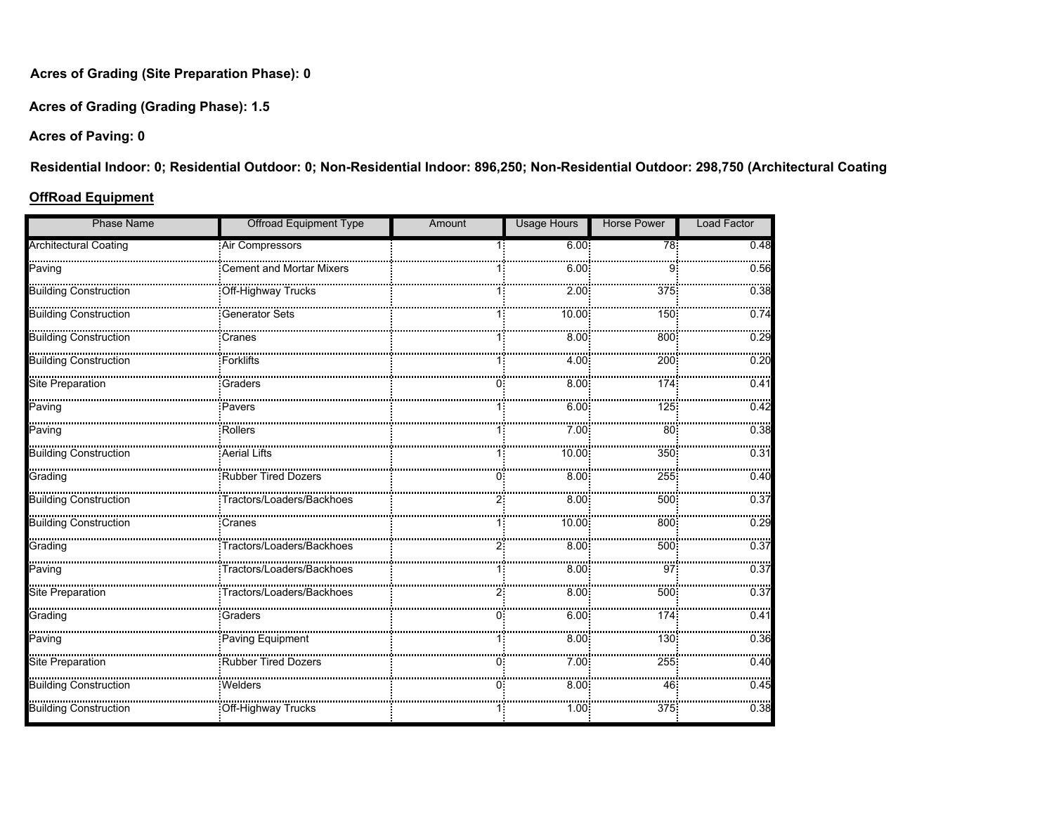**Acres of Grading (Site Preparation Phase): 0**

**Acres of Grading (Grading Phase): 1.5**

**Acres of Paving: 0**

**Residential Indoor: 0; Residential Outdoor: 0; Non-Residential Indoor: 896,250; Non-Residential Outdoor: 298,750 (Architectural Coating**

**OffRoad Equipment**

| Phase Name | Offroad Equipment Type | Amount | Usage Hours | Horse Power | Load Factor |
|---|---|---|---|---|---|
| Architectural Coating | Air Compressors | 1 | 6.00 | 78 | 0.48 |
| Paving | Cement and Mortar Mixers | 1 | 6.00 | 9 | 0.56 |
| Building Construction | Off-Highway Trucks | 1 | 2.00 | 375 | 0.38 |
| Building Construction | Generator Sets | 1 | 10.00 | 150 | 0.74 |
| Building Construction | Cranes | 1 | 8.00 | 800 | 0.29 |
| Building Construction | Forklifts | 1 | 4.00 | 200 | 0.20 |
| Site Preparation | Graders | 0 | 8.00 | 174 | 0.41 |
| Paving | Pavers | 1 | 6.00 | 125 | 0.42 |
| Paving | Rollers | 1 | 7.00 | 80 | 0.38 |
| Building Construction | Aerial Lifts | 1 | 10.00 | 350 | 0.31 |
| Grading | Rubber Tired Dozers | 0 | 8.00 | 255 | 0.40 |
| Building Construction | Tractors/Loaders/Backhoes | 2 | 8.00 | 500 | 0.37 |
| Building Construction | Cranes | 1 | 10.00 | 800 | 0.29 |
| Grading | Tractors/Loaders/Backhoes | 2 | 8.00 | 500 | 0.37 |
| Paving | Tractors/Loaders/Backhoes | 1 | 8.00 | 97 | 0.37 |
| Site Preparation | Tractors/Loaders/Backhoes | 2 | 8.00 | 500 | 0.37 |
| Grading | Graders | 0 | 6.00 | 174 | 0.41 |
| Paving | Paving Equipment | 1 | 8.00 | 130 | 0.36 |
| Site Preparation | Rubber Tired Dozers | 0 | 7.00 | 255 | 0.40 |
| Building Construction | Welders | 0 | 8.00 | 46 | 0.45 |
| Building Construction | Off-Highway Trucks | 1 | 1.00 | 375 | 0.38 |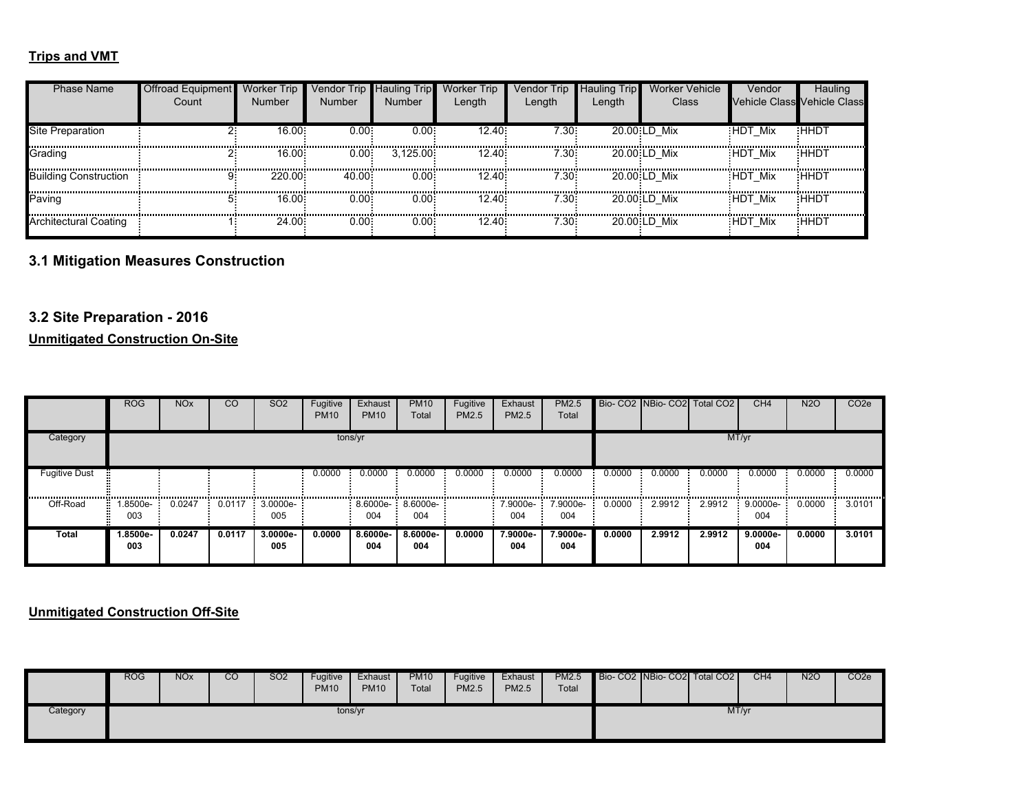**Trips and VMT**

| Phase Name | Offroad Equipment Count | Worker Trip Number | Vendor Trip Number | Hauling Trip Number | Worker Trip Length | Vendor Trip Length | Hauling Trip Length | Worker Vehicle Class | Vendor Vehicle Class | Hauling Vehicle Class |
|---|---|---|---|---|---|---|---|---|---|---|
| Site Preparation | 2 | 16.00 | 0.00 | 0.00 | 12.40 | 7.30 | 20.00 | LD_Mix | HDT_Mix | HHDT |
| Grading | 2 | 16.00 | 0.00 | 3,125.00 | 12.40 | 7.30 | 20.00 | LD_Mix | HDT_Mix | HHDT |
| Building Construction | 9 | 220.00 | 40.00 | 0.00 | 12.40 | 7.30 | 20.00 | LD_Mix | HDT_Mix | HHDT |
| Paving | 5 | 16.00 | 0.00 | 0.00 | 12.40 | 7.30 | 20.00 | LD_Mix | HDT_Mix | HHDT |
| Architectural Coating | 1 | 24.00 | 0.00 | 0.00 | 12.40 | 7.30 | 20.00 | LD_Mix | HDT_Mix | HHDT |

## 3.1 Mitigation Measures Construction

## 3.2 Site Preparation - 2016

**Unmitigated Construction On-Site**

| | ROG | NOx | CO | SO2 | Fugitive PM10 | Exhaust PM10 | PM10 Total | Fugitive PM2.5 | Exhaust PM2.5 | PM2.5 Total | Bio- CO2 | NBio- CO2 | Total CO2 | CH4 | N2O | CO2e |
|---|---|---|---|---|---|---|---|---|---|---|---|---|---|---|---|---|
| Category | tons/yr | | | | | | | | | | MT/yr | | | | | |
| Fugitive Dust | | | | | 0.0000 | 0.0000 | 0.0000 | 0.0000 | 0.0000 | 0.0000 | 0.0000 | 0.0000 | 0.0000 | 0.0000 | 0.0000 | 0.0000 |
| Off-Road | 1.8500e-003 | 0.0247 | 0.0117 | 3.0000e-005 | | 8.6000e-004 | 8.6000e-004 | | 7.9000e-004 | 7.9000e-004 | 0.0000 | 2.9912 | 2.9912 | 9.0000e-004 | 0.0000 | 3.0101 |
| **Total** | **1.8500e-003** | **0.0247** | **0.0117** | **3.0000e-005** | **0.0000** | **8.6000e-004** | **8.6000e-004** | **0.0000** | **7.9000e-004** | **7.9000e-004** | **0.0000** | **2.9912** | **2.9912** | **9.0000e-004** | **0.0000** | **3.0101** |

**Unmitigated Construction Off-Site**

| | ROG | NOx | CO | SO2 | Fugitive PM10 | Exhaust PM10 | PM10 Total | Fugitive PM2.5 | Exhaust PM2.5 | PM2.5 Total | Bio- CO2 | NBio- CO2 | Total CO2 | CH4 | N2O | CO2e |
|---|---|---|---|---|---|---|---|---|---|---|---|---|---|---|---|---|
| Category | tons/yr | | | | | | | | | | MT/yr | | | | | |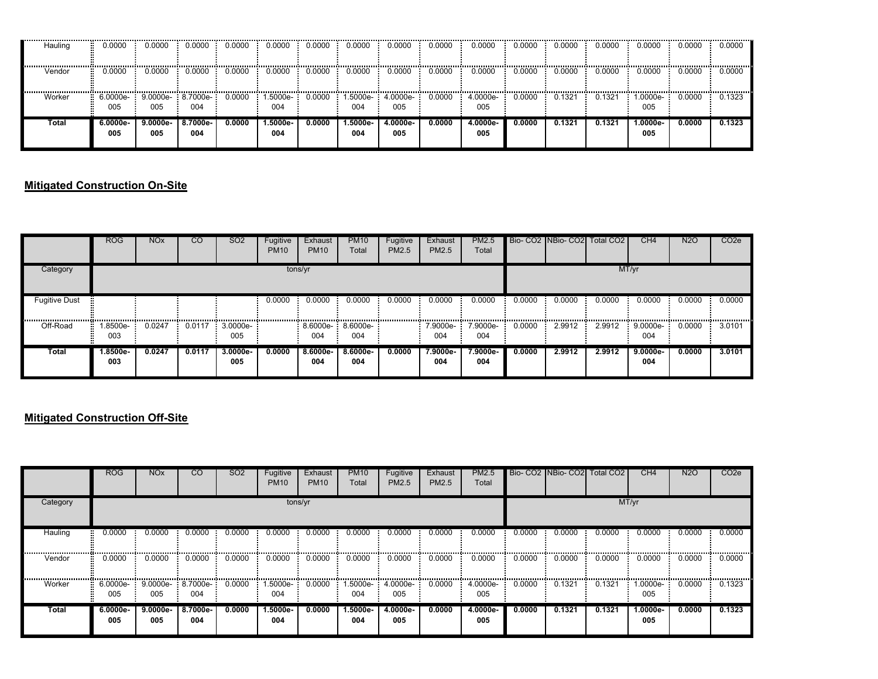| | ROG | NOx | CO | SO2 | Fugitive PM10 | Exhaust PM10 | PM10 Total | Fugitive PM2.5 | Exhaust PM2.5 | PM2.5 Total | Bio- CO2 | NBio- CO2 | Total CO2 | CH4 | N2O | CO2e |
|---|---|---|---|---|---|---|---|---|---|---|---|---|---|---|---|---|
| Hauling | 0.0000 | 0.0000 | 0.0000 | 0.0000 | 0.0000 | 0.0000 | 0.0000 | 0.0000 | 0.0000 | 0.0000 | 0.0000 | 0.0000 | 0.0000 | 0.0000 | 0.0000 | 0.0000 |
| Vendor | 0.0000 | 0.0000 | 0.0000 | 0.0000 | 0.0000 | 0.0000 | 0.0000 | 0.0000 | 0.0000 | 0.0000 | 0.0000 | 0.0000 | 0.0000 | 0.0000 | 0.0000 | 0.0000 |
| Worker | 6.0000e-005 | 9.0000e-005 | 8.7000e-004 | 0.0000 | 1.5000e-004 | 0.0000 | 1.5000e-004 | 4.0000e-005 | 0.0000 | 4.0000e-005 | 0.0000 | 0.1321 | 0.1321 | 1.0000e-005 | 0.0000 | 0.1323 |
| **Total** | **6.0000e-005** | **9.0000e-005** | **8.7000e-004** | **0.0000** | **1.5000e-004** | **0.0000** | **1.5000e-004** | **4.0000e-005** | **0.0000** | **4.0000e-005** | **0.0000** | **0.1321** | **0.1321** | **1.0000e-005** | **0.0000** | **0.1323** |

## Mitigated Construction On-Site

| | ROG | NOx | CO | SO2 | Fugitive PM10 | Exhaust PM10 | PM10 Total | Fugitive PM2.5 | Exhaust PM2.5 | PM2.5 Total | Bio- CO2 | NBio- CO2 | Total CO2 | CH4 | N2O | CO2e |
|---|---|---|---|---|---|---|---|---|---|---|---|---|---|---|---|---|
| Category | tons/yr | | | | | | | | | | MT/yr | | | | | |
| Fugitive Dust | | | | | 0.0000 | 0.0000 | 0.0000 | 0.0000 | 0.0000 | 0.0000 | 0.0000 | 0.0000 | 0.0000 | 0.0000 | 0.0000 | 0.0000 |
| Off-Road | 1.8500e-003 | 0.0247 | 0.0117 | 3.0000e-005 | | 8.6000e-004 | 8.6000e-004 | | 7.9000e-004 | 7.9000e-004 | 0.0000 | 2.9912 | 2.9912 | 9.0000e-004 | 0.0000 | 3.0101 |
| **Total** | **1.8500e-003** | **0.0247** | **0.0117** | **3.0000e-005** | **0.0000** | **8.6000e-004** | **8.6000e-004** | **0.0000** | **7.9000e-004** | **7.9000e-004** | **0.0000** | **2.9912** | **2.9912** | **9.0000e-004** | **0.0000** | **3.0101** |

## Mitigated Construction Off-Site

| | ROG | NOx | CO | SO2 | Fugitive PM10 | Exhaust PM10 | PM10 Total | Fugitive PM2.5 | Exhaust PM2.5 | PM2.5 Total | Bio- CO2 | NBio- CO2 | Total CO2 | CH4 | N2O | CO2e |
|---|---|---|---|---|---|---|---|---|---|---|---|---|---|---|---|---|
| Category | tons/yr | | | | | | | | | | MT/yr | | | | | |
| Hauling | 0.0000 | 0.0000 | 0.0000 | 0.0000 | 0.0000 | 0.0000 | 0.0000 | 0.0000 | 0.0000 | 0.0000 | 0.0000 | 0.0000 | 0.0000 | 0.0000 | 0.0000 | 0.0000 |
| Vendor | 0.0000 | 0.0000 | 0.0000 | 0.0000 | 0.0000 | 0.0000 | 0.0000 | 0.0000 | 0.0000 | 0.0000 | 0.0000 | 0.0000 | 0.0000 | 0.0000 | 0.0000 | 0.0000 |
| Worker | 6.0000e-005 | 9.0000e-005 | 8.7000e-004 | 0.0000 | 1.5000e-004 | 0.0000 | 1.5000e-004 | 4.0000e-005 | 0.0000 | 4.0000e-005 | 0.0000 | 0.1321 | 0.1321 | 1.0000e-005 | 0.0000 | 0.1323 |
| **Total** | **6.0000e-005** | **9.0000e-005** | **8.7000e-004** | **0.0000** | **1.5000e-004** | **0.0000** | **1.5000e-004** | **4.0000e-005** | **0.0000** | **4.0000e-005** | **0.0000** | **0.1321** | **0.1321** | **1.0000e-005** | **0.0000** | **0.1323** |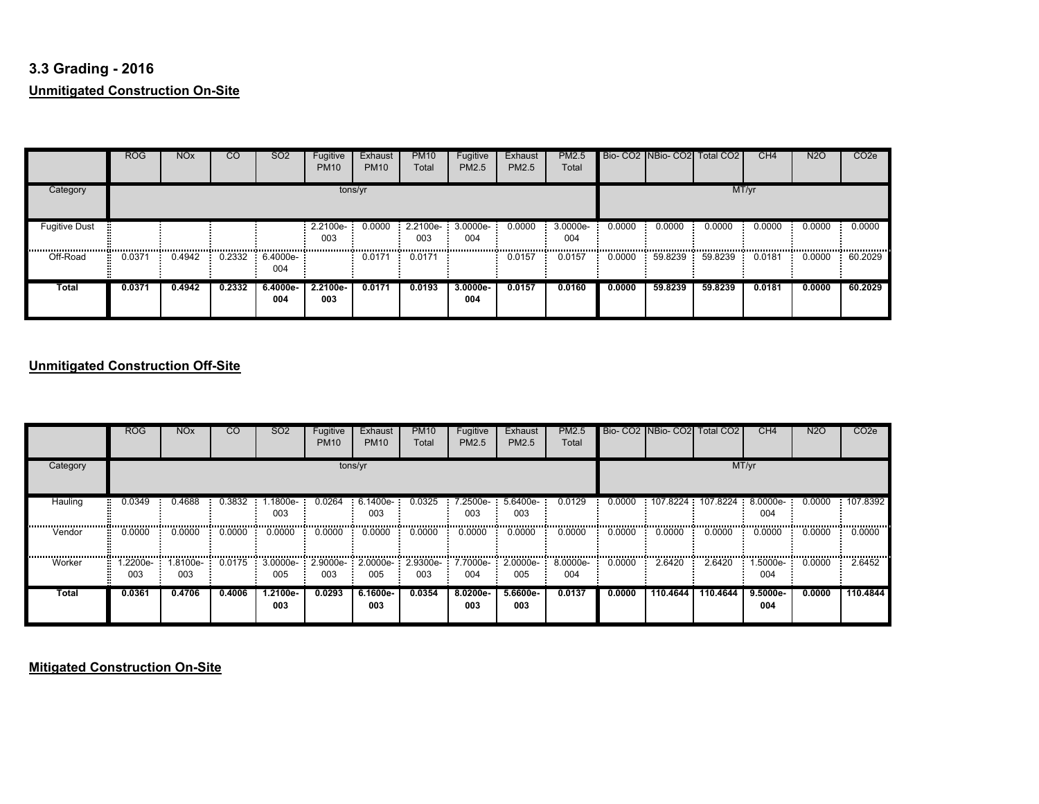### 3.3 Grading - 2016

**Unmitigated Construction On-Site**

| | ROG | NOx | CO | SO2 | Fugitive PM10 | Exhaust PM10 | PM10 Total | Fugitive PM2.5 | Exhaust PM2.5 | PM2.5 Total | Bio- CO2 | NBio- CO2 | Total CO2 | CH4 | N2O | CO2e |
|---|---|---|---|---|---|---|---|---|---|---|---|---|---|---|---|---|
| Category | tons/yr | | | | | | | | | | MT/yr | | | | | |
| Fugitive Dust | | | | | 2.2100e-003 | 0.0000 | 2.2100e-003 | 3.0000e-004 | 0.0000 | 3.0000e-004 | 0.0000 | 0.0000 | 0.0000 | 0.0000 | 0.0000 | 0.0000 |
| Off-Road | 0.0371 | 0.4942 | 0.2332 | 6.4000e-004 | | 0.0171 | 0.0171 | | 0.0157 | 0.0157 | 0.0000 | 59.8239 | 59.8239 | 0.0181 | 0.0000 | 60.2029 |
| **Total** | **0.0371** | **0.4942** | **0.2332** | **6.4000e-004** | **2.2100e-003** | **0.0171** | **0.0193** | **3.0000e-004** | **0.0157** | **0.0160** | **0.0000** | **59.8239** | **59.8239** | **0.0181** | **0.0000** | **60.2029** |

**Unmitigated Construction Off-Site**

| | ROG | NOx | CO | SO2 | Fugitive PM10 | Exhaust PM10 | PM10 Total | Fugitive PM2.5 | Exhaust PM2.5 | PM2.5 Total | Bio- CO2 | NBio- CO2 | Total CO2 | CH4 | N2O | CO2e |
|---|---|---|---|---|---|---|---|---|---|---|---|---|---|---|---|---|
| Category | tons/yr | | | | | | | | | | MT/yr | | | | | |
| Hauling | 0.0349 | 0.4688 | 0.3832 | 1.1800e-003 | 0.0264 | 6.1400e-003 | 0.0325 | 7.2500e-003 | 5.6400e-003 | 0.0129 | 0.0000 | 107.8224 | 107.8224 | 8.0000e-004 | 0.0000 | 107.8392 |
| Vendor | 0.0000 | 0.0000 | 0.0000 | 0.0000 | 0.0000 | 0.0000 | 0.0000 | 0.0000 | 0.0000 | 0.0000 | 0.0000 | 0.0000 | 0.0000 | 0.0000 | 0.0000 | 0.0000 |
| Worker | 1.2200e-003 | 1.8100e-003 | 0.0175 | 3.0000e-005 | 2.9000e-003 | 2.0000e-005 | 2.9300e-003 | 7.7000e-004 | 2.0000e-005 | 8.0000e-004 | 0.0000 | 2.6420 | 2.6420 | 1.5000e-004 | 0.0000 | 2.6452 |
| **Total** | **0.0361** | **0.4706** | **0.4006** | **1.2100e-003** | **0.0293** | **6.1600e-003** | **0.0354** | **8.0200e-003** | **5.6600e-003** | **0.0137** | **0.0000** | **110.4644** | **110.4644** | **9.5000e-004** | **0.0000** | **110.4844** |

**Mitigated Construction On-Site**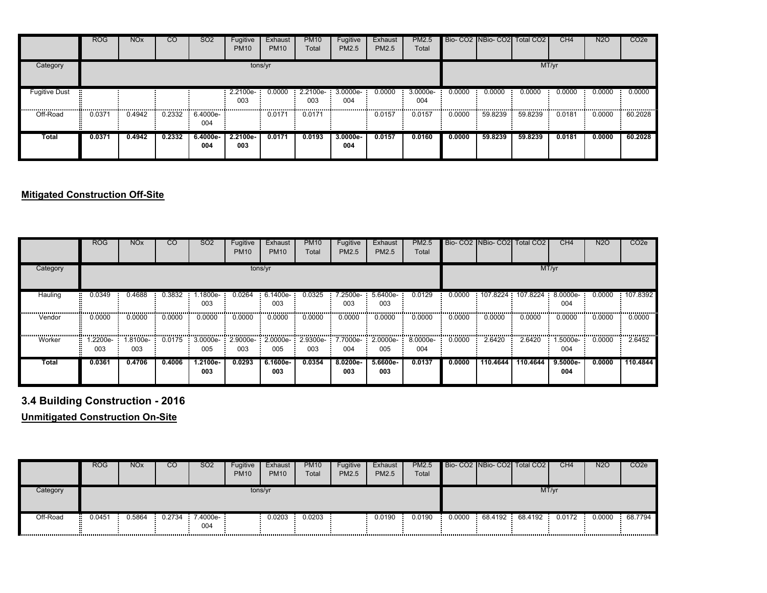| | ROG | NOx | CO | SO2 | Fugitive PM10 | Exhaust PM10 | PM10 Total | Fugitive PM2.5 | Exhaust PM2.5 | PM2.5 Total | Bio- CO2 | NBio- CO2 | Total CO2 | CH4 | N2O | CO2e |
|---|---|---|---|---|---|---|---|---|---|---|---|---|---|---|---|---|
| Category | tons/yr | | | | | | | | | | MT/yr | | | | | |
| Fugitive Dust | | | | | 2.2100e-003 | 0.0000 | 2.2100e-003 | 3.0000e-004 | 0.0000 | 3.0000e-004 | 0.0000 | 0.0000 | 0.0000 | 0.0000 | 0.0000 | 0.0000 |
| Off-Road | 0.0371 | 0.4942 | 0.2332 | 6.4000e-004 | | 0.0171 | 0.0171 | | 0.0157 | 0.0157 | 0.0000 | 59.8239 | 59.8239 | 0.0181 | 0.0000 | 60.2028 |
| **Total** | **0.0371** | **0.4942** | **0.2332** | **6.4000e-004** | **2.2100e-003** | **0.0171** | **0.0193** | **3.0000e-004** | **0.0157** | **0.0160** | **0.0000** | **59.8239** | **59.8239** | **0.0181** | **0.0000** | **60.2028** |

**Mitigated Construction Off-Site**

| | ROG | NOx | CO | SO2 | Fugitive PM10 | Exhaust PM10 | PM10 Total | Fugitive PM2.5 | Exhaust PM2.5 | PM2.5 Total | Bio- CO2 | NBio- CO2 | Total CO2 | CH4 | N2O | CO2e |
|---|---|---|---|---|---|---|---|---|---|---|---|---|---|---|---|---|
| Category | tons/yr | | | | | | | | | | MT/yr | | | | | |
| Hauling | 0.0349 | 0.4688 | 0.3832 | 1.1800e-003 | 0.0264 | 6.1400e-003 | 0.0325 | 7.2500e-003 | 5.6400e-003 | 0.0129 | 0.0000 | 107.8224 | 107.8224 | 8.0000e-004 | 0.0000 | 107.8392 |
| Vendor | 0.0000 | 0.0000 | 0.0000 | 0.0000 | 0.0000 | 0.0000 | 0.0000 | 0.0000 | 0.0000 | 0.0000 | 0.0000 | 0.0000 | 0.0000 | 0.0000 | 0.0000 | 0.0000 |
| Worker | 1.2200e-003 | 1.8100e-003 | 0.0175 | 3.0000e-005 | 2.9000e-003 | 2.0000e-005 | 2.9300e-003 | 7.7000e-004 | 2.0000e-005 | 8.0000e-004 | 0.0000 | 2.6420 | 2.6420 | 1.5000e-004 | 0.0000 | 2.6452 |
| **Total** | **0.0361** | **0.4706** | **0.4006** | **1.2100e-003** | **0.0293** | **6.1600e-003** | **0.0354** | **8.0200e-003** | **5.6600e-003** | **0.0137** | **0.0000** | **110.4644** | **110.4644** | **9.5000e-004** | **0.0000** | **110.4844** |

## 3.4 Building Construction - 2016

**Unmitigated Construction On-Site**

| | ROG | NOx | CO | SO2 | Fugitive PM10 | Exhaust PM10 | PM10 Total | Fugitive PM2.5 | Exhaust PM2.5 | PM2.5 Total | Bio- CO2 | NBio- CO2 | Total CO2 | CH4 | N2O | CO2e |
|---|---|---|---|---|---|---|---|---|---|---|---|---|---|---|---|---|
| Category | tons/yr | | | | | | | | | | MT/yr | | | | | |
| Off-Road | 0.0451 | 0.5864 | 0.2734 | 7.4000e-004 | | 0.0203 | 0.0203 | | 0.0190 | 0.0190 | 0.0000 | 68.4192 | 68.4192 | 0.0172 | 0.0000 | 68.7794 |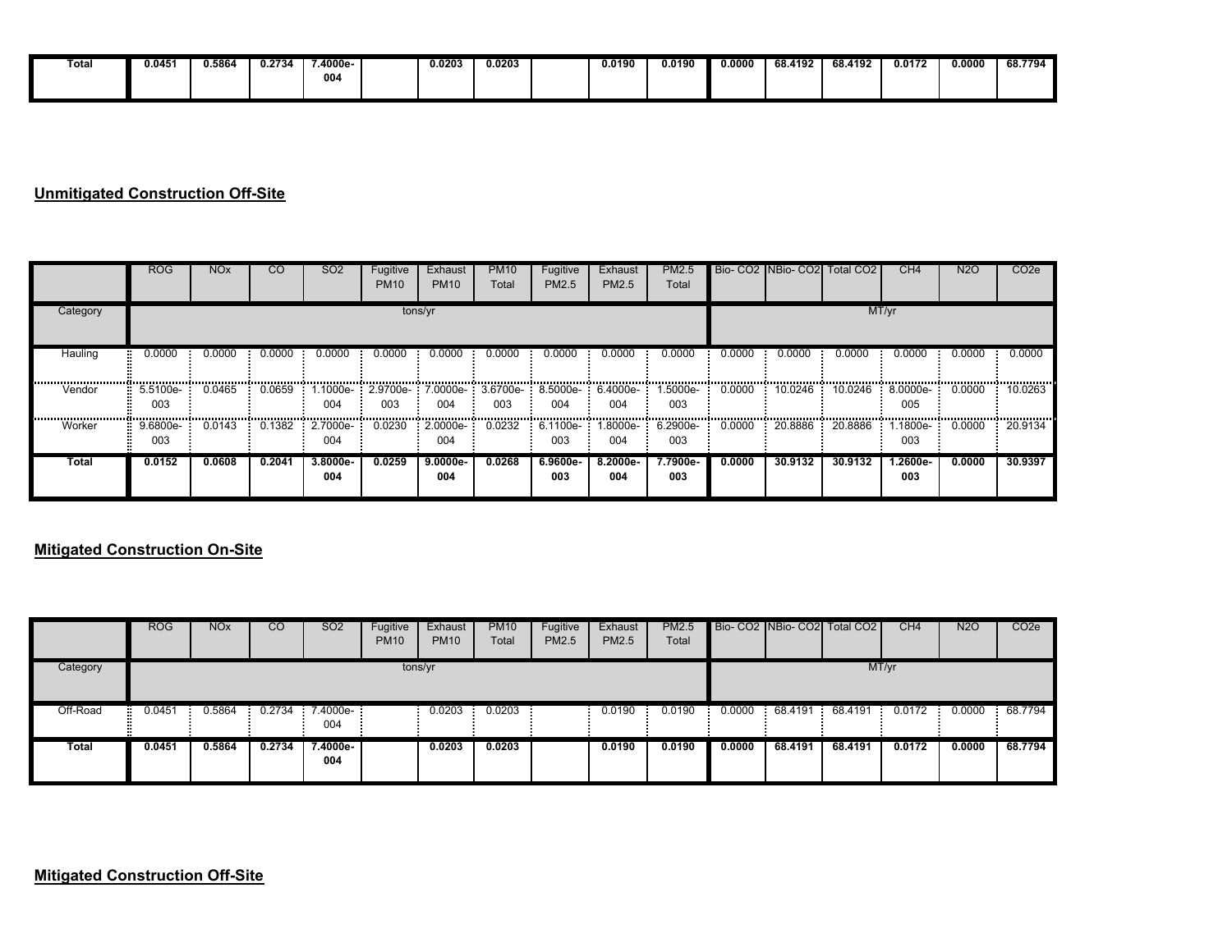| Total | 0.0451 | 0.5864 | 0.2734 | 7.4000e-004 | | 0.0203 | 0.0203 | | 0.0190 | 0.0190 | 0.0000 | 68.4192 | 68.4192 | 0.0172 | 0.0000 | 68.7794 |
|---|---|---|---|---|---|---|---|---|---|---|---|---|---|---|---|---|

**Unmitigated Construction Off-Site**

| | ROG | NOx | CO | SO2 | Fugitive PM10 | Exhaust PM10 | PM10 Total | Fugitive PM2.5 | Exhaust PM2.5 | PM2.5 Total | Bio- CO2 | NBio- CO2 | Total CO2 | CH4 | N2O | CO2e |
|---|---|---|---|---|---|---|---|---|---|---|---|---|---|---|---|---|
| Category | tons/yr | | | | | | | | | | MT/yr | | | | | |
| Hauling | 0.0000 | 0.0000 | 0.0000 | 0.0000 | 0.0000 | 0.0000 | 0.0000 | 0.0000 | 0.0000 | 0.0000 | 0.0000 | 0.0000 | 0.0000 | 0.0000 | 0.0000 | 0.0000 |
| Vendor | 5.5100e-003 | 0.0465 | 0.0659 | 1.1000e-004 | 2.9700e-003 | 7.0000e-004 | 3.6700e-003 | 8.5000e-004 | 6.4000e-004 | 1.5000e-003 | 0.0000 | 10.0246 | 10.0246 | 8.0000e-005 | 0.0000 | 10.0263 |
| Worker | 9.6800e-003 | 0.0143 | 0.1382 | 2.7000e-004 | 0.0230 | 2.0000e-004 | 0.0232 | 6.1100e-003 | 1.8000e-004 | 6.2900e-003 | 0.0000 | 20.8886 | 20.8886 | 1.1800e-003 | 0.0000 | 20.9134 |
| **Total** | **0.0152** | **0.0608** | **0.2041** | **3.8000e-004** | **0.0259** | **9.0000e-004** | **0.0268** | **6.9600e-003** | **8.2000e-004** | **7.7900e-003** | **0.0000** | **30.9132** | **30.9132** | **1.2600e-003** | **0.0000** | **30.9397** |

**Mitigated Construction On-Site**

| | ROG | NOx | CO | SO2 | Fugitive PM10 | Exhaust PM10 | PM10 Total | Fugitive PM2.5 | Exhaust PM2.5 | PM2.5 Total | Bio- CO2 | NBio- CO2 | Total CO2 | CH4 | N2O | CO2e |
|---|---|---|---|---|---|---|---|---|---|---|---|---|---|---|---|---|
| Category | tons/yr | | | | | | | | | | MT/yr | | | | | |
| Off-Road | 0.0451 | 0.5864 | 0.2734 | 7.4000e-004 | | 0.0203 | 0.0203 | | 0.0190 | 0.0190 | 0.0000 | 68.4191 | 68.4191 | 0.0172 | 0.0000 | 68.7794 |
| **Total** | **0.0451** | **0.5864** | **0.2734** | **7.4000e-004** | | **0.0203** | **0.0203** | | **0.0190** | **0.0190** | **0.0000** | **68.4191** | **68.4191** | **0.0172** | **0.0000** | **68.7794** |

**Mitigated Construction Off-Site**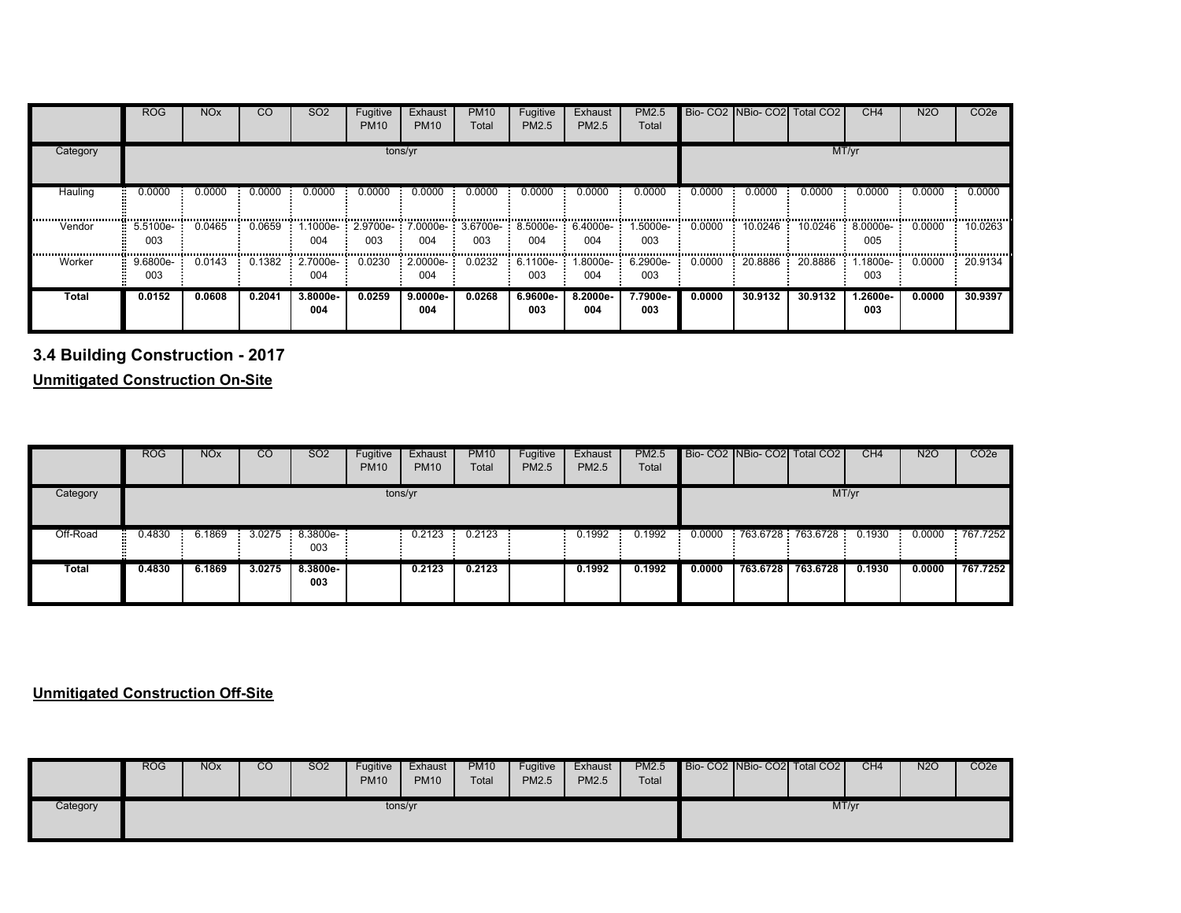| | ROG | NOx | CO | SO2 | Fugitive PM10 | Exhaust PM10 | PM10 Total | Fugitive PM2.5 | Exhaust PM2.5 | PM2.5 Total | Bio- CO2 | NBio- CO2 | Total CO2 | CH4 | N2O | CO2e |
|---|---|---|---|---|---|---|---|---|---|---|---|---|---|---|---|---|
| Category | tons/yr | | | | | | | | | | MT/yr | | | | | |
| Hauling | 0.0000 | 0.0000 | 0.0000 | 0.0000 | 0.0000 | 0.0000 | 0.0000 | 0.0000 | 0.0000 | 0.0000 | 0.0000 | 0.0000 | 0.0000 | 0.0000 | 0.0000 | 0.0000 |
| Vendor | 5.5100e-003 | 0.0465 | 0.0659 | 1.1000e-004 | 2.9700e-003 | 7.0000e-004 | 3.6700e-003 | 8.5000e-004 | 6.4000e-004 | 1.5000e-003 | 0.0000 | 10.0246 | 10.0246 | 8.0000e-005 | 0.0000 | 10.0263 |
| Worker | 9.6800e-003 | 0.0143 | 0.1382 | 2.7000e-004 | 0.0230 | 2.0000e-004 | 0.0232 | 6.1100e-003 | 1.8000e-004 | 6.2900e-003 | 0.0000 | 20.8886 | 20.8886 | 1.1800e-003 | 0.0000 | 20.9134 |
| **Total** | **0.0152** | **0.0608** | **0.2041** | **3.8000e-004** | **0.0259** | **9.0000e-004** | **0.0268** | **6.9600e-003** | **8.2000e-004** | **7.7900e-003** | **0.0000** | **30.9132** | **30.9132** | **1.2600e-003** | **0.0000** | **30.9397** |

## 3.4 Building Construction - 2017

**Unmitigated Construction On-Site**

| | ROG | NOx | CO | SO2 | Fugitive PM10 | Exhaust PM10 | PM10 Total | Fugitive PM2.5 | Exhaust PM2.5 | PM2.5 Total | Bio- CO2 | NBio- CO2 | Total CO2 | CH4 | N2O | CO2e |
|---|---|---|---|---|---|---|---|---|---|---|---|---|---|---|---|---|
| Category | tons/yr | | | | | | | | | | MT/yr | | | | | |
| Off-Road | 0.4830 | 6.1869 | 3.0275 | 8.3800e-003 | | 0.2123 | 0.2123 | | 0.1992 | 0.1992 | 0.0000 | 763.6728 | 763.6728 | 0.1930 | 0.0000 | 767.7252 |
| **Total** | **0.4830** | **6.1869** | **3.0275** | **8.3800e-003** | | **0.2123** | **0.2123** | | **0.1992** | **0.1992** | **0.0000** | **763.6728** | **763.6728** | **0.1930** | **0.0000** | **767.7252** |

**Unmitigated Construction Off-Site**

| | ROG | NOx | CO | SO2 | Fugitive PM10 | Exhaust PM10 | PM10 Total | Fugitive PM2.5 | Exhaust PM2.5 | PM2.5 Total | Bio- CO2 | NBio- CO2 | Total CO2 | CH4 | N2O | CO2e |
|---|---|---|---|---|---|---|---|---|---|---|---|---|---|---|---|---|
| Category | tons/yr | | | | | | | | | | MT/yr | | | | | |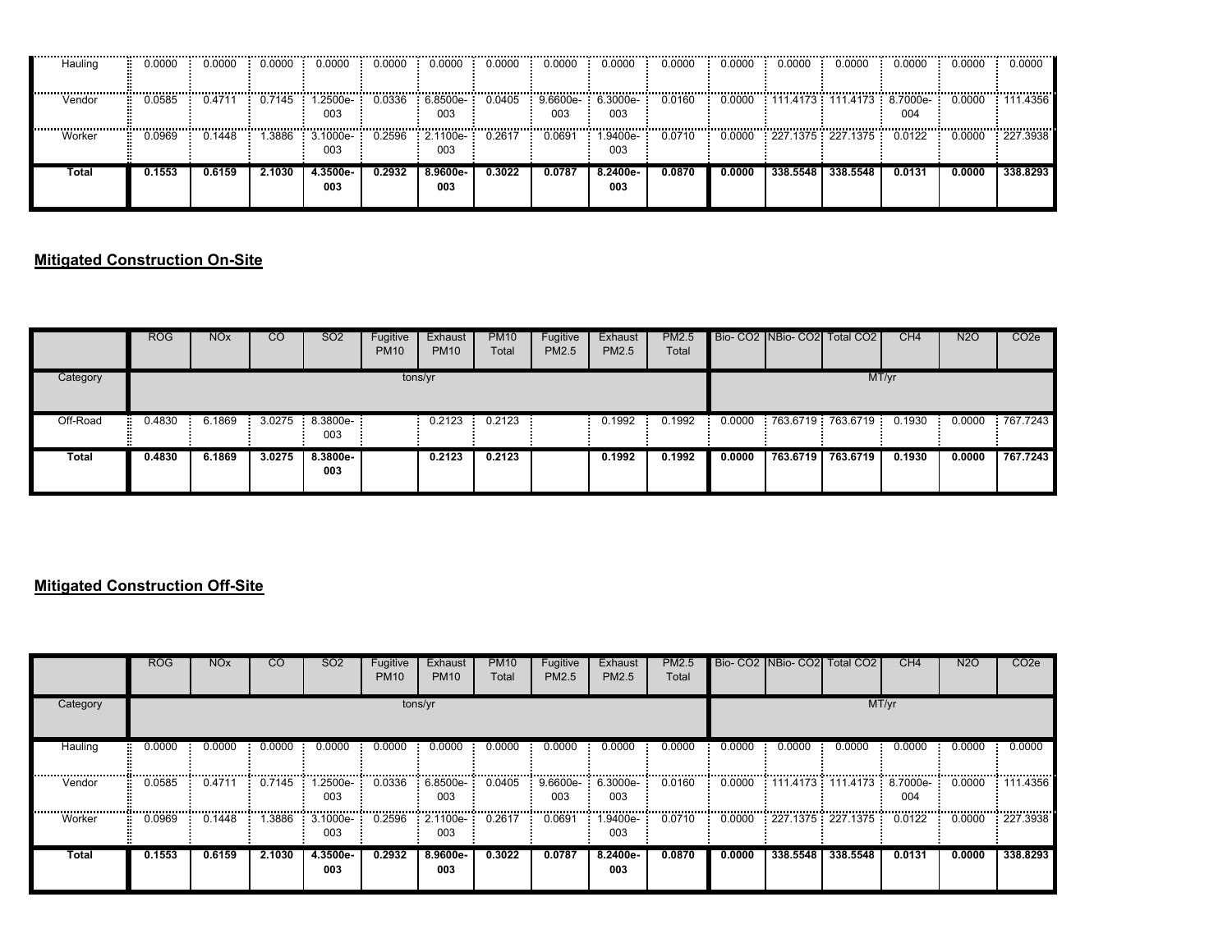| | | | | | | | | | | | | | | | |
|---|---|---|---|---|---|---|---|---|---|---|---|---|---|---|---|
| Hauling | 0.0000 | 0.0000 | 0.0000 | 0.0000 | 0.0000 | 0.0000 | 0.0000 | 0.0000 | 0.0000 | 0.0000 | 0.0000 | 0.0000 | 0.0000 | 0.0000 | 0.0000 | 0.0000 |
| Vendor | 0.0585 | 0.4711 | 0.7145 | 1.2500e-003 | 0.0336 | 6.8500e-003 | 0.0405 | 9.6600e-003 | 6.3000e-003 | 0.0160 | 0.0000 | 111.4173 | 111.4173 | 8.7000e-004 | 0.0000 | 111.4356 |
| Worker | 0.0969 | 0.1448 | 1.3886 | 3.1000e-003 | 0.2596 | 2.1100e-003 | 0.2617 | 0.0691 | 1.9400e-003 | 0.0710 | 0.0000 | 227.1375 | 227.1375 | 0.0122 | 0.0000 | 227.3938 |
| **Total** | **0.1553** | **0.6159** | **2.1030** | **4.3500e-003** | **0.2932** | **8.9600e-003** | **0.3022** | **0.0787** | **8.2400e-003** | **0.0870** | **0.0000** | **338.5548** | **338.5548** | **0.0131** | **0.0000** | **338.8293** |

## Mitigated Construction On-Site

| | ROG | NOx | CO | SO2 | Fugitive PM10 | Exhaust PM10 | PM10 Total | Fugitive PM2.5 | Exhaust PM2.5 | PM2.5 Total | Bio- CO2 | NBio- CO2 | Total CO2 | CH4 | N2O | CO2e |
|---|---|---|---|---|---|---|---|---|---|---|---|---|---|---|---|---|
| Category | tons/yr | | | | | | | | | | MT/yr | | | | | |
| Off-Road | 0.4830 | 6.1869 | 3.0275 | 8.3800e-003 | | 0.2123 | 0.2123 | | 0.1992 | 0.1992 | 0.0000 | 763.6719 | 763.6719 | 0.1930 | 0.0000 | 767.7243 |
| **Total** | **0.4830** | **6.1869** | **3.0275** | **8.3800e-003** | | **0.2123** | **0.2123** | | **0.1992** | **0.1992** | **0.0000** | **763.6719** | **763.6719** | **0.1930** | **0.0000** | **767.7243** |

## Mitigated Construction Off-Site

| | ROG | NOx | CO | SO2 | Fugitive PM10 | Exhaust PM10 | PM10 Total | Fugitive PM2.5 | Exhaust PM2.5 | PM2.5 Total | Bio- CO2 | NBio- CO2 | Total CO2 | CH4 | N2O | CO2e |
|---|---|---|---|---|---|---|---|---|---|---|---|---|---|---|---|---|
| Category | tons/yr | | | | | | | | | | MT/yr | | | | | |
| Hauling | 0.0000 | 0.0000 | 0.0000 | 0.0000 | 0.0000 | 0.0000 | 0.0000 | 0.0000 | 0.0000 | 0.0000 | 0.0000 | 0.0000 | 0.0000 | 0.0000 | 0.0000 | 0.0000 |
| Vendor | 0.0585 | 0.4711 | 0.7145 | 1.2500e-003 | 0.0336 | 6.8500e-003 | 0.0405 | 9.6600e-003 | 6.3000e-003 | 0.0160 | 0.0000 | 111.4173 | 111.4173 | 8.7000e-004 | 0.0000 | 111.4356 |
| Worker | 0.0969 | 0.1448 | 1.3886 | 3.1000e-003 | 0.2596 | 2.1100e-003 | 0.2617 | 0.0691 | 1.9400e-003 | 0.0710 | 0.0000 | 227.1375 | 227.1375 | 0.0122 | 0.0000 | 227.3938 |
| **Total** | **0.1553** | **0.6159** | **2.1030** | **4.3500e-003** | **0.2932** | **8.9600e-003** | **0.3022** | **0.0787** | **8.2400e-003** | **0.0870** | **0.0000** | **338.5548** | **338.5548** | **0.0131** | **0.0000** | **338.8293** |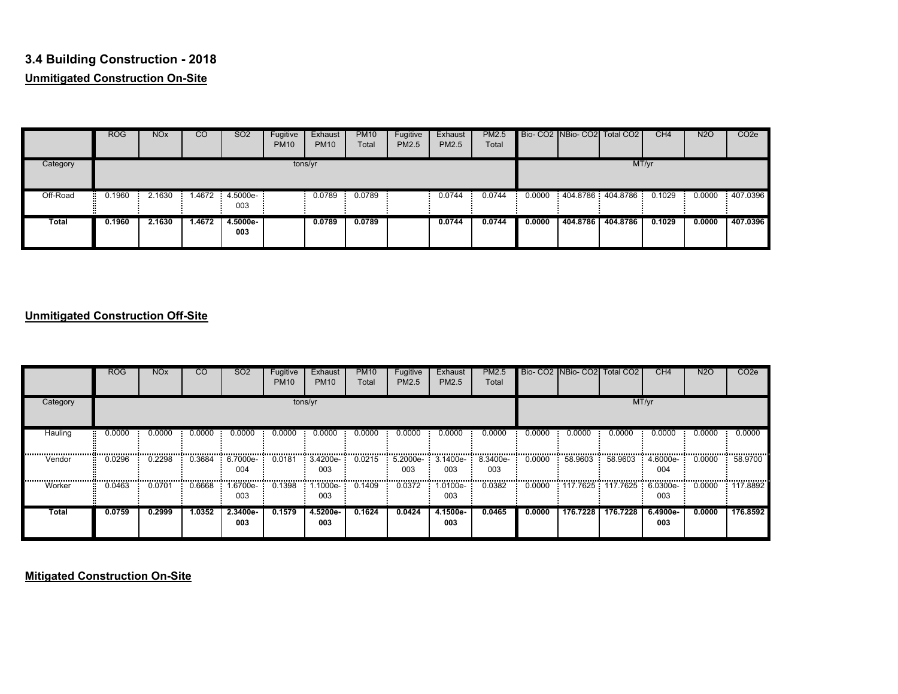## 3.4 Building Construction - 2018

**Unmitigated Construction On-Site**

| | ROG | NOx | CO | SO2 | Fugitive PM10 | Exhaust PM10 | PM10 Total | Fugitive PM2.5 | Exhaust PM2.5 | PM2.5 Total | Bio- CO2 | NBio- CO2 | Total CO2 | CH4 | N2O | CO2e |
|---|---|---|---|---|---|---|---|---|---|---|---|---|---|---|---|---|
| Category | tons/yr | | | | | | | | | | MT/yr | | | | | |
| Off-Road | 0.1960 | 2.1630 | 1.4672 | 4.5000e-003 | | 0.0789 | 0.0789 | | 0.0744 | 0.0744 | 0.0000 | 404.8786 | 404.8786 | 0.1029 | 0.0000 | 407.0396 |
| **Total** | **0.1960** | **2.1630** | **1.4672** | **4.5000e-003** | | **0.0789** | **0.0789** | | **0.0744** | **0.0744** | **0.0000** | **404.8786** | **404.8786** | **0.1029** | **0.0000** | **407.0396** |

**Unmitigated Construction Off-Site**

| | ROG | NOx | CO | SO2 | Fugitive PM10 | Exhaust PM10 | PM10 Total | Fugitive PM2.5 | Exhaust PM2.5 | PM2.5 Total | Bio- CO2 | NBio- CO2 | Total CO2 | CH4 | N2O | CO2e |
|---|---|---|---|---|---|---|---|---|---|---|---|---|---|---|---|---|
| Category | tons/yr | | | | | | | | | | MT/yr | | | | | |
| Hauling | 0.0000 | 0.0000 | 0.0000 | 0.0000 | 0.0000 | 0.0000 | 0.0000 | 0.0000 | 0.0000 | 0.0000 | 0.0000 | 0.0000 | 0.0000 | 0.0000 | 0.0000 | 0.0000 |
| Vendor | 0.0296 | 0.2298 | 0.3684 | 6.7000e-004 | 0.0181 | 3.4200e-003 | 0.0215 | 5.2000e-003 | 3.1400e-003 | 8.3400e-003 | 0.0000 | 58.9603 | 58.9603 | 4.6000e-004 | 0.0000 | 58.9700 |
| Worker | 0.0463 | 0.0701 | 0.6668 | 1.6700e-003 | 0.1398 | 1.1000e-003 | 0.1409 | 0.0372 | 1.0100e-003 | 0.0382 | 0.0000 | 117.7625 | 117.7625 | 6.0300e-003 | 0.0000 | 117.8892 |
| **Total** | **0.0759** | **0.2999** | **1.0352** | **2.3400e-003** | **0.1579** | **4.5200e-003** | **0.1624** | **0.0424** | **4.1500e-003** | **0.0465** | **0.0000** | **176.7228** | **176.7228** | **6.4900e-003** | **0.0000** | **176.8592** |

**Mitigated Construction On-Site**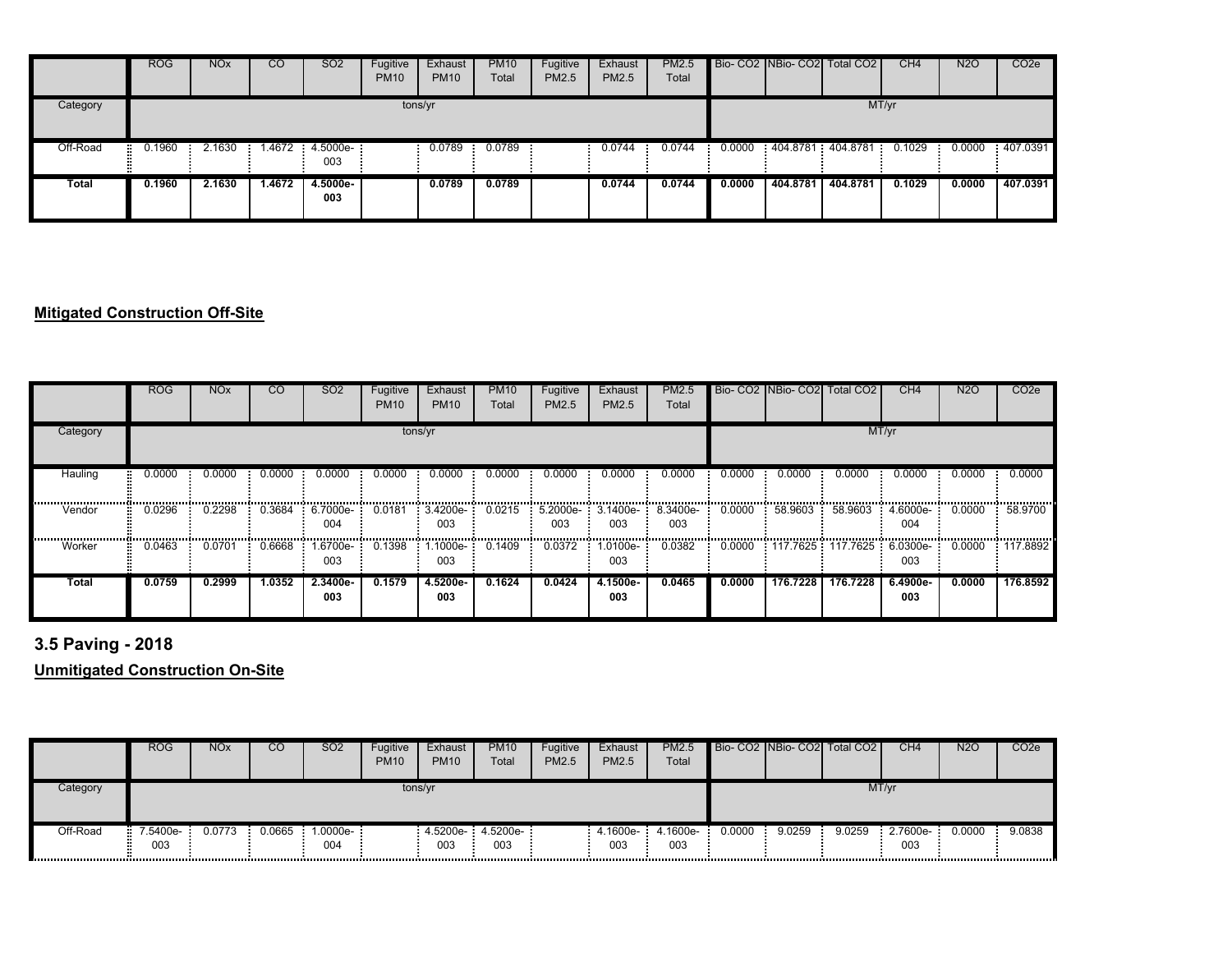| | ROG | NOx | CO | SO2 | Fugitive PM10 | Exhaust PM10 | PM10 Total | Fugitive PM2.5 | Exhaust PM2.5 | PM2.5 Total | Bio- CO2 | NBio- CO2 | Total CO2 | CH4 | N2O | CO2e |
|---|---|---|---|---|---|---|---|---|---|---|---|---|---|---|---|---|
| Category | tons/yr | | | | | | | | | | MT/yr | | | | | |
| Off-Road | 0.1960 | 2.1630 | 1.4672 | 4.5000e-003 | | 0.0789 | 0.0789 | | 0.0744 | 0.0744 | 0.0000 | 404.8781 | 404.8781 | 0.1029 | 0.0000 | 407.0391 |
| **Total** | **0.1960** | **2.1630** | **1.4672** | **4.5000e-003** | | **0.0789** | **0.0789** | | **0.0744** | **0.0744** | **0.0000** | **404.8781** | **404.8781** | **0.1029** | **0.0000** | **407.0391** |

**Mitigated Construction Off-Site**

| | ROG | NOx | CO | SO2 | Fugitive PM10 | Exhaust PM10 | PM10 Total | Fugitive PM2.5 | Exhaust PM2.5 | PM2.5 Total | Bio- CO2 | NBio- CO2 | Total CO2 | CH4 | N2O | CO2e |
|---|---|---|---|---|---|---|---|---|---|---|---|---|---|---|---|---|
| Category | tons/yr | | | | | | | | | | MT/yr | | | | | |
| Hauling | 0.0000 | 0.0000 | 0.0000 | 0.0000 | 0.0000 | 0.0000 | 0.0000 | 0.0000 | 0.0000 | 0.0000 | 0.0000 | 0.0000 | 0.0000 | 0.0000 | 0.0000 | 0.0000 |
| Vendor | 0.0296 | 0.2298 | 0.3684 | 6.7000e-004 | 0.0181 | 3.4200e-003 | 0.0215 | 5.2000e-003 | 3.1400e-003 | 8.3400e-003 | 0.0000 | 58.9603 | 58.9603 | 4.6000e-004 | 0.0000 | 58.9700 |
| Worker | 0.0463 | 0.0701 | 0.6668 | 1.6700e-003 | 0.1398 | 1.1000e-003 | 0.1409 | 0.0372 | 1.0100e-003 | 0.0382 | 0.0000 | 117.7625 | 117.7625 | 6.0300e-003 | 0.0000 | 117.8892 |
| **Total** | **0.0759** | **0.2999** | **1.0352** | **2.3400e-003** | **0.1579** | **4.5200e-003** | **0.1624** | **0.0424** | **4.1500e-003** | **0.0465** | **0.0000** | **176.7228** | **176.7228** | **6.4900e-003** | **0.0000** | **176.8592** |

## 3.5 Paving - 2018

**Unmitigated Construction On-Site**

| | ROG | NOx | CO | SO2 | Fugitive PM10 | Exhaust PM10 | PM10 Total | Fugitive PM2.5 | Exhaust PM2.5 | PM2.5 Total | Bio- CO2 | NBio- CO2 | Total CO2 | CH4 | N2O | CO2e |
|---|---|---|---|---|---|---|---|---|---|---|---|---|---|---|---|---|
| Category | tons/yr | | | | | | | | | | MT/yr | | | | | |
| Off-Road | 7.5400e-003 | 0.0773 | 0.0665 | 1.0000e-004 | | 4.5200e-003 | 4.5200e-003 | | 4.1600e-003 | 4.1600e-003 | 0.0000 | 9.0259 | 9.0259 | 2.7600e-003 | 0.0000 | 9.0838 |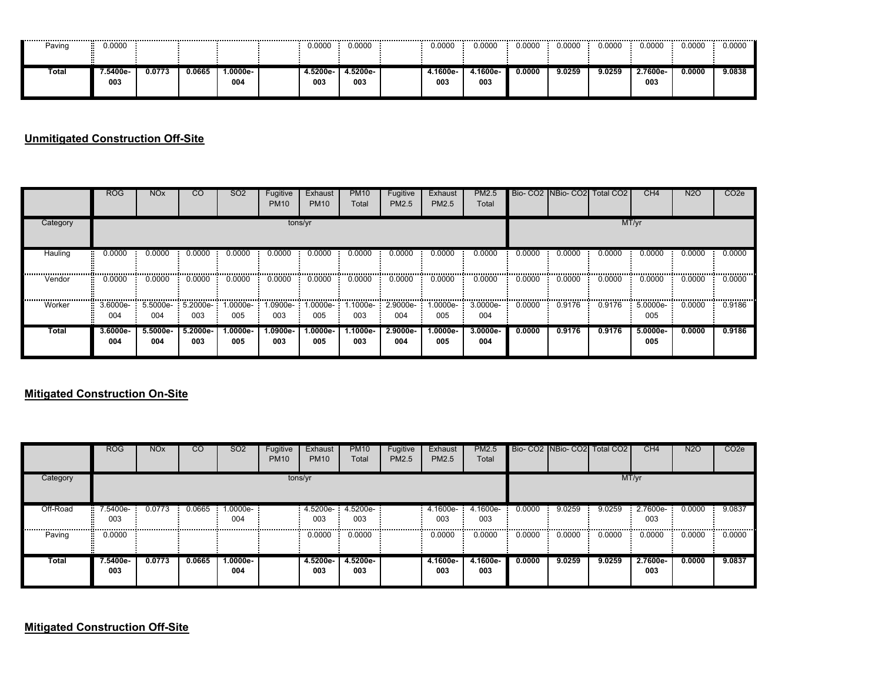| | ROG | NOx | CO | SO2 | Fugitive PM10 | Exhaust PM10 | PM10 Total | Fugitive PM2.5 | Exhaust PM2.5 | PM2.5 Total | Bio- CO2 | NBio- CO2 | Total CO2 | CH4 | N2O | CO2e |
|---|---|---|---|---|---|---|---|---|---|---|---|---|---|---|---|---|
| Paving | 0.0000 | | | | | 0.0000 | 0.0000 | | 0.0000 | 0.0000 | 0.0000 | 0.0000 | 0.0000 | 0.0000 | 0.0000 | 0.0000 |
| **Total** | **7.5400e-003** | **0.0773** | **0.0665** | **1.0000e-004** | | **4.5200e-003** | **4.5200e-003** | | **4.1600e-003** | **4.1600e-003** | **0.0000** | **9.0259** | **9.0259** | **2.7600e-003** | **0.0000** | **9.0838** |

## Unmitigated Construction Off-Site

| | ROG | NOx | CO | SO2 | Fugitive PM10 | Exhaust PM10 | PM10 Total | Fugitive PM2.5 | Exhaust PM2.5 | PM2.5 Total | Bio- CO2 | NBio- CO2 | Total CO2 | CH4 | N2O | CO2e |
|---|---|---|---|---|---|---|---|---|---|---|---|---|---|---|---|---|
| Category | tons/yr | | | | | | | | | | MT/yr | | | | | |
| Hauling | 0.0000 | 0.0000 | 0.0000 | 0.0000 | 0.0000 | 0.0000 | 0.0000 | 0.0000 | 0.0000 | 0.0000 | 0.0000 | 0.0000 | 0.0000 | 0.0000 | 0.0000 | 0.0000 |
| Vendor | 0.0000 | 0.0000 | 0.0000 | 0.0000 | 0.0000 | 0.0000 | 0.0000 | 0.0000 | 0.0000 | 0.0000 | 0.0000 | 0.0000 | 0.0000 | 0.0000 | 0.0000 | 0.0000 |
| Worker | 3.6000e-004 | 5.5000e-004 | 5.2000e-003 | 1.0000e-005 | 1.0900e-003 | 1.0000e-005 | 1.1000e-003 | 2.9000e-004 | 1.0000e-005 | 3.0000e-004 | 0.0000 | 0.9176 | 0.9176 | 5.0000e-005 | 0.0000 | 0.9186 |
| **Total** | **3.6000e-004** | **5.5000e-004** | **5.2000e-003** | **1.0000e-005** | **1.0900e-003** | **1.0000e-005** | **1.1000e-003** | **2.9000e-004** | **1.0000e-005** | **3.0000e-004** | **0.0000** | **0.9176** | **0.9176** | **5.0000e-005** | **0.0000** | **0.9186** |

## Mitigated Construction On-Site

| | ROG | NOx | CO | SO2 | Fugitive PM10 | Exhaust PM10 | PM10 Total | Fugitive PM2.5 | Exhaust PM2.5 | PM2.5 Total | Bio- CO2 | NBio- CO2 | Total CO2 | CH4 | N2O | CO2e |
|---|---|---|---|---|---|---|---|---|---|---|---|---|---|---|---|---|
| Category | tons/yr | | | | | | | | | | MT/yr | | | | | |
| Off-Road | 7.5400e-003 | 0.0773 | 0.0665 | 1.0000e-004 | | 4.5200e-003 | 4.5200e-003 | | 4.1600e-003 | 4.1600e-003 | 0.0000 | 9.0259 | 9.0259 | 2.7600e-003 | 0.0000 | 9.0837 |
| Paving | 0.0000 | | | | | 0.0000 | 0.0000 | | 0.0000 | 0.0000 | 0.0000 | 0.0000 | 0.0000 | 0.0000 | 0.0000 | 0.0000 |
| **Total** | **7.5400e-003** | **0.0773** | **0.0665** | **1.0000e-004** | | **4.5200e-003** | **4.5200e-003** | | **4.1600e-003** | **4.1600e-003** | **0.0000** | **9.0259** | **9.0259** | **2.7600e-003** | **0.0000** | **9.0837** |

## Mitigated Construction Off-Site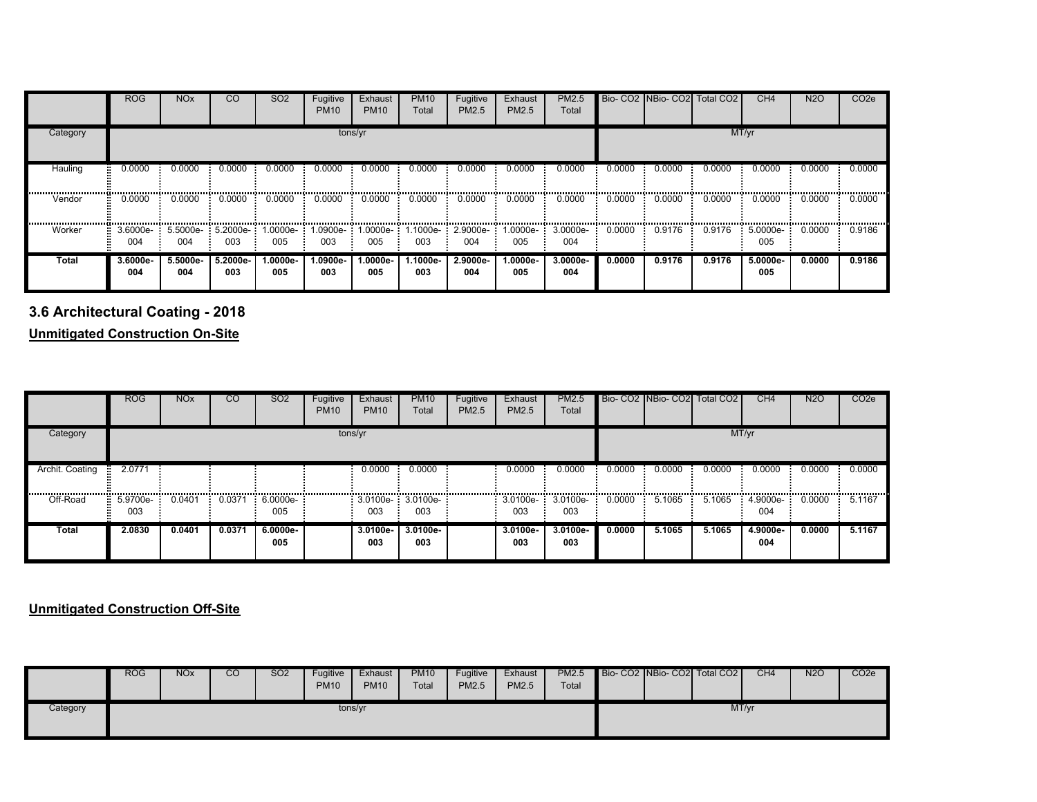| | ROG | NOx | CO | SO2 | Fugitive PM10 | Exhaust PM10 | PM10 Total | Fugitive PM2.5 | Exhaust PM2.5 | PM2.5 Total | Bio- CO2 | NBio- CO2 | Total CO2 | CH4 | N2O | CO2e |
|---|---|---|---|---|---|---|---|---|---|---|---|---|---|---|---|---|
| Category | tons/yr | | | | | | | | | | MT/yr | | | | | |
| Hauling | 0.0000 | 0.0000 | 0.0000 | 0.0000 | 0.0000 | 0.0000 | 0.0000 | 0.0000 | 0.0000 | 0.0000 | 0.0000 | 0.0000 | 0.0000 | 0.0000 | 0.0000 | 0.0000 |
| Vendor | 0.0000 | 0.0000 | 0.0000 | 0.0000 | 0.0000 | 0.0000 | 0.0000 | 0.0000 | 0.0000 | 0.0000 | 0.0000 | 0.0000 | 0.0000 | 0.0000 | 0.0000 | 0.0000 |
| Worker | 3.6000e-004 | 5.5000e-004 | 5.2000e-003 | 1.0000e-005 | 1.0900e-003 | 1.0000e-005 | 1.1000e-003 | 2.9000e-004 | 1.0000e-005 | 3.0000e-004 | 0.0000 | 0.9176 | 0.9176 | 5.0000e-005 | 0.0000 | 0.9186 |
| **Total** | **3.6000e-004** | **5.5000e-004** | **5.2000e-003** | **1.0000e-005** | **1.0900e-003** | **1.0000e-005** | **1.1000e-003** | **2.9000e-004** | **1.0000e-005** | **3.0000e-004** | **0.0000** | **0.9176** | **0.9176** | **5.0000e-005** | **0.0000** | **0.9186** |

## 3.6 Architectural Coating - 2018

**Unmitigated Construction On-Site**

| | ROG | NOx | CO | SO2 | Fugitive PM10 | Exhaust PM10 | PM10 Total | Fugitive PM2.5 | Exhaust PM2.5 | PM2.5 Total | Bio- CO2 | NBio- CO2 | Total CO2 | CH4 | N2O | CO2e |
|---|---|---|---|---|---|---|---|---|---|---|---|---|---|---|---|---|
| Category | tons/yr | | | | | | | | | | MT/yr | | | | | |
| Archit. Coating | 2.0771 | | | | | 0.0000 | 0.0000 | | 0.0000 | 0.0000 | 0.0000 | 0.0000 | 0.0000 | 0.0000 | 0.0000 | 0.0000 |
| Off-Road | 5.9700e-003 | 0.0401 | 0.0371 | 6.0000e-005 | | 3.0100e-003 | 3.0100e-003 | | 3.0100e-003 | 3.0100e-003 | 0.0000 | 5.1065 | 5.1065 | 4.9000e-004 | 0.0000 | 5.1167 |
| **Total** | **2.0830** | **0.0401** | **0.0371** | **6.0000e-005** | | **3.0100e-003** | **3.0100e-003** | | **3.0100e-003** | **3.0100e-003** | **0.0000** | **5.1065** | **5.1065** | **4.9000e-004** | **0.0000** | **5.1167** |

**Unmitigated Construction Off-Site**

| | ROG | NOx | CO | SO2 | Fugitive PM10 | Exhaust PM10 | PM10 Total | Fugitive PM2.5 | Exhaust PM2.5 | PM2.5 Total | Bio- CO2 | NBio- CO2 | Total CO2 | CH4 | N2O | CO2e |
|---|---|---|---|---|---|---|---|---|---|---|---|---|---|---|---|---|
| Category | tons/yr | | | | | | | | | | MT/yr | | | | | |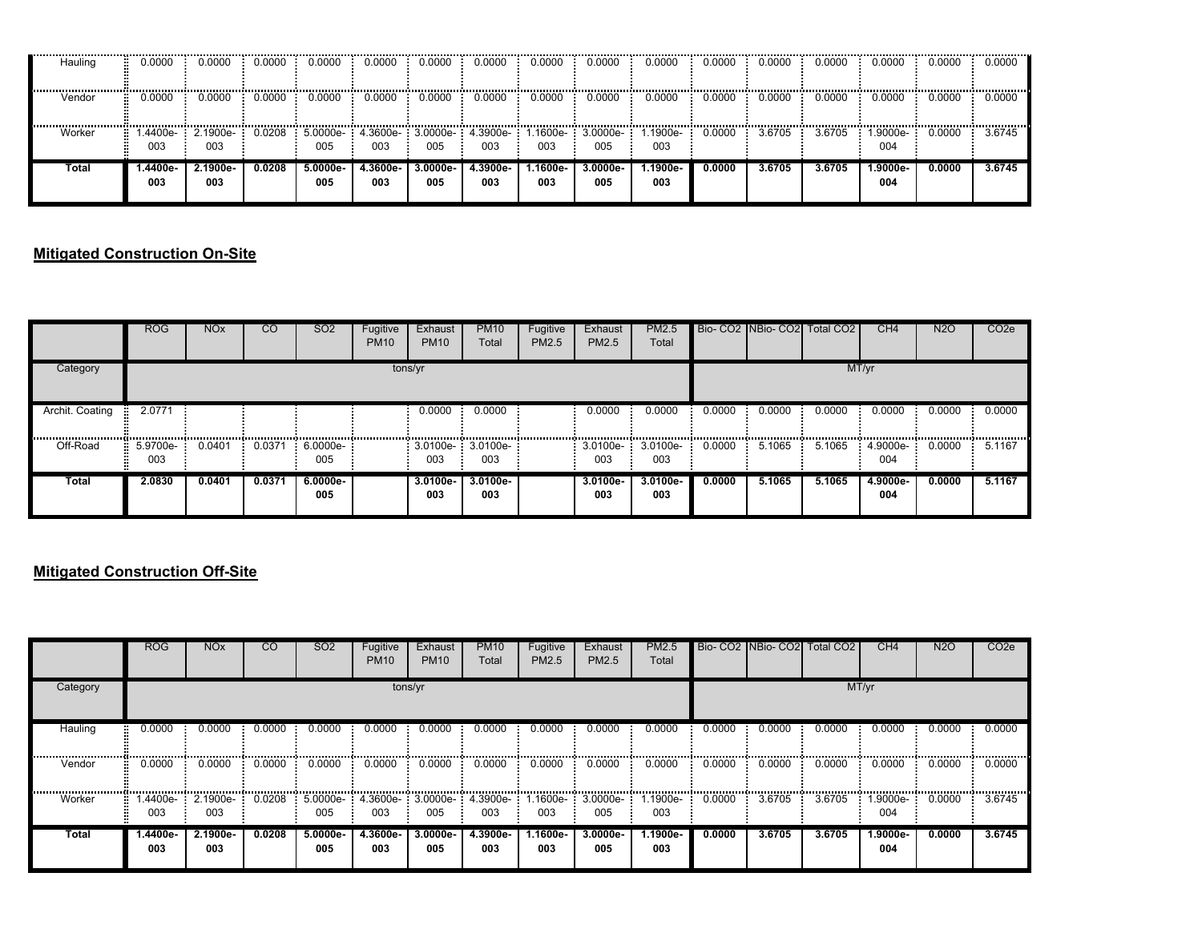| Hauling | 0.0000 | 0.0000 | 0.0000 | 0.0000 | 0.0000 | 0.0000 | 0.0000 | 0.0000 | 0.0000 | 0.0000 | 0.0000 | 0.0000 | 0.0000 | 0.0000 | 0.0000 | 0.0000 |
|---|---|---|---|---|---|---|---|---|---|---|---|---|---|---|---|---|
| Vendor | 0.0000 | 0.0000 | 0.0000 | 0.0000 | 0.0000 | 0.0000 | 0.0000 | 0.0000 | 0.0000 | 0.0000 | 0.0000 | 0.0000 | 0.0000 | 0.0000 | 0.0000 | 0.0000 |
| Worker | 1.4400e-003 | 2.1900e-003 | 0.0208 | 5.0000e-005 | 4.3600e-003 | 3.0000e-005 | 4.3900e-003 | 1.1600e-003 | 3.0000e-005 | 1.1900e-003 | 0.0000 | 3.6705 | 3.6705 | 1.9000e-004 | 0.0000 | 3.6745 |
| **Total** | **1.4400e-003** | **2.1900e-003** | **0.0208** | **5.0000e-005** | **4.3600e-003** | **3.0000e-005** | **4.3900e-003** | **1.1600e-003** | **3.0000e-005** | **1.1900e-003** | **0.0000** | **3.6705** | **3.6705** | **1.9000e-004** | **0.0000** | **3.6745** |

## Mitigated Construction On-Site

| | ROG | NOx | CO | SO2 | Fugitive PM10 | Exhaust PM10 | PM10 Total | Fugitive PM2.5 | Exhaust PM2.5 | PM2.5 Total | Bio- CO2 | NBio- CO2 | Total CO2 | CH4 | N2O | CO2e |
|---|---|---|---|---|---|---|---|---|---|---|---|---|---|---|---|---|
| Category | tons/yr | | | | | | | | | | MT/yr | | | | | |
| Archit. Coating | 2.0771 | | | | | 0.0000 | 0.0000 | | 0.0000 | 0.0000 | 0.0000 | 0.0000 | 0.0000 | 0.0000 | 0.0000 | 0.0000 |
| Off-Road | 5.9700e-003 | 0.0401 | 0.0371 | 6.0000e-005 | | 3.0100e-003 | 3.0100e-003 | | 3.0100e-003 | 3.0100e-003 | 0.0000 | 5.1065 | 5.1065 | 4.9000e-004 | 0.0000 | 5.1167 |
| **Total** | **2.0830** | **0.0401** | **0.0371** | **6.0000e-005** | | **3.0100e-003** | **3.0100e-003** | | **3.0100e-003** | **3.0100e-003** | **0.0000** | **5.1065** | **5.1065** | **4.9000e-004** | **0.0000** | **5.1167** |

## Mitigated Construction Off-Site

| | ROG | NOx | CO | SO2 | Fugitive PM10 | Exhaust PM10 | PM10 Total | Fugitive PM2.5 | Exhaust PM2.5 | PM2.5 Total | Bio- CO2 | NBio- CO2 | Total CO2 | CH4 | N2O | CO2e |
|---|---|---|---|---|---|---|---|---|---|---|---|---|---|---|---|---|
| Category | tons/yr | | | | | | | | | | MT/yr | | | | | |
| Hauling | 0.0000 | 0.0000 | 0.0000 | 0.0000 | 0.0000 | 0.0000 | 0.0000 | 0.0000 | 0.0000 | 0.0000 | 0.0000 | 0.0000 | 0.0000 | 0.0000 | 0.0000 | 0.0000 |
| Vendor | 0.0000 | 0.0000 | 0.0000 | 0.0000 | 0.0000 | 0.0000 | 0.0000 | 0.0000 | 0.0000 | 0.0000 | 0.0000 | 0.0000 | 0.0000 | 0.0000 | 0.0000 | 0.0000 |
| Worker | 1.4400e-003 | 2.1900e-003 | 0.0208 | 5.0000e-005 | 4.3600e-003 | 3.0000e-005 | 4.3900e-003 | 1.1600e-003 | 3.0000e-005 | 1.1900e-003 | 0.0000 | 3.6705 | 3.6705 | 1.9000e-004 | 0.0000 | 3.6745 |
| **Total** | **1.4400e-003** | **2.1900e-003** | **0.0208** | **5.0000e-005** | **4.3600e-003** | **3.0000e-005** | **4.3900e-003** | **1.1600e-003** | **3.0000e-005** | **1.1900e-003** | **0.0000** | **3.6705** | **3.6705** | **1.9000e-004** | **0.0000** | **3.6745** |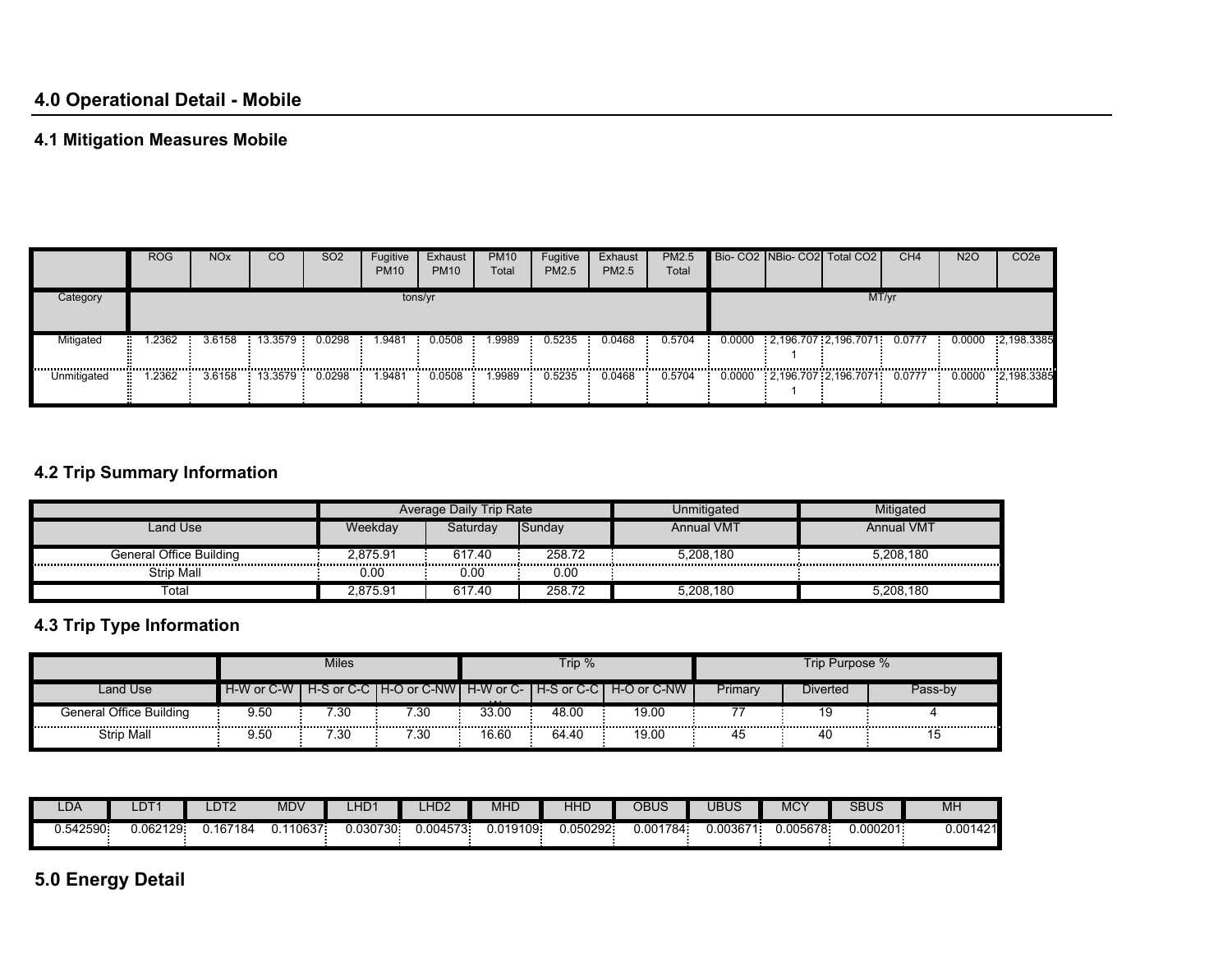## 4.0 Operational Detail - Mobile

### 4.1 Mitigation Measures Mobile

| | ROG | NOx | CO | SO2 | Fugitive PM10 | Exhaust PM10 | PM10 Total | Fugitive PM2.5 | Exhaust PM2.5 | PM2.5 Total | Bio- CO2 | NBio- CO2 | Total CO2 | CH4 | N2O | CO2e |
|---|---|---|---|---|---|---|---|---|---|---|---|---|---|---|---|---|
| Category | tons/yr | | | | | | | | | | MT/yr | | | | | |
| Mitigated | 1.2362 | 3.6158 | 13.3579 | 0.0298 | 1.9481 | 0.0508 | 1.9989 | 0.5235 | 0.0468 | 0.5704 | 0.0000 | 2,196.7071 | 2,196.7071 | 0.0777 | 0.0000 | 2,198.3385 |
| Unmitigated | 1.2362 | 3.6158 | 13.3579 | 0.0298 | 1.9481 | 0.0508 | 1.9989 | 0.5235 | 0.0468 | 0.5704 | 0.0000 | 2,196.7071 | 2,196.7071 | 0.0777 | 0.0000 | 2,198.3385 |

### 4.2 Trip Summary Information

| | Average Daily Trip Rate | | | Unmitigated | Mitigated |
|---|---|---|---|---|---|
| Land Use | Weekday | Saturday | Sunday | Annual VMT | Annual VMT |
| General Office Building | 2,875.91 | 617.40 | 258.72 | 5,208,180 | 5,208,180 |
| Strip Mall | 0.00 | 0.00 | 0.00 | | |
| Total | 2,875.91 | 617.40 | 258.72 | 5,208,180 | 5,208,180 |

### 4.3 Trip Type Information

| | Miles | | | Trip % | | | Trip Purpose % | | |
|---|---|---|---|---|---|---|---|---|---|
| Land Use | H-W or C-W | H-S or C-C | H-O or C-NW | H-W or C-W | H-S or C-C | H-O or C-NW | Primary | Diverted | Pass-by |
| General Office Building | 9.50 | 7.30 | 7.30 | 33.00 | 48.00 | 19.00 | 77 | 19 | 4 |
| Strip Mall | 9.50 | 7.30 | 7.30 | 16.60 | 64.40 | 19.00 | 45 | 40 | 15 |

| LDA | LDT1 | LDT2 | MDV | LHD1 | LHD2 | MHD | HHD | OBUS | UBUS | MCY | SBUS | MH |
|---|---|---|---|---|---|---|---|---|---|---|---|---|
| 0.542590 | 0.062129 | 0.167184 | 0.110637 | 0.030730 | 0.004573 | 0.019109 | 0.050292 | 0.001784 | 0.003671 | 0.005678 | 0.000201 | 0.001421 |

## 5.0 Energy Detail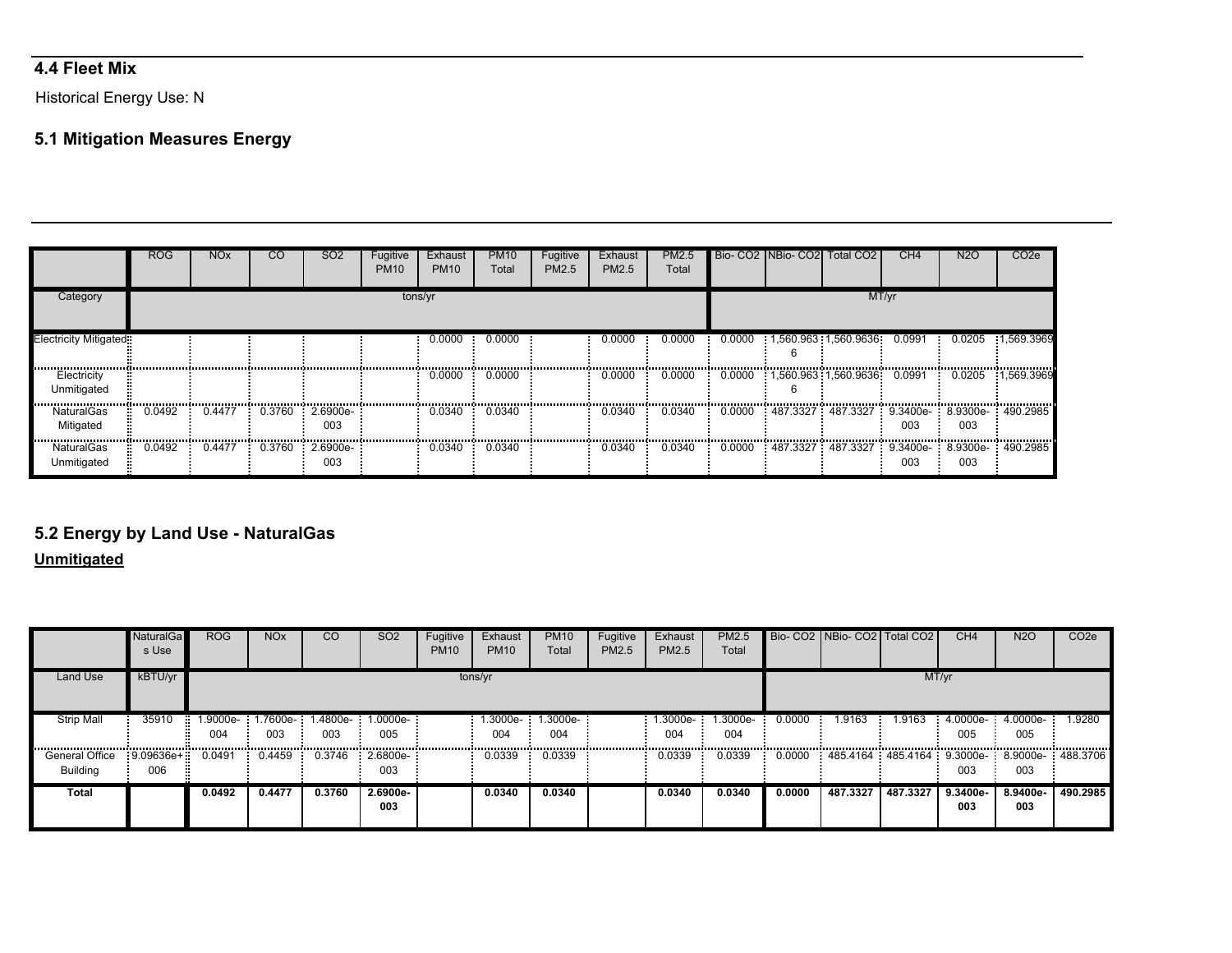## 4.4 Fleet Mix

Historical Energy Use: N

## 5.1 Mitigation Measures Energy

| | ROG | NOx | CO | SO2 | Fugitive PM10 | Exhaust PM10 | PM10 Total | Fugitive PM2.5 | Exhaust PM2.5 | PM2.5 Total | Bio- CO2 | NBio- CO2 | Total CO2 | CH4 | N2O | CO2e |
|---|---|---|---|---|---|---|---|---|---|---|---|---|---|---|---|---|
| Category | tons/yr | | | | | | | | | | MT/yr | | | | | |
| Electricity Mitigated | | | | | | 0.0000 | 0.0000 | | 0.0000 | 0.0000 | 0.0000 | 1,560.9636 | 1,560.9636 | 0.0991 | 0.0205 | 1,569.3969 |
| Electricity Unmitigated | | | | | | 0.0000 | 0.0000 | | 0.0000 | 0.0000 | 0.0000 | 1,560.9636 | 1,560.9636 | 0.0991 | 0.0205 | 1,569.3969 |
| NaturalGas Mitigated | 0.0492 | 0.4477 | 0.3760 | 2.6900e-003 | | 0.0340 | 0.0340 | | 0.0340 | 0.0340 | 0.0000 | 487.3327 | 487.3327 | 9.3400e-003 | 8.9300e-003 | 490.2985 |
| NaturalGas Unmitigated | 0.0492 | 0.4477 | 0.3760 | 2.6900e-003 | | 0.0340 | 0.0340 | | 0.0340 | 0.0340 | 0.0000 | 487.3327 | 487.3327 | 9.3400e-003 | 8.9300e-003 | 490.2985 |

## 5.2 Energy by Land Use - NaturalGas

**Unmitigated**

| | NaturalGas Use | ROG | NOx | CO | SO2 | Fugitive PM10 | Exhaust PM10 | PM10 Total | Fugitive PM2.5 | Exhaust PM2.5 | PM2.5 Total | Bio- CO2 | NBio- CO2 | Total CO2 | CH4 | N2O | CO2e |
|---|---|---|---|---|---|---|---|---|---|---|---|---|---|---|---|---|---|
| Land Use | kBTU/yr | tons/yr | | | | | | | | | | MT/yr | | | | | |
| Strip Mall | 35910 | 1.9000e-004 | 1.7600e-003 | 1.4800e-003 | 1.0000e-005 | | 1.3000e-004 | 1.3000e-004 | | 1.3000e-004 | 1.3000e-004 | 0.0000 | 1.9163 | 1.9163 | 4.0000e-005 | 4.0000e-005 | 1.9280 |
| General Office Building | 9.09636e+006 | 0.0491 | 0.4459 | 0.3746 | 2.6800e-003 | | 0.0339 | 0.0339 | | 0.0339 | 0.0339 | 0.0000 | 485.4164 | 485.4164 | 9.3000e-003 | 8.9000e-003 | 488.3706 |
| **Total** | | **0.0492** | **0.4477** | **0.3760** | **2.6900e-003** | | **0.0340** | **0.0340** | | **0.0340** | **0.0340** | **0.0000** | **487.3327** | **487.3327** | **9.3400e-003** | **8.9400e-003** | **490.2985** |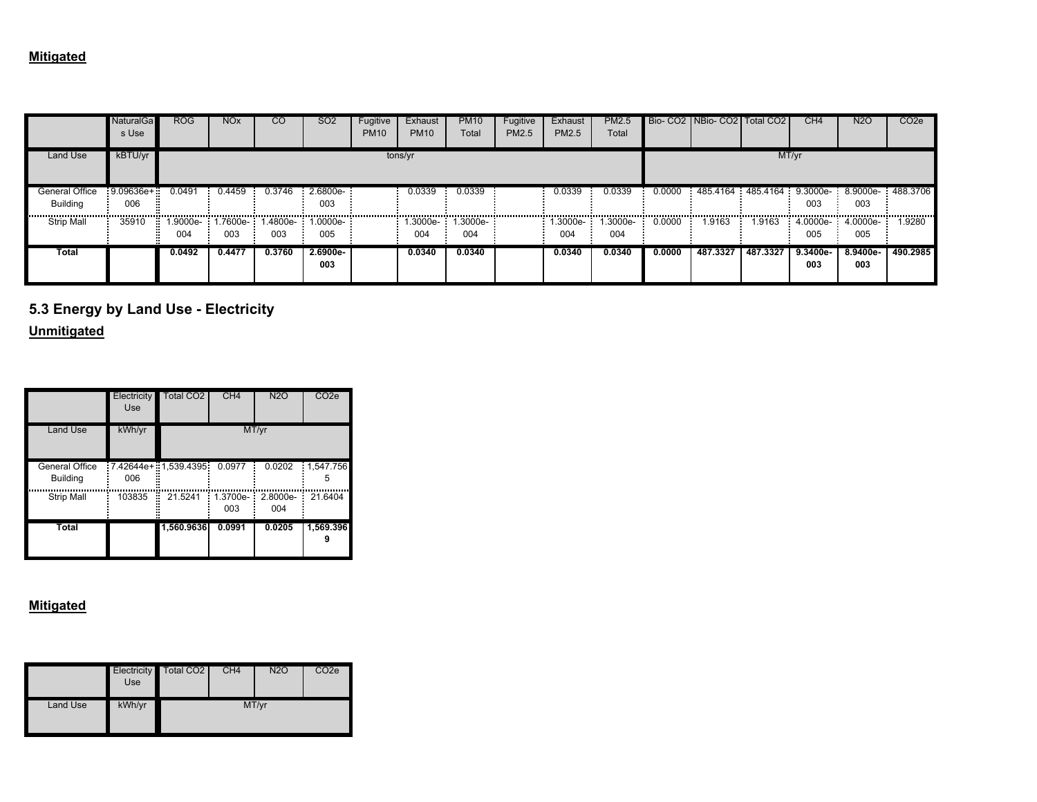**Mitigated**

| | NaturalGas Use | ROG | NOx | CO | SO2 | Fugitive PM10 | Exhaust PM10 | PM10 Total | Fugitive PM2.5 | Exhaust PM2.5 | PM2.5 Total | Bio- CO2 | NBio- CO2 | Total CO2 | CH4 | N2O | CO2e |
|---|---|---|---|---|---|---|---|---|---|---|---|---|---|---|---|---|---|
| Land Use | kBTU/yr | tons/yr | | | | | | | | | | MT/yr | | | | | |
| General Office Building | 9.09636e+006 | 0.0491 | 0.4459 | 0.3746 | 2.6800e-003 | | 0.0339 | 0.0339 | | 0.0339 | 0.0339 | 0.0000 | 485.4164 | 485.4164 | 9.3000e-003 | 8.9000e-003 | 488.3706 |
| Strip Mall | 35910 | 1.9000e-004 | 1.7600e-003 | 1.4800e-003 | 1.0000e-005 | | 1.3000e-004 | 1.3000e-004 | | 1.3000e-004 | 1.3000e-004 | 0.0000 | 1.9163 | 1.9163 | 4.0000e-005 | 4.0000e-005 | 1.9280 |
| **Total** | | **0.0492** | **0.4477** | **0.3760** | **2.6900e-003** | | **0.0340** | **0.0340** | | **0.0340** | **0.0340** | **0.0000** | **487.3327** | **487.3327** | **9.3400e-003** | **8.9400e-003** | **490.2985** |

## 5.3 Energy by Land Use - Electricity

**Unmitigated**

| | Electricity Use | Total CO2 | CH4 | N2O | CO2e |
|---|---|---|---|---|---|
| Land Use | kWh/yr | MT/yr | | | |
| General Office Building | 7.42644e+006 | 1,539.4395 | 0.0977 | 0.0202 | 1,547.7565 |
| Strip Mall | 103835 | 21.5241 | 1.3700e-003 | 2.8000e-004 | 21.6404 |
| **Total** | | **1,560.9636** | **0.0991** | **0.0205** | **1,569.3969** |

**Mitigated**

| | Electricity Use | Total CO2 | CH4 | N2O | CO2e |
|---|---|---|---|---|---|
| Land Use | kWh/yr | MT/yr | | | |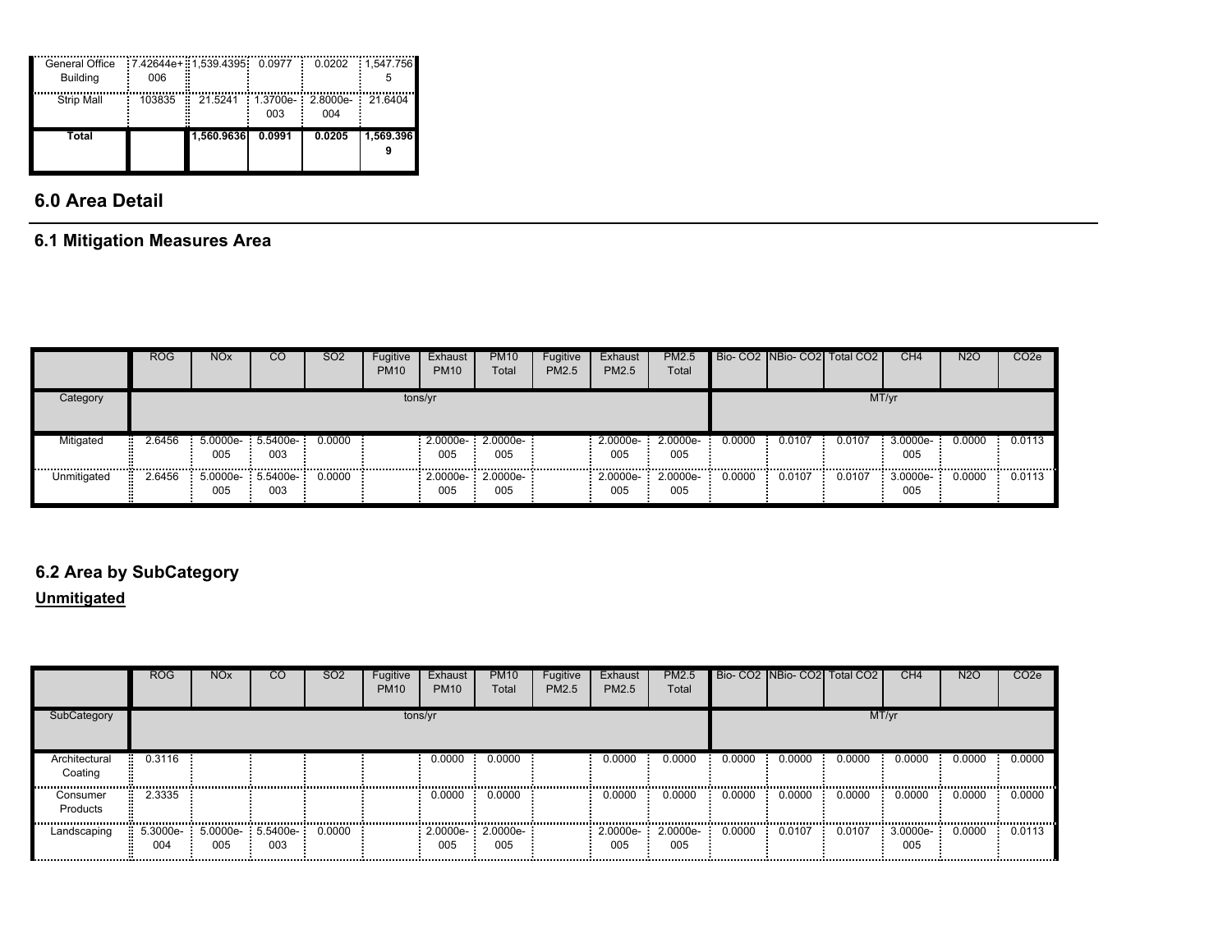| | | | | | |
|---|---|---|---|---|---|
| General Office Building | 7.42644e+006 | 1,539.4395 | 0.0977 | 0.0202 | 1,547.7565 |
| Strip Mall | 103835 | 21.5241 | 1.3700e-003 | 2.8000e-004 | 21.6404 |
| **Total** | | **1,560.9636** | **0.0991** | **0.0205** | **1,569.3969** |

## 6.0 Area Detail

### 6.1 Mitigation Measures Area

| | ROG | NOx | CO | SO2 | Fugitive PM10 | Exhaust PM10 | PM10 Total | Fugitive PM2.5 | Exhaust PM2.5 | PM2.5 Total | Bio- CO2 | NBio- CO2 | Total CO2 | CH4 | N2O | CO2e |
|---|---|---|---|---|---|---|---|---|---|---|---|---|---|---|---|---|
| Category | tons/yr | | | | | | | | | | MT/yr | | | | | |
| Mitigated | 2.6456 | 5.0000e-005 | 5.5400e-003 | 0.0000 | | 2.0000e-005 | 2.0000e-005 | | 2.0000e-005 | 2.0000e-005 | 0.0000 | 0.0107 | 0.0107 | 3.0000e-005 | 0.0000 | 0.0113 |
| Unmitigated | 2.6456 | 5.0000e-005 | 5.5400e-003 | 0.0000 | | 2.0000e-005 | 2.0000e-005 | | 2.0000e-005 | 2.0000e-005 | 0.0000 | 0.0107 | 0.0107 | 3.0000e-005 | 0.0000 | 0.0113 |

### 6.2 Area by SubCategory

**Unmitigated**

| | ROG | NOx | CO | SO2 | Fugitive PM10 | Exhaust PM10 | PM10 Total | Fugitive PM2.5 | Exhaust PM2.5 | PM2.5 Total | Bio- CO2 | NBio- CO2 | Total CO2 | CH4 | N2O | CO2e |
|---|---|---|---|---|---|---|---|---|---|---|---|---|---|---|---|---|
| SubCategory | tons/yr | | | | | | | | | | MT/yr | | | | | |
| Architectural Coating | 0.3116 | | | | | 0.0000 | 0.0000 | | 0.0000 | 0.0000 | 0.0000 | 0.0000 | 0.0000 | 0.0000 | 0.0000 | 0.0000 |
| Consumer Products | 2.3335 | | | | | 0.0000 | 0.0000 | | 0.0000 | 0.0000 | 0.0000 | 0.0000 | 0.0000 | 0.0000 | 0.0000 | 0.0000 |
| Landscaping | 5.3000e-004 | 5.0000e-005 | 5.5400e-003 | 0.0000 | | 2.0000e-005 | 2.0000e-005 | | 2.0000e-005 | 2.0000e-005 | 0.0000 | 0.0107 | 0.0107 | 3.0000e-005 | 0.0000 | 0.0113 |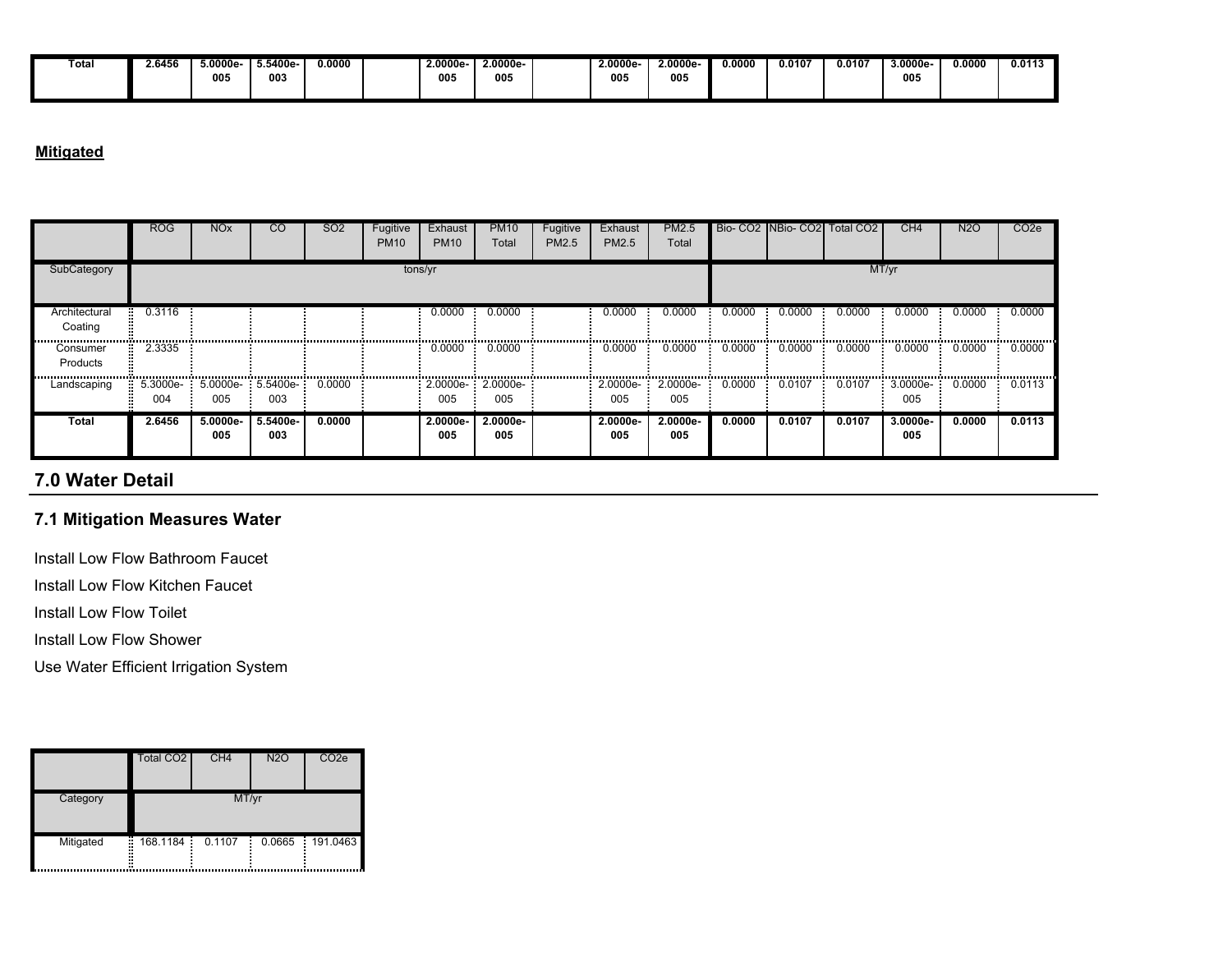| Total | 2.6456 | 5.0000e-005 | 5.5400e-003 | 0.0000 | | 2.0000e-005 | 2.0000e-005 | | 2.0000e-005 | 2.0000e-005 | 0.0000 | 0.0107 | 0.0107 | 3.0000e-005 | 0.0000 | 0.0113 |
|---|---|---|---|---|---|---|---|---|---|---|---|---|---|---|---|---|

**Mitigated**

| | ROG | NOx | CO | SO2 | Fugitive PM10 | Exhaust PM10 | PM10 Total | Fugitive PM2.5 | Exhaust PM2.5 | PM2.5 Total | Bio- CO2 | NBio- CO2 | Total CO2 | CH4 | N2O | CO2e |
|---|---|---|---|---|---|---|---|---|---|---|---|---|---|---|---|---|
| SubCategory | tons/yr | | | | | | | | | | MT/yr | | | | | |
| Architectural Coating | 0.3116 | | | | | 0.0000 | 0.0000 | | 0.0000 | 0.0000 | 0.0000 | 0.0000 | 0.0000 | 0.0000 | 0.0000 | 0.0000 |
| Consumer Products | 2.3335 | | | | | 0.0000 | 0.0000 | | 0.0000 | 0.0000 | 0.0000 | 0.0000 | 0.0000 | 0.0000 | 0.0000 | 0.0000 |
| Landscaping | 5.3000e-004 | 5.0000e-005 | 5.5400e-003 | 0.0000 | | 2.0000e-005 | 2.0000e-005 | | 2.0000e-005 | 2.0000e-005 | 0.0000 | 0.0107 | 0.0107 | 3.0000e-005 | 0.0000 | 0.0113 |
| **Total** | **2.6456** | **5.0000e-005** | **5.5400e-003** | **0.0000** | | **2.0000e-005** | **2.0000e-005** | | **2.0000e-005** | **2.0000e-005** | **0.0000** | **0.0107** | **0.0107** | **3.0000e-005** | **0.0000** | **0.0113** |

## 7.0 Water Detail

### 7.1 Mitigation Measures Water

Install Low Flow Bathroom Faucet

Install Low Flow Kitchen Faucet

Install Low Flow Toilet

Install Low Flow Shower

Use Water Efficient Irrigation System

| | Total CO2 | CH4 | N2O | CO2e |
|---|---|---|---|---|
| Category | MT/yr | | | |
| Mitigated | 168.1184 | 0.1107 | 0.0665 | 191.0463 |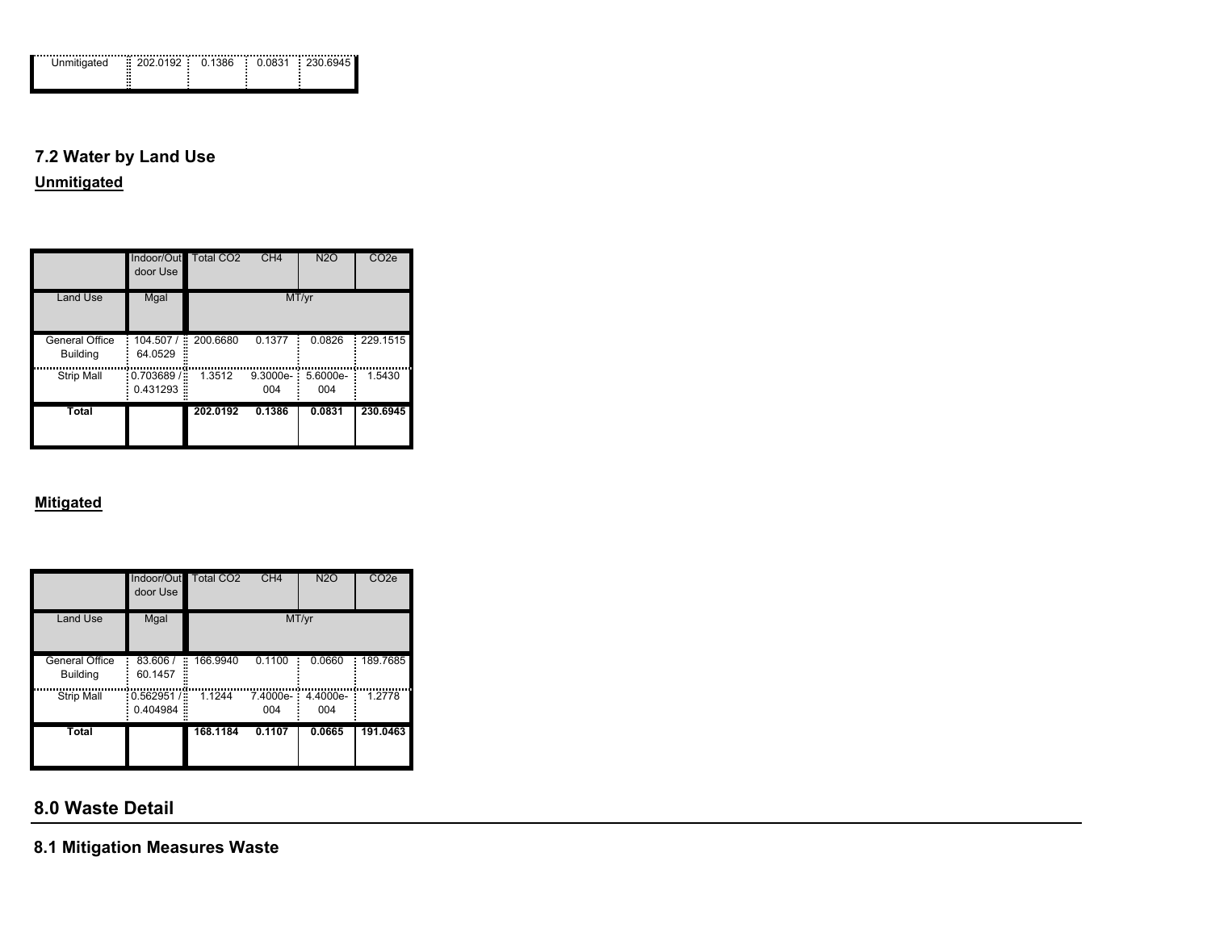| Unmitigated | 202.0192 | 0.1386 | 0.0831 | 230.6945 |
|---|---|---|---|---|

## 7.2 Water by Land Use

**Unmitigated**

| | Indoor/Outdoor Use | Total CO2 | CH4 | N2O | CO2e |
|---|---|---|---|---|---|
| Land Use | Mgal | MT/yr | | | |
| General Office Building | 104.507 / 64.0529 | 200.6680 | 0.1377 | 0.0826 | 229.1515 |
| Strip Mall | 0.703689 / 0.431293 | 1.3512 | 9.3000e-004 | 5.6000e-004 | 1.5430 |
| **Total** | | **202.0192** | **0.1386** | **0.0831** | **230.6945** |

**Mitigated**

| | Indoor/Outdoor Use | Total CO2 | CH4 | N2O | CO2e |
|---|---|---|---|---|---|
| Land Use | Mgal | MT/yr | | | |
| General Office Building | 83.606 / 60.1457 | 166.9940 | 0.1100 | 0.0660 | 189.7685 |
| Strip Mall | 0.562951 / 0.404984 | 1.1244 | 7.4000e-004 | 4.4000e-004 | 1.2778 |
| **Total** | | **168.1184** | **0.1107** | **0.0665** | **191.0463** |

# 8.0 Waste Detail

## 8.1 Mitigation Measures Waste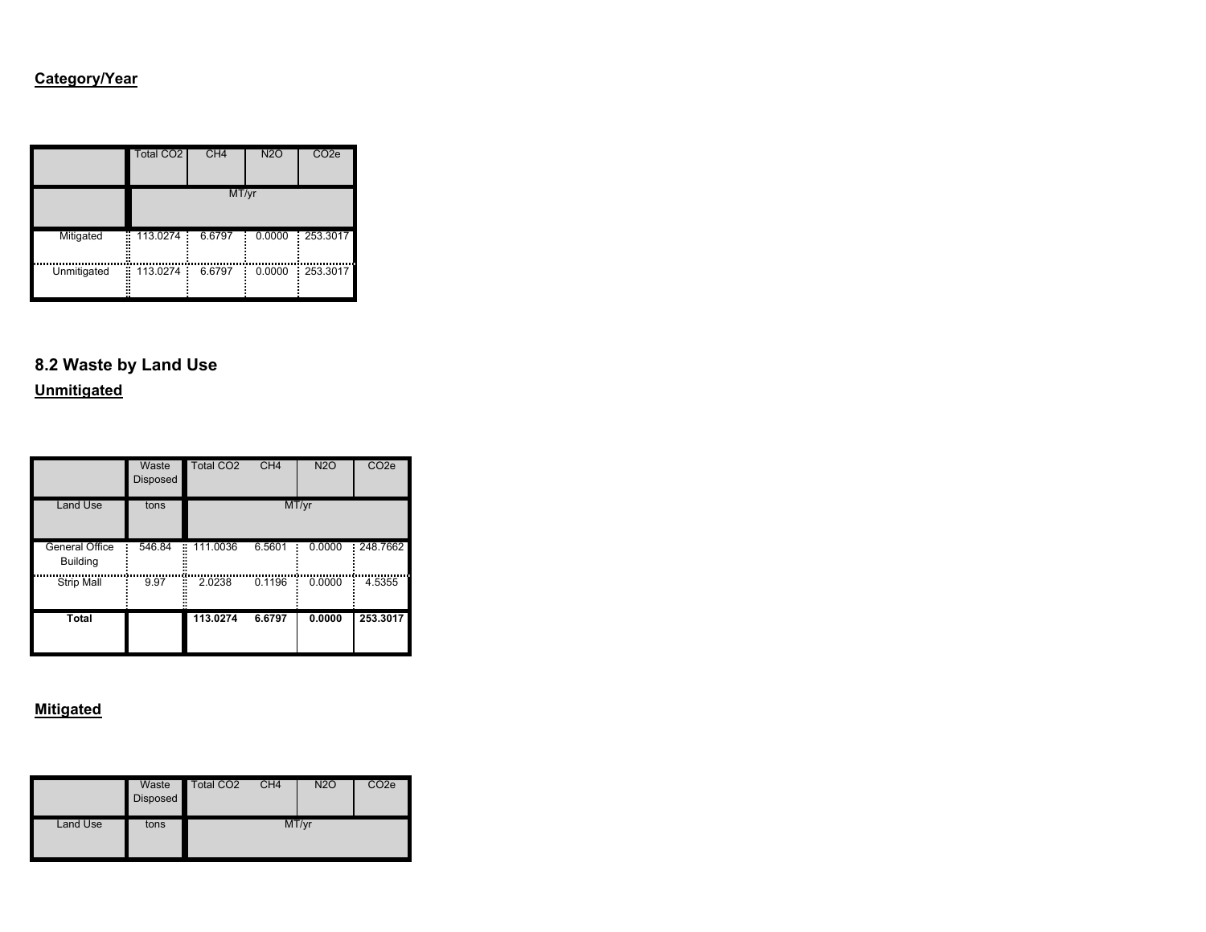**Category/Year**

| | Total CO2 | CH4 | N2O | CO2e |
|---|---|---|---|---|
| | MT/yr | | | |
| Mitigated | 113.0274 | 6.6797 | 0.0000 | 253.3017 |
| Unmitigated | 113.0274 | 6.6797 | 0.0000 | 253.3017 |

## 8.2 Waste by Land Use

**Unmitigated**

| | Waste Disposed | Total CO2 | CH4 | N2O | CO2e |
|---|---|---|---|---|---|
| Land Use | tons | MT/yr | | | |
| General Office Building | 546.84 | 111.0036 | 6.5601 | 0.0000 | 248.7662 |
| Strip Mall | 9.97 | 2.0238 | 0.1196 | 0.0000 | 4.5355 |
| **Total** | | **113.0274** | **6.6797** | **0.0000** | **253.3017** |

**Mitigated**

| | Waste Disposed | Total CO2 | CH4 | N2O | CO2e |
|---|---|---|---|---|---|
| Land Use | tons | MT/yr | | | |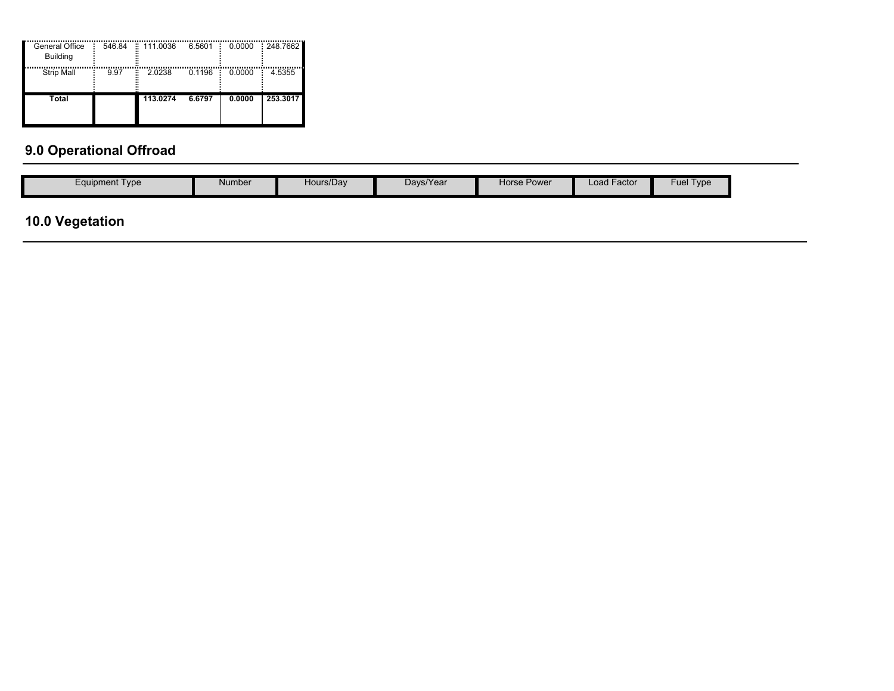| General Office Building | 546.84 | 111.0036 | 6.5601 | 0.0000 | 248.7662 |
|---|---|---|---|---|---|
| Strip Mall | 9.97 | 2.0238 | 0.1196 | 0.0000 | 4.5355 |
| **Total** | | **113.0274** | **6.6797** | **0.0000** | **253.3017** |

## 9.0 Operational Offroad

| Equipment Type | Number | Hours/Day | Days/Year | Horse Power | Load Factor | Fuel Type |
|---|---|---|---|---|---|---|

## 10.0 Vegetation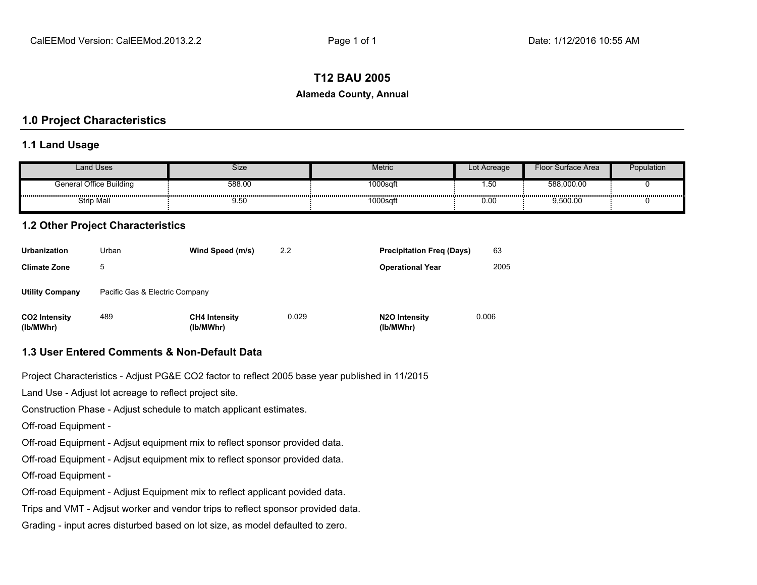# T12 BAU 2005

**Alameda County, Annual**

## 1.0 Project Characteristics

### 1.1 Land Usage

| Land Uses | Size | Metric | Lot Acreage | Floor Surface Area | Population |
|---|---|---|---|---|---|
| General Office Building | 588.00 | 1000sqft | 1.50 | 588,000.00 | 0 |
| Strip Mall | 9.50 | 1000sqft | 0.00 | 9,500.00 | 0 |

### 1.2 Other Project Characteristics

| | | | | | |
|---|---|---|---|---|---|
| **Urbanization** | Urban | **Wind Speed (m/s)** | 2.2 | **Precipitation Freq (Days)** | 63 |
| **Climate Zone** | 5 | | | **Operational Year** | 2005 |
| **Utility Company** | Pacific Gas & Electric Company | | | | |
| **CO2 Intensity (lb/MWhr)** | 489 | **CH4 Intensity (lb/MWhr)** | 0.029 | **N2O Intensity (lb/MWhr)** | 0.006 |

### 1.3 User Entered Comments & Non-Default Data

Project Characteristics - Adjust PG&E CO2 factor to reflect 2005 base year published in 11/2015

Land Use - Adjust lot acreage to reflect project site.

Construction Phase - Adjust schedule to match applicant estimates.

Off-road Equipment -

Off-road Equipment - Adjsut equipment mix to reflect sponsor provided data.

Off-road Equipment - Adjsut equipment mix to reflect sponsor provided data.

Off-road Equipment -

Off-road Equipment - Adjust Equipment mix to reflect applicant povided data.

Trips and VMT - Adjsut worker and vendor trips to reflect sponsor provided data.

Grading - input acres disturbed based on lot size, as model defaulted to zero.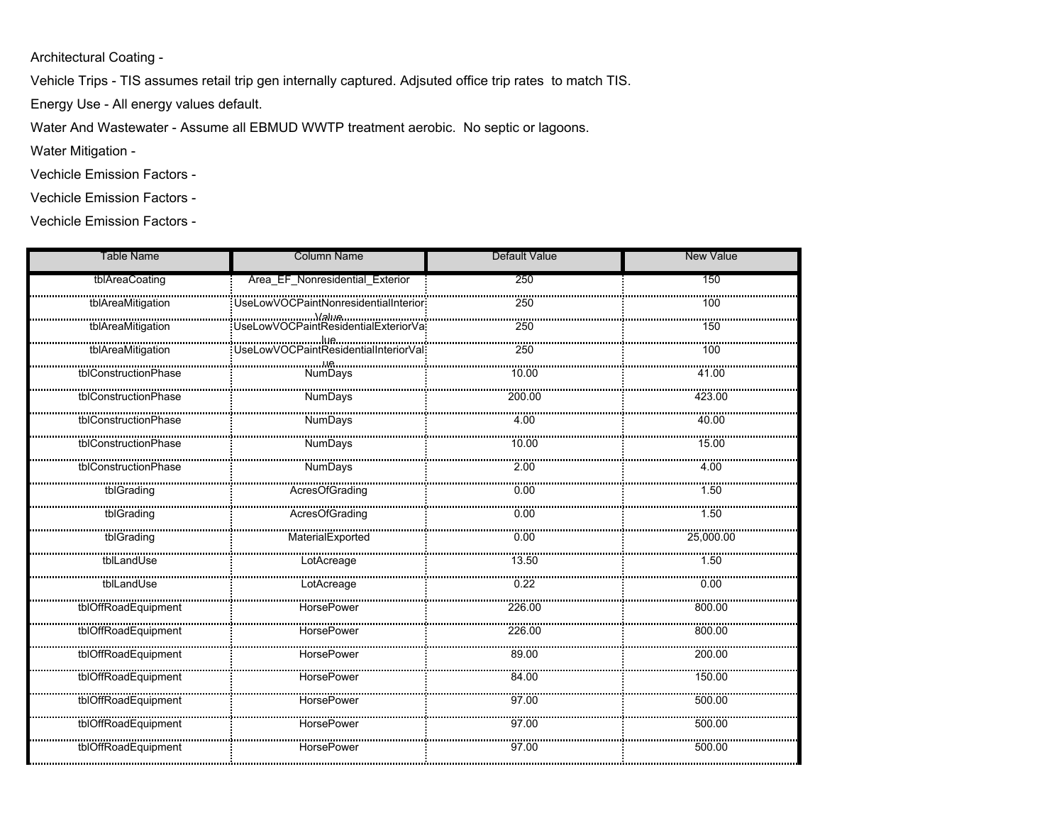Architectural Coating -

Vehicle Trips - TIS assumes retail trip gen internally captured. Adjsuted office trip rates to match TIS.

Energy Use - All energy values default.

Water And Wastewater - Assume all EBMUD WWTP treatment aerobic. No septic or lagoons.

Water Mitigation -

Vechicle Emission Factors -

Vechicle Emission Factors -

Vechicle Emission Factors -

| Table Name | Column Name | Default Value | New Value |
| --- | --- | --- | --- |
| tblAreaCoating | Area_EF_Nonresidential_Exterior | 250 | 150 |
| tblAreaMitigation | UseLowVOCPaintNonresidentialInteriorValue | 250 | 100 |
| tblAreaMitigation | UseLowVOCPaintResidentialExteriorValue | 250 | 150 |
| tblAreaMitigation | UseLowVOCPaintResidentialInteriorValue | 250 | 100 |
| tblConstructionPhase | NumDays | 10.00 | 41.00 |
| tblConstructionPhase | NumDays | 200.00 | 423.00 |
| tblConstructionPhase | NumDays | 4.00 | 40.00 |
| tblConstructionPhase | NumDays | 10.00 | 15.00 |
| tblConstructionPhase | NumDays | 2.00 | 4.00 |
| tblGrading | AcresOfGrading | 0.00 | 1.50 |
| tblGrading | AcresOfGrading | 0.00 | 1.50 |
| tblGrading | MaterialExported | 0.00 | 25,000.00 |
| tblLandUse | LotAcreage | 13.50 | 1.50 |
| tblLandUse | LotAcreage | 0.22 | 0.00 |
| tblOffRoadEquipment | HorsePower | 226.00 | 800.00 |
| tblOffRoadEquipment | HorsePower | 226.00 | 800.00 |
| tblOffRoadEquipment | HorsePower | 89.00 | 200.00 |
| tblOffRoadEquipment | HorsePower | 84.00 | 150.00 |
| tblOffRoadEquipment | HorsePower | 97.00 | 500.00 |
| tblOffRoadEquipment | HorsePower | 97.00 | 500.00 |
| tblOffRoadEquipment | HorsePower | 97.00 | 500.00 |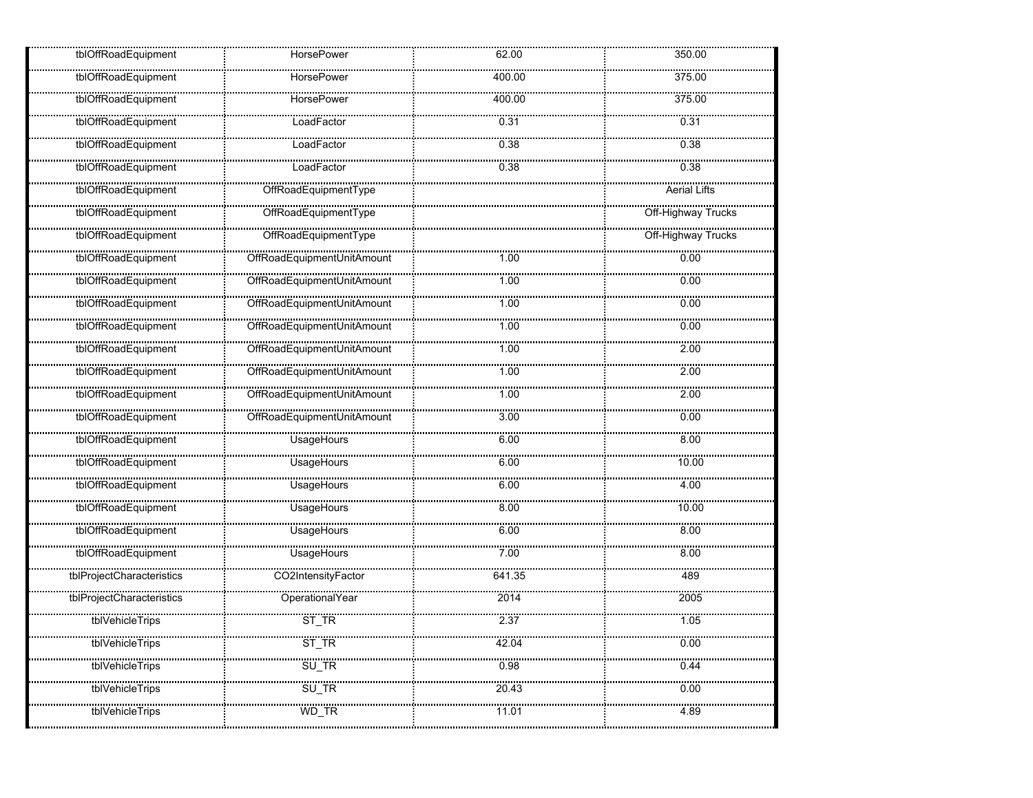| | | | |
|---|---|---|---|
| tblOffRoadEquipment | HorsePower | 62.00 | 350.00 |
| tblOffRoadEquipment | HorsePower | 400.00 | 375.00 |
| tblOffRoadEquipment | HorsePower | 400.00 | 375.00 |
| tblOffRoadEquipment | LoadFactor | 0.31 | 0.31 |
| tblOffRoadEquipment | LoadFactor | 0.38 | 0.38 |
| tblOffRoadEquipment | LoadFactor | 0.38 | 0.38 |
| tblOffRoadEquipment | OffRoadEquipmentType | | Aerial Lifts |
| tblOffRoadEquipment | OffRoadEquipmentType | | Off-Highway Trucks |
| tblOffRoadEquipment | OffRoadEquipmentType | | Off-Highway Trucks |
| tblOffRoadEquipment | OffRoadEquipmentUnitAmount | 1.00 | 0.00 |
| tblOffRoadEquipment | OffRoadEquipmentUnitAmount | 1.00 | 0.00 |
| tblOffRoadEquipment | OffRoadEquipmentUnitAmount | 1.00 | 0.00 |
| tblOffRoadEquipment | OffRoadEquipmentUnitAmount | 1.00 | 0.00 |
| tblOffRoadEquipment | OffRoadEquipmentUnitAmount | 1.00 | 2.00 |
| tblOffRoadEquipment | OffRoadEquipmentUnitAmount | 1.00 | 2.00 |
| tblOffRoadEquipment | OffRoadEquipmentUnitAmount | 1.00 | 2.00 |
| tblOffRoadEquipment | OffRoadEquipmentUnitAmount | 3.00 | 0.00 |
| tblOffRoadEquipment | UsageHours | 6.00 | 8.00 |
| tblOffRoadEquipment | UsageHours | 6.00 | 10.00 |
| tblOffRoadEquipment | UsageHours | 6.00 | 4.00 |
| tblOffRoadEquipment | UsageHours | 8.00 | 10.00 |
| tblOffRoadEquipment | UsageHours | 6.00 | 8.00 |
| tblOffRoadEquipment | UsageHours | 7.00 | 8.00 |
| tblProjectCharacteristics | CO2IntensityFactor | 641.35 | 489 |
| tblProjectCharacteristics | OperationalYear | 2014 | 2005 |
| tblVehicleTrips | ST_TR | 2.37 | 1.05 |
| tblVehicleTrips | ST_TR | 42.04 | 0.00 |
| tblVehicleTrips | SU_TR | 0.98 | 0.44 |
| tblVehicleTrips | SU_TR | 20.43 | 0.00 |
| tblVehicleTrips | WD_TR | 11.01 | 4.89 |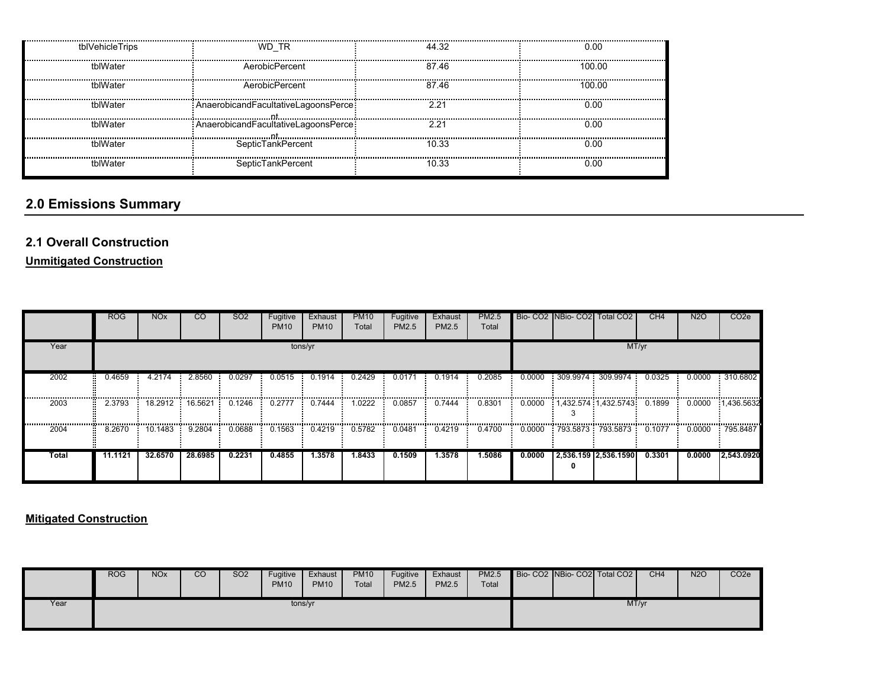| tblVehicleTrips | WD_TR | 44.32 | 0.00 |
|---|---|---|---|
| tblWater | AerobicPercent | 87.46 | 100.00 |
| tblWater | AerobicPercent | 87.46 | 100.00 |
| tblWater | AnaerobicandFacultativeLagoonsPercent | 2.21 | 0.00 |
| tblWater | AnaerobicandFacultativeLagoonsPercent | 2.21 | 0.00 |
| tblWater | SepticTankPercent | 10.33 | 0.00 |
| tblWater | SepticTankPercent | 10.33 | 0.00 |

## 2.0 Emissions Summary

### 2.1 Overall Construction

**Unmitigated Construction**

| | ROG | NOx | CO | SO2 | Fugitive PM10 | Exhaust PM10 | PM10 Total | Fugitive PM2.5 | Exhaust PM2.5 | PM2.5 Total | Bio- CO2 | NBio- CO2 | Total CO2 | CH4 | N2O | CO2e |
|---|---|---|---|---|---|---|---|---|---|---|---|---|---|---|---|---|
| Year | tons/yr | | | | | | | | | | MT/yr | | | | | |
| 2002 | 0.4659 | 4.2174 | 2.8560 | 0.0297 | 0.0515 | 0.1914 | 0.2429 | 0.0171 | 0.1914 | 0.2085 | 0.0000 | 309.9974 | 309.9974 | 0.0325 | 0.0000 | 310.6802 |
| 2003 | 2.3793 | 18.2912 | 16.5621 | 0.1246 | 0.2777 | 0.7444 | 1.0222 | 0.0857 | 0.7444 | 0.8301 | 0.0000 | 1,432.5743 | 1,432.5743 | 0.1899 | 0.0000 | 1,436.5632 |
| 2004 | 8.2670 | 10.1483 | 9.2804 | 0.0688 | 0.1563 | 0.4219 | 0.5782 | 0.0481 | 0.4219 | 0.4700 | 0.0000 | 793.5873 | 793.5873 | 0.1077 | 0.0000 | 795.8487 |
| **Total** | **11.1121** | **32.6570** | **28.6985** | **0.2231** | **0.4855** | **1.3578** | **1.8433** | **0.1509** | **1.3578** | **1.5086** | **0.0000** | **2,536.1590** | **2,536.1590** | **0.3301** | **0.0000** | **2,543.0920** |

**Mitigated Construction**

| | ROG | NOx | CO | SO2 | Fugitive PM10 | Exhaust PM10 | PM10 Total | Fugitive PM2.5 | Exhaust PM2.5 | PM2.5 Total | Bio- CO2 | NBio- CO2 | Total CO2 | CH4 | N2O | CO2e |
|---|---|---|---|---|---|---|---|---|---|---|---|---|---|---|---|---|
| Year | tons/yr | | | | | | | | | | MT/yr | | | | | |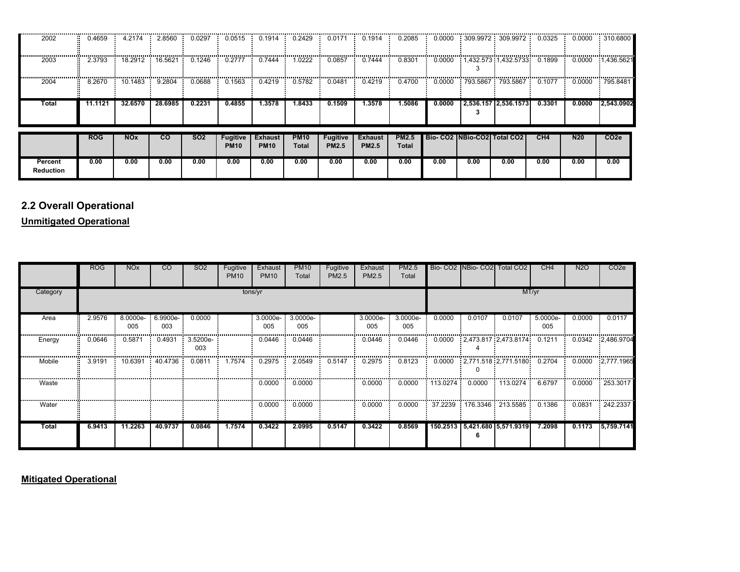| 2002 | 0.4659 | 4.2174 | 2.8560 | 0.0297 | 0.0515 | 0.1914 | 0.2429 | 0.0171 | 0.1914 | 0.2085 | 0.0000 | 309.9972 | 309.9972 | 0.0325 | 0.0000 | 310.6800 |
|---|---|---|---|---|---|---|---|---|---|---|---|---|---|---|---|---|
| 2003 | 2.3793 | 18.2912 | 16.5621 | 0.1246 | 0.2777 | 0.7444 | 1.0222 | 0.0857 | 0.7444 | 0.8301 | 0.0000 | 1,432.5733 | 1,432.5733 | 0.1899 | 0.0000 | 1,436.5621 |
| 2004 | 8.2670 | 10.1483 | 9.2804 | 0.0688 | 0.1563 | 0.4219 | 0.5782 | 0.0481 | 0.4219 | 0.4700 | 0.0000 | 793.5867 | 793.5867 | 0.1077 | 0.0000 | 795.8481 |
| **Total** | **11.1121** | **32.6570** | **28.6985** | **0.2231** | **0.4855** | **1.3578** | **1.8433** | **0.1509** | **1.3578** | **1.5086** | **0.0000** | **2,536.1573** | **2,536.1573** | **0.3301** | **0.0000** | **2,543.0902** |

| | ROG | NOx | CO | SO2 | Fugitive PM10 | Exhaust PM10 | PM10 Total | Fugitive PM2.5 | Exhaust PM2.5 | PM2.5 Total | Bio- CO2 | NBio-CO2 | Total CO2 | CH4 | N20 | CO2e |
|---|---|---|---|---|---|---|---|---|---|---|---|---|---|---|---|---|
| **Percent Reduction** | 0.00 | 0.00 | 0.00 | 0.00 | 0.00 | 0.00 | 0.00 | 0.00 | 0.00 | 0.00 | 0.00 | 0.00 | 0.00 | 0.00 | 0.00 | 0.00 |

## 2.2 Overall Operational

**Unmitigated Operational**

| | ROG | NOx | CO | SO2 | Fugitive PM10 | Exhaust PM10 | PM10 Total | Fugitive PM2.5 | Exhaust PM2.5 | PM2.5 Total | Bio- CO2 | NBio- CO2 | Total CO2 | CH4 | N2O | CO2e |
|---|---|---|---|---|---|---|---|---|---|---|---|---|---|---|---|---|
| Category | tons/yr | | | | | | | | | | MT/yr | | | | | |
| Area | 2.9576 | 8.0000e-005 | 6.9900e-003 | 0.0000 | | 3.0000e-005 | 3.0000e-005 | | 3.0000e-005 | 3.0000e-005 | 0.0000 | 0.0107 | 0.0107 | 5.0000e-005 | 0.0000 | 0.0117 |
| Energy | 0.0646 | 0.5871 | 0.4931 | 3.5200e-003 | | 0.0446 | 0.0446 | | 0.0446 | 0.0446 | 0.0000 | 2,473.8174 | 2,473.8174 | 0.1211 | 0.0342 | 2,486.9704 |
| Mobile | 3.9191 | 10.6391 | 40.4736 | 0.0811 | 1.7574 | 0.2975 | 2.0549 | 0.5147 | 0.2975 | 0.8123 | 0.0000 | 2,771.5180 | 2,771.5180 | 0.2704 | 0.0000 | 2,777.1965 |
| Waste | | | | | | 0.0000 | 0.0000 | | 0.0000 | 0.0000 | 113.0274 | 0.0000 | 113.0274 | 6.6797 | 0.0000 | 253.3017 |
| Water | | | | | | 0.0000 | 0.0000 | | 0.0000 | 0.0000 | 37.2239 | 176.3346 | 213.5585 | 0.1386 | 0.0831 | 242.2337 |
| **Total** | **6.9413** | **11.2263** | **40.9737** | **0.0846** | **1.7574** | **0.3422** | **2.0995** | **0.5147** | **0.3422** | **0.8569** | **150.2513** | **5,421.6806** | **5,571.9319** | **7.2098** | **0.1173** | **5,759.7141** |

**Mitigated Operational**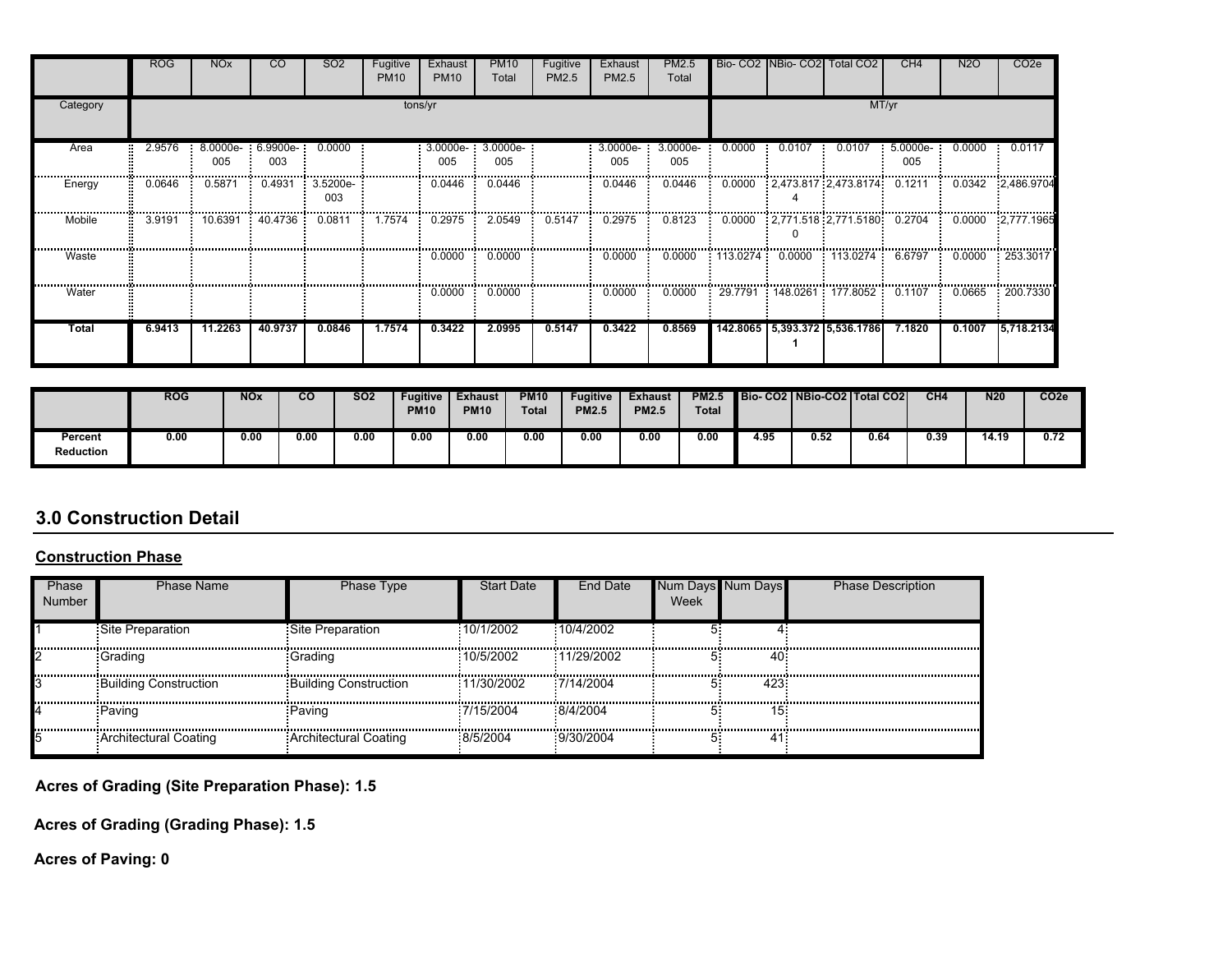| | ROG | NOx | CO | SO2 | Fugitive PM10 | Exhaust PM10 | PM10 Total | Fugitive PM2.5 | Exhaust PM2.5 | PM2.5 Total | Bio- CO2 | NBio- CO2 | Total CO2 | CH4 | N2O | CO2e |
|---|---|---|---|---|---|---|---|---|---|---|---|---|---|---|---|---|
| Category | tons/yr | | | | | | | | | | MT/yr | | | | | |
| Area | 2.9576 | 8.0000e-005 | 6.9900e-003 | 0.0000 | | 3.0000e-005 | 3.0000e-005 | | 3.0000e-005 | 3.0000e-005 | 0.0000 | 0.0107 | 0.0107 | 5.0000e-005 | 0.0000 | 0.0117 |
| Energy | 0.0646 | 0.5871 | 0.4931 | 3.5200e-003 | | 0.0446 | 0.0446 | | 0.0446 | 0.0446 | 0.0000 | 2,473.8174 | 2,473.8174 | 0.1211 | 0.0342 | 2,486.9704 |
| Mobile | 3.9191 | 10.6391 | 40.4736 | 0.0811 | 1.7574 | 0.2975 | 2.0549 | 0.5147 | 0.2975 | 0.8123 | 0.0000 | 2,771.5180 | 2,771.5180 | 0.2704 | 0.0000 | 2,777.1965 |
| Waste | | | | | | 0.0000 | 0.0000 | | 0.0000 | 0.0000 | 113.0274 | 0.0000 | 113.0274 | 6.6797 | 0.0000 | 253.3017 |
| Water | | | | | | 0.0000 | 0.0000 | | 0.0000 | 0.0000 | 29.7791 | 148.0261 | 177.8052 | 0.1107 | 0.0665 | 200.7330 |
| **Total** | **6.9413** | **11.2263** | **40.9737** | **0.0846** | **1.7574** | **0.3422** | **2.0995** | **0.5147** | **0.3422** | **0.8569** | **142.8065** | **5,393.3721** | **5,536.1786** | **7.1820** | **0.1007** | **5,718.2134** |

| | ROG | NOx | CO | SO2 | Fugitive PM10 | Exhaust PM10 | PM10 Total | Fugitive PM2.5 | Exhaust PM2.5 | PM2.5 Total | Bio- CO2 | NBio-CO2 | Total CO2 | CH4 | N20 | CO2e |
|---|---|---|---|---|---|---|---|---|---|---|---|---|---|---|---|---|
| **Percent Reduction** | 0.00 | 0.00 | 0.00 | 0.00 | 0.00 | 0.00 | 0.00 | 0.00 | 0.00 | 0.00 | 4.95 | 0.52 | 0.64 | 0.39 | 14.19 | 0.72 |

## 3.0 Construction Detail

**Construction Phase**

| Phase Number | Phase Name | Phase Type | Start Date | End Date | Num Days Week | Num Days | Phase Description |
|---|---|---|---|---|---|---|---|
| 1 | Site Preparation | Site Preparation | 10/1/2002 | 10/4/2002 | 5 | 4 | |
| 2 | Grading | Grading | 10/5/2002 | 11/29/2002 | 5 | 40 | |
| 3 | Building Construction | Building Construction | 11/30/2002 | 7/14/2004 | 5 | 423 | |
| 4 | Paving | Paving | 7/15/2004 | 8/4/2004 | 5 | 15 | |
| 5 | Architectural Coating | Architectural Coating | 8/5/2004 | 9/30/2004 | 5 | 41 | |

**Acres of Grading (Site Preparation Phase): 1.5**

**Acres of Grading (Grading Phase): 1.5**

**Acres of Paving: 0**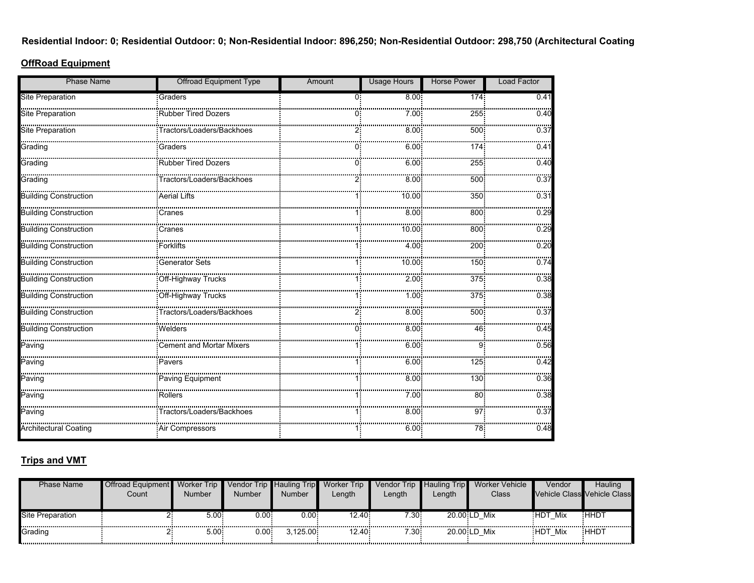**Residential Indoor: 0; Residential Outdoor: 0; Non-Residential Indoor: 896,250; Non-Residential Outdoor: 298,750 (Architectural Coating**

## OffRoad Equipment

| Phase Name | Offroad Equipment Type | Amount | Usage Hours | Horse Power | Load Factor |
|---|---|---|---|---|---|
| Site Preparation | Graders | 0 | 8.00 | 174 | 0.41 |
| Site Preparation | Rubber Tired Dozers | 0 | 7.00 | 255 | 0.40 |
| Site Preparation | Tractors/Loaders/Backhoes | 2 | 8.00 | 500 | 0.37 |
| Grading | Graders | 0 | 6.00 | 174 | 0.41 |
| Grading | Rubber Tired Dozers | 0 | 6.00 | 255 | 0.40 |
| Grading | Tractors/Loaders/Backhoes | 2 | 8.00 | 500 | 0.37 |
| Building Construction | Aerial Lifts | 1 | 10.00 | 350 | 0.31 |
| Building Construction | Cranes | 1 | 8.00 | 800 | 0.29 |
| Building Construction | Cranes | 1 | 10.00 | 800 | 0.29 |
| Building Construction | Forklifts | 1 | 4.00 | 200 | 0.20 |
| Building Construction | Generator Sets | 1 | 10.00 | 150 | 0.74 |
| Building Construction | Off-Highway Trucks | 1 | 2.00 | 375 | 0.38 |
| Building Construction | Off-Highway Trucks | 1 | 1.00 | 375 | 0.38 |
| Building Construction | Tractors/Loaders/Backhoes | 2 | 8.00 | 500 | 0.37 |
| Building Construction | Welders | 0 | 8.00 | 46 | 0.45 |
| Paving | Cement and Mortar Mixers | 1 | 6.00 | 9 | 0.56 |
| Paving | Pavers | 1 | 6.00 | 125 | 0.42 |
| Paving | Paving Equipment | 1 | 8.00 | 130 | 0.36 |
| Paving | Rollers | 1 | 7.00 | 80 | 0.38 |
| Paving | Tractors/Loaders/Backhoes | 1 | 8.00 | 97 | 0.37 |
| Architectural Coating | Air Compressors | 1 | 6.00 | 78 | 0.48 |

## Trips and VMT

| Phase Name | Offroad Equipment Count | Worker Trip Number | Vendor Trip Number | Hauling Trip Number | Worker Trip Length | Vendor Trip Length | Hauling Trip Length | Worker Vehicle Class | Vendor Vehicle Class | Hauling Vehicle Class |
|---|---|---|---|---|---|---|---|---|---|---|
| Site Preparation | 2 | 5.00 | 0.00 | 0.00 | 12.40 | 7.30 | 20.00 | LD_Mix | HDT_Mix | HHDT |
| Grading | 2 | 5.00 | 0.00 | 3,125.00 | 12.40 | 7.30 | 20.00 | LD_Mix | HDT_Mix | HHDT |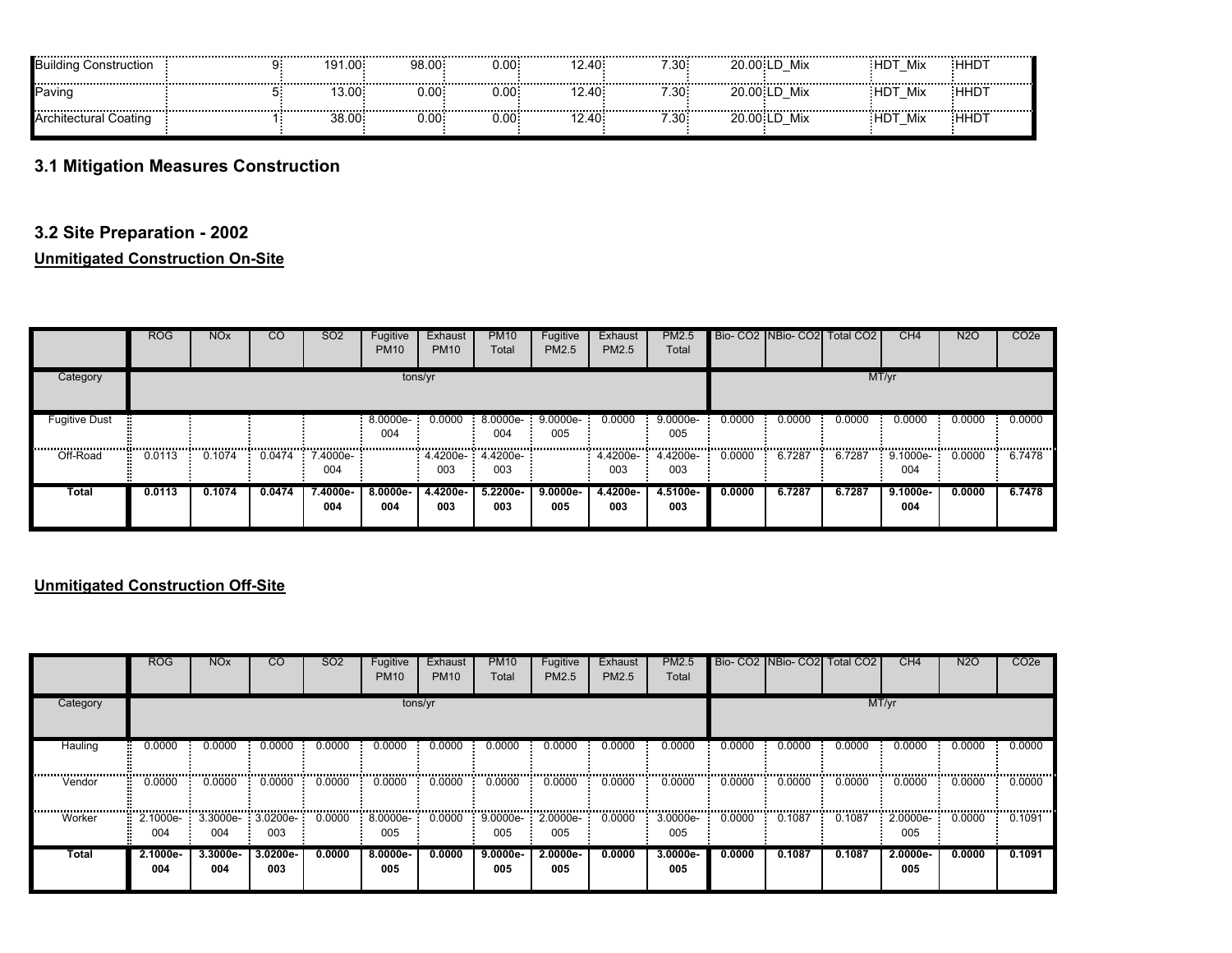| Building Construction | 9 | 191.00 | 98.00 | 0.00 | 12.40 | 7.30 | 20.00 | LD_Mix | HDT_Mix | HHDT |
|---|---|---|---|---|---|---|---|---|---|---|
| Paving | 5 | 13.00 | 0.00 | 0.00 | 12.40 | 7.30 | 20.00 | LD_Mix | HDT_Mix | HHDT |
| Architectural Coating | 1 | 38.00 | 0.00 | 0.00 | 12.40 | 7.30 | 20.00 | LD_Mix | HDT_Mix | HHDT |

## 3.1 Mitigation Measures Construction

## 3.2 Site Preparation - 2002

**Unmitigated Construction On-Site**

| | ROG | NOx | CO | SO2 | Fugitive PM10 | Exhaust PM10 | PM10 Total | Fugitive PM2.5 | Exhaust PM2.5 | PM2.5 Total | Bio- CO2 | NBio- CO2 | Total CO2 | CH4 | N2O | CO2e |
|---|---|---|---|---|---|---|---|---|---|---|---|---|---|---|---|---|
| Category | tons/yr | | | | | | | | | | MT/yr | | | | | |
| Fugitive Dust | | | | | 8.0000e-004 | 0.0000 | 8.0000e-004 | 9.0000e-005 | 0.0000 | 9.0000e-005 | 0.0000 | 0.0000 | 0.0000 | 0.0000 | 0.0000 | 0.0000 |
| Off-Road | 0.0113 | 0.1074 | 0.0474 | 7.4000e-004 | | 4.4200e-003 | 4.4200e-003 | | 4.4200e-003 | 4.4200e-003 | 0.0000 | 6.7287 | 6.7287 | 9.1000e-004 | 0.0000 | 6.7478 |
| **Total** | **0.0113** | **0.1074** | **0.0474** | **7.4000e-004** | **8.0000e-004** | **4.4200e-003** | **5.2200e-003** | **9.0000e-005** | **4.4200e-003** | **4.5100e-003** | **0.0000** | **6.7287** | **6.7287** | **9.1000e-004** | **0.0000** | **6.7478** |

**Unmitigated Construction Off-Site**

| | ROG | NOx | CO | SO2 | Fugitive PM10 | Exhaust PM10 | PM10 Total | Fugitive PM2.5 | Exhaust PM2.5 | PM2.5 Total | Bio- CO2 | NBio- CO2 | Total CO2 | CH4 | N2O | CO2e |
|---|---|---|---|---|---|---|---|---|---|---|---|---|---|---|---|---|
| Category | tons/yr | | | | | | | | | | MT/yr | | | | | |
| Hauling | 0.0000 | 0.0000 | 0.0000 | 0.0000 | 0.0000 | 0.0000 | 0.0000 | 0.0000 | 0.0000 | 0.0000 | 0.0000 | 0.0000 | 0.0000 | 0.0000 | 0.0000 | 0.0000 |
| Vendor | 0.0000 | 0.0000 | 0.0000 | 0.0000 | 0.0000 | 0.0000 | 0.0000 | 0.0000 | 0.0000 | 0.0000 | 0.0000 | 0.0000 | 0.0000 | 0.0000 | 0.0000 | 0.0000 |
| Worker | 2.1000e-004 | 3.3000e-004 | 3.0200e-003 | 0.0000 | 8.0000e-005 | 0.0000 | 9.0000e-005 | 2.0000e-005 | 0.0000 | 3.0000e-005 | 0.0000 | 0.1087 | 0.1087 | 2.0000e-005 | 0.0000 | 0.1091 |
| **Total** | **2.1000e-004** | **3.3000e-004** | **3.0200e-003** | **0.0000** | **8.0000e-005** | **0.0000** | **9.0000e-005** | **2.0000e-005** | **0.0000** | **3.0000e-005** | **0.0000** | **0.1087** | **0.1087** | **2.0000e-005** | **0.0000** | **0.1091** |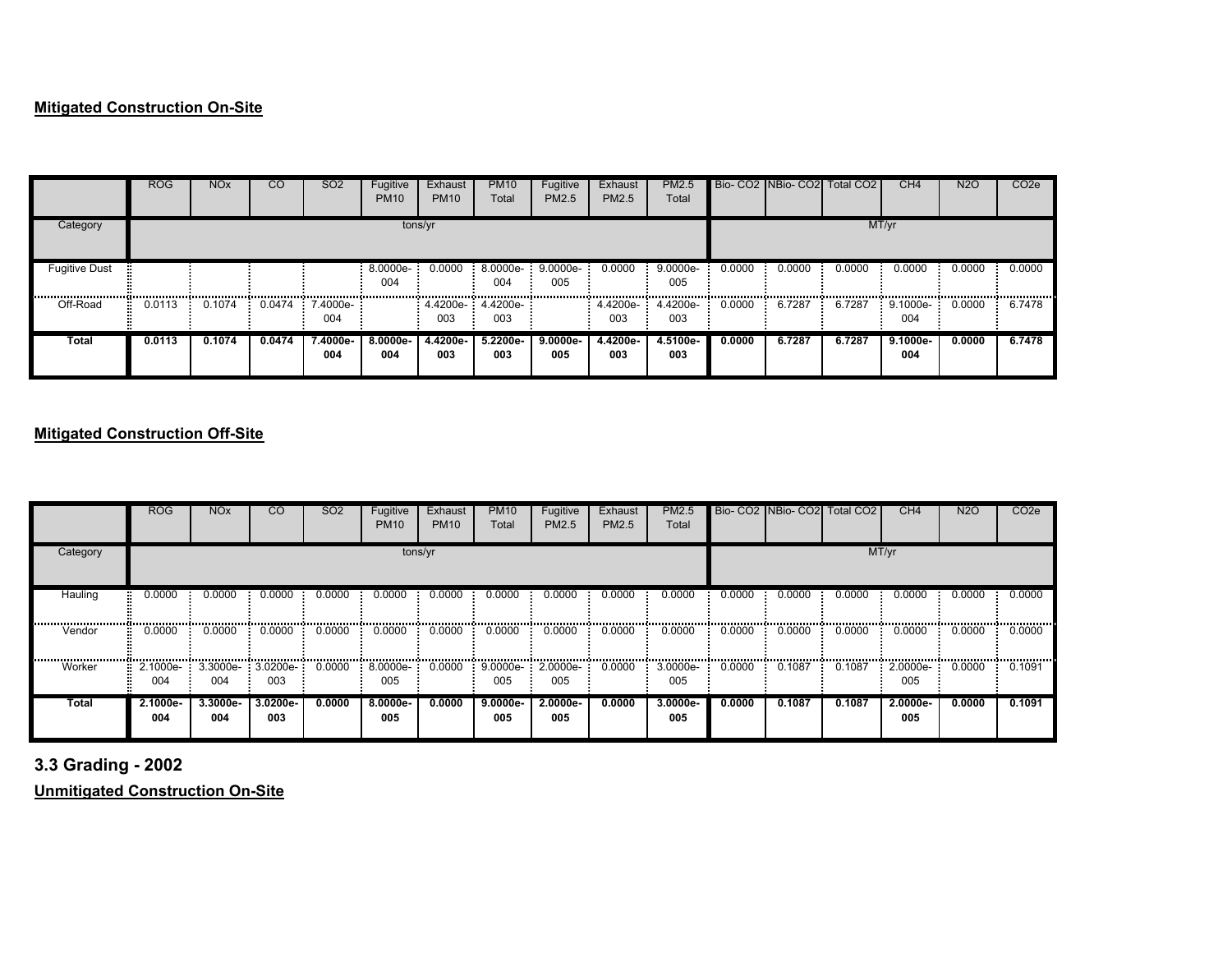**Mitigated Construction On-Site**

| | ROG | NOx | CO | SO2 | Fugitive PM10 | Exhaust PM10 | PM10 Total | Fugitive PM2.5 | Exhaust PM2.5 | PM2.5 Total | Bio- CO2 | NBio- CO2 | Total CO2 | CH4 | N2O | CO2e |
|---|---|---|---|---|---|---|---|---|---|---|---|---|---|---|---|---|
| Category | tons/yr | | | | | | | | | | MT/yr | | | | | |
| Fugitive Dust | | | | | 8.0000e-004 | 0.0000 | 8.0000e-004 | 9.0000e-005 | 0.0000 | 9.0000e-005 | 0.0000 | 0.0000 | 0.0000 | 0.0000 | 0.0000 | 0.0000 |
| Off-Road | 0.0113 | 0.1074 | 0.0474 | 7.4000e-004 | | 4.4200e-003 | 4.4200e-003 | | 4.4200e-003 | 4.4200e-003 | 0.0000 | 6.7287 | 6.7287 | 9.1000e-004 | 0.0000 | 6.7478 |
| **Total** | **0.0113** | **0.1074** | **0.0474** | **7.4000e-004** | **8.0000e-004** | **4.4200e-003** | **5.2200e-003** | **9.0000e-005** | **4.4200e-003** | **4.5100e-003** | **0.0000** | **6.7287** | **6.7287** | **9.1000e-004** | **0.0000** | **6.7478** |

**Mitigated Construction Off-Site**

| | ROG | NOx | CO | SO2 | Fugitive PM10 | Exhaust PM10 | PM10 Total | Fugitive PM2.5 | Exhaust PM2.5 | PM2.5 Total | Bio- CO2 | NBio- CO2 | Total CO2 | CH4 | N2O | CO2e |
|---|---|---|---|---|---|---|---|---|---|---|---|---|---|---|---|---|
| Category | tons/yr | | | | | | | | | | MT/yr | | | | | |
| Hauling | 0.0000 | 0.0000 | 0.0000 | 0.0000 | 0.0000 | 0.0000 | 0.0000 | 0.0000 | 0.0000 | 0.0000 | 0.0000 | 0.0000 | 0.0000 | 0.0000 | 0.0000 | 0.0000 |
| Vendor | 0.0000 | 0.0000 | 0.0000 | 0.0000 | 0.0000 | 0.0000 | 0.0000 | 0.0000 | 0.0000 | 0.0000 | 0.0000 | 0.0000 | 0.0000 | 0.0000 | 0.0000 | 0.0000 |
| Worker | 2.1000e-004 | 3.3000e-004 | 3.0200e-003 | 0.0000 | 8.0000e-005 | 0.0000 | 9.0000e-005 | 2.0000e-005 | 0.0000 | 3.0000e-005 | 0.0000 | 0.1087 | 0.1087 | 2.0000e-005 | 0.0000 | 0.1091 |
| **Total** | **2.1000e-004** | **3.3000e-004** | **3.0200e-003** | **0.0000** | **8.0000e-005** | **0.0000** | **9.0000e-005** | **2.0000e-005** | **0.0000** | **3.0000e-005** | **0.0000** | **0.1087** | **0.1087** | **2.0000e-005** | **0.0000** | **0.1091** |

## 3.3 Grading - 2002

**Unmitigated Construction On-Site**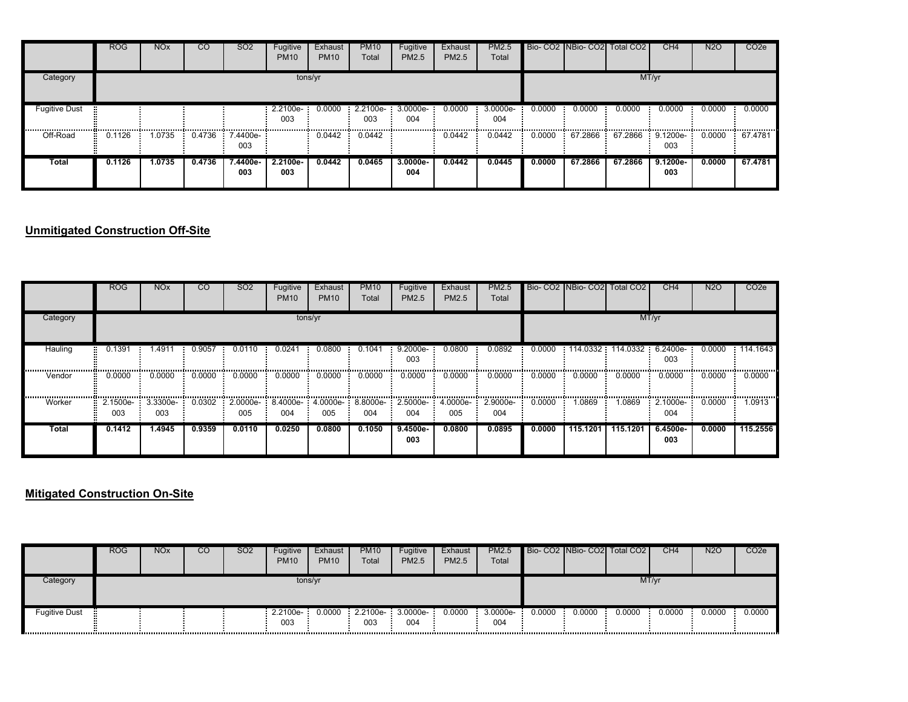| | ROG | NOx | CO | SO2 | Fugitive PM10 | Exhaust PM10 | PM10 Total | Fugitive PM2.5 | Exhaust PM2.5 | PM2.5 Total | Bio- CO2 | NBio- CO2 | Total CO2 | CH4 | N2O | CO2e |
|---|---|---|---|---|---|---|---|---|---|---|---|---|---|---|---|---|
| Category | tons/yr | | | | | | | | | | MT/yr | | | | | |
| Fugitive Dust | | | | | 2.2100e-003 | 0.0000 | 2.2100e-003 | 3.0000e-004 | 0.0000 | 3.0000e-004 | 0.0000 | 0.0000 | 0.0000 | 0.0000 | 0.0000 | 0.0000 |
| Off-Road | 0.1126 | 1.0735 | 0.4736 | 7.4400e-003 | | 0.0442 | 0.0442 | | 0.0442 | 0.0442 | 0.0000 | 67.2866 | 67.2866 | 9.1200e-003 | 0.0000 | 67.4781 |
| **Total** | **0.1126** | **1.0735** | **0.4736** | **7.4400e-003** | **2.2100e-003** | **0.0442** | **0.0465** | **3.0000e-004** | **0.0442** | **0.0445** | **0.0000** | **67.2866** | **67.2866** | **9.1200e-003** | **0.0000** | **67.4781** |

## Unmitigated Construction Off-Site

| | ROG | NOx | CO | SO2 | Fugitive PM10 | Exhaust PM10 | PM10 Total | Fugitive PM2.5 | Exhaust PM2.5 | PM2.5 Total | Bio- CO2 | NBio- CO2 | Total CO2 | CH4 | N2O | CO2e |
|---|---|---|---|---|---|---|---|---|---|---|---|---|---|---|---|---|
| Category | tons/yr | | | | | | | | | | MT/yr | | | | | |
| Hauling | 0.1391 | 1.4911 | 0.9057 | 0.0110 | 0.0241 | 0.0800 | 0.1041 | 9.2000e-003 | 0.0800 | 0.0892 | 0.0000 | 114.0332 | 114.0332 | 6.2400e-003 | 0.0000 | 114.1643 |
| Vendor | 0.0000 | 0.0000 | 0.0000 | 0.0000 | 0.0000 | 0.0000 | 0.0000 | 0.0000 | 0.0000 | 0.0000 | 0.0000 | 0.0000 | 0.0000 | 0.0000 | 0.0000 | 0.0000 |
| Worker | 2.1500e-003 | 3.3300e-003 | 0.0302 | 2.0000e-005 | 8.4000e-004 | 4.0000e-005 | 8.8000e-004 | 2.5000e-004 | 4.0000e-005 | 2.9000e-004 | 0.0000 | 1.0869 | 1.0869 | 2.1000e-004 | 0.0000 | 1.0913 |
| **Total** | **0.1412** | **1.4945** | **0.9359** | **0.0110** | **0.0250** | **0.0800** | **0.1050** | **9.4500e-003** | **0.0800** | **0.0895** | **0.0000** | **115.1201** | **115.1201** | **6.4500e-003** | **0.0000** | **115.2556** |

## Mitigated Construction On-Site

| | ROG | NOx | CO | SO2 | Fugitive PM10 | Exhaust PM10 | PM10 Total | Fugitive PM2.5 | Exhaust PM2.5 | PM2.5 Total | Bio- CO2 | NBio- CO2 | Total CO2 | CH4 | N2O | CO2e |
|---|---|---|---|---|---|---|---|---|---|---|---|---|---|---|---|---|
| Category | tons/yr | | | | | | | | | | MT/yr | | | | | |
| Fugitive Dust | | | | | 2.2100e-003 | 0.0000 | 2.2100e-003 | 3.0000e-004 | 0.0000 | 3.0000e-004 | 0.0000 | 0.0000 | 0.0000 | 0.0000 | 0.0000 | 0.0000 |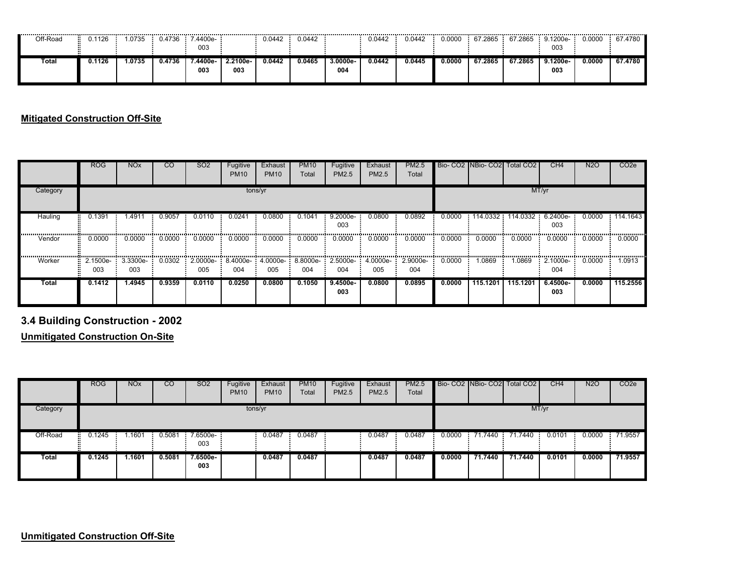| Off-Road | 0.1126 | 1.0735 | 0.4736 | 7.4400e-003 | | 0.0442 | 0.0442 | | 0.0442 | 0.0442 | 0.0000 | 67.2865 | 67.2865 | 9.1200e-003 | 0.0000 | 67.4780 |
|---|---|---|---|---|---|---|---|---|---|---|---|---|---|---|---|---|
| **Total** | **0.1126** | **1.0735** | **0.4736** | **7.4400e-003** | **2.2100e-003** | **0.0442** | **0.0465** | **3.0000e-004** | **0.0442** | **0.0445** | **0.0000** | **67.2865** | **67.2865** | **9.1200e-003** | **0.0000** | **67.4780** |

**Mitigated Construction Off-Site**

| | ROG | NOx | CO | SO2 | Fugitive PM10 | Exhaust PM10 | PM10 Total | Fugitive PM2.5 | Exhaust PM2.5 | PM2.5 Total | Bio- CO2 | NBio- CO2 | Total CO2 | CH4 | N2O | CO2e |
|---|---|---|---|---|---|---|---|---|---|---|---|---|---|---|---|---|
| Category | | | | | tons/yr | | | | | | | | | MT/yr | | |
| Hauling | 0.1391 | 1.4911 | 0.9057 | 0.0110 | 0.0241 | 0.0800 | 0.1041 | 9.2000e-003 | 0.0800 | 0.0892 | 0.0000 | 114.0332 | 114.0332 | 6.2400e-003 | 0.0000 | 114.1643 |
| Vendor | 0.0000 | 0.0000 | 0.0000 | 0.0000 | 0.0000 | 0.0000 | 0.0000 | 0.0000 | 0.0000 | 0.0000 | 0.0000 | 0.0000 | 0.0000 | 0.0000 | 0.0000 | 0.0000 |
| Worker | 2.1500e-003 | 3.3300e-003 | 0.0302 | 2.0000e-005 | 8.4000e-004 | 4.0000e-005 | 8.8000e-004 | 2.5000e-004 | 4.0000e-005 | 2.9000e-004 | 0.0000 | 1.0869 | 1.0869 | 2.1000e-004 | 0.0000 | 1.0913 |
| **Total** | **0.1412** | **1.4945** | **0.9359** | **0.0110** | **0.0250** | **0.0800** | **0.1050** | **9.4500e-003** | **0.0800** | **0.0895** | **0.0000** | **115.1201** | **115.1201** | **6.4500e-003** | **0.0000** | **115.2556** |

## 3.4 Building Construction - 2002

**Unmitigated Construction On-Site**

| | ROG | NOx | CO | SO2 | Fugitive PM10 | Exhaust PM10 | PM10 Total | Fugitive PM2.5 | Exhaust PM2.5 | PM2.5 Total | Bio- CO2 | NBio- CO2 | Total CO2 | CH4 | N2O | CO2e |
|---|---|---|---|---|---|---|---|---|---|---|---|---|---|---|---|---|
| Category | | | | | tons/yr | | | | | | | | | MT/yr | | |
| Off-Road | 0.1245 | 1.1601 | 0.5081 | 7.6500e-003 | | 0.0487 | 0.0487 | | 0.0487 | 0.0487 | 0.0000 | 71.7440 | 71.7440 | 0.0101 | 0.0000 | 71.9557 |
| **Total** | **0.1245** | **1.1601** | **0.5081** | **7.6500e-003** | | **0.0487** | **0.0487** | | **0.0487** | **0.0487** | **0.0000** | **71.7440** | **71.7440** | **0.0101** | **0.0000** | **71.9557** |

**Unmitigated Construction Off-Site**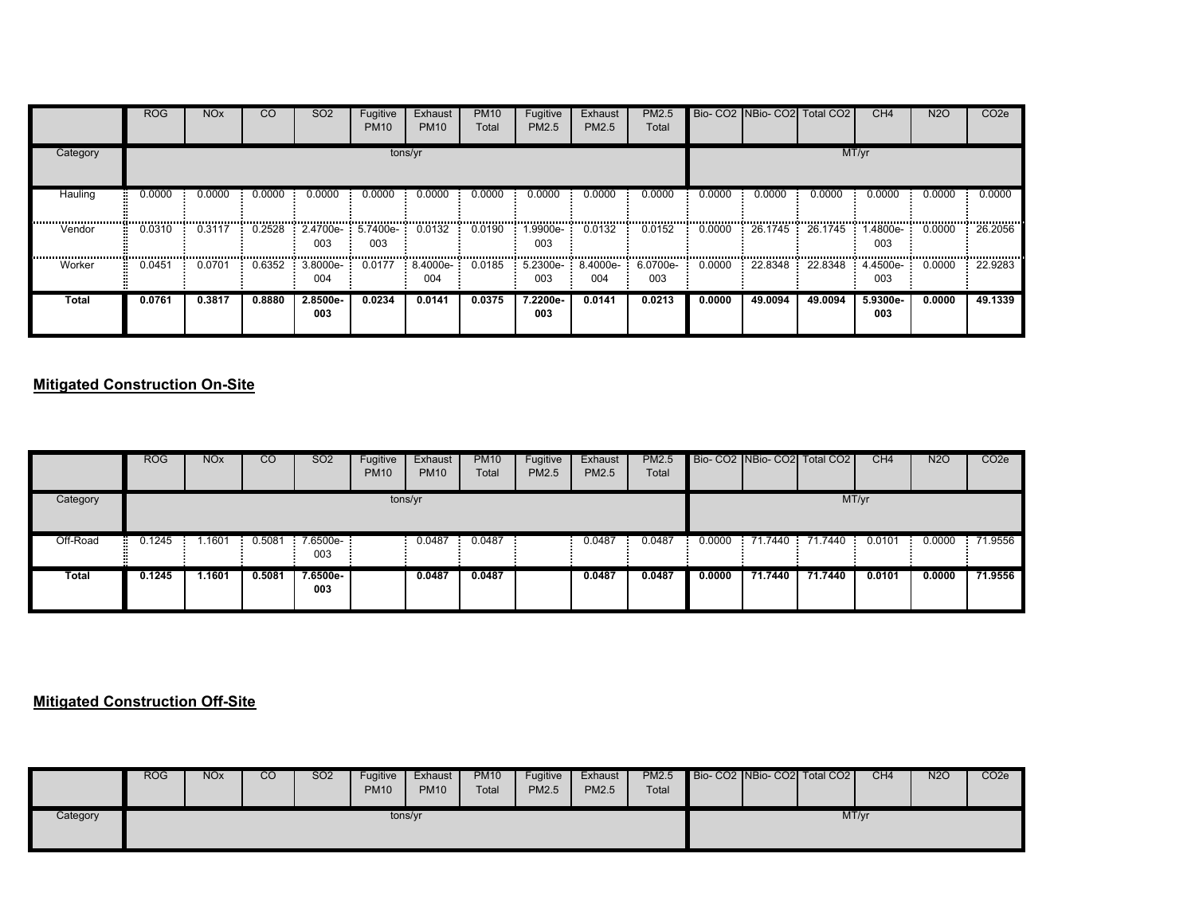| | ROG | NOx | CO | SO2 | Fugitive PM10 | Exhaust PM10 | PM10 Total | Fugitive PM2.5 | Exhaust PM2.5 | PM2.5 Total | Bio- CO2 | NBio- CO2 | Total CO2 | CH4 | N2O | CO2e |
|---|---|---|---|---|---|---|---|---|---|---|---|---|---|---|---|---|
| Category | tons/yr | | | | | | | | | | MT/yr | | | | | |
| Hauling | 0.0000 | 0.0000 | 0.0000 | 0.0000 | 0.0000 | 0.0000 | 0.0000 | 0.0000 | 0.0000 | 0.0000 | 0.0000 | 0.0000 | 0.0000 | 0.0000 | 0.0000 | 0.0000 |
| Vendor | 0.0310 | 0.3117 | 0.2528 | 2.4700e-003 | 5.7400e-003 | 0.0132 | 0.0190 | 1.9900e-003 | 0.0132 | 0.0152 | 0.0000 | 26.1745 | 26.1745 | 1.4800e-003 | 0.0000 | 26.2056 |
| Worker | 0.0451 | 0.0701 | 0.6352 | 3.8000e-004 | 0.0177 | 8.4000e-004 | 0.0185 | 5.2300e-003 | 8.4000e-004 | 6.0700e-003 | 0.0000 | 22.8348 | 22.8348 | 4.4500e-003 | 0.0000 | 22.9283 |
| **Total** | **0.0761** | **0.3817** | **0.8880** | **2.8500e-003** | **0.0234** | **0.0141** | **0.0375** | **7.2200e-003** | **0.0141** | **0.0213** | **0.0000** | **49.0094** | **49.0094** | **5.9300e-003** | **0.0000** | **49.1339** |

## Mitigated Construction On-Site

| | ROG | NOx | CO | SO2 | Fugitive PM10 | Exhaust PM10 | PM10 Total | Fugitive PM2.5 | Exhaust PM2.5 | PM2.5 Total | Bio- CO2 | NBio- CO2 | Total CO2 | CH4 | N2O | CO2e |
|---|---|---|---|---|---|---|---|---|---|---|---|---|---|---|---|---|
| Category | tons/yr | | | | | | | | | | MT/yr | | | | | |
| Off-Road | 0.1245 | 1.1601 | 0.5081 | 7.6500e-003 | | 0.0487 | 0.0487 | | 0.0487 | 0.0487 | 0.0000 | 71.7440 | 71.7440 | 0.0101 | 0.0000 | 71.9556 |
| **Total** | **0.1245** | **1.1601** | **0.5081** | **7.6500e-003** | | **0.0487** | **0.0487** | | **0.0487** | **0.0487** | **0.0000** | **71.7440** | **71.7440** | **0.0101** | **0.0000** | **71.9556** |

## Mitigated Construction Off-Site

| | ROG | NOx | CO | SO2 | Fugitive PM10 | Exhaust PM10 | PM10 Total | Fugitive PM2.5 | Exhaust PM2.5 | PM2.5 Total | Bio- CO2 | NBio- CO2 | Total CO2 | CH4 | N2O | CO2e |
|---|---|---|---|---|---|---|---|---|---|---|---|---|---|---|---|---|
| Category | tons/yr | | | | | | | | | | MT/yr | | | | | |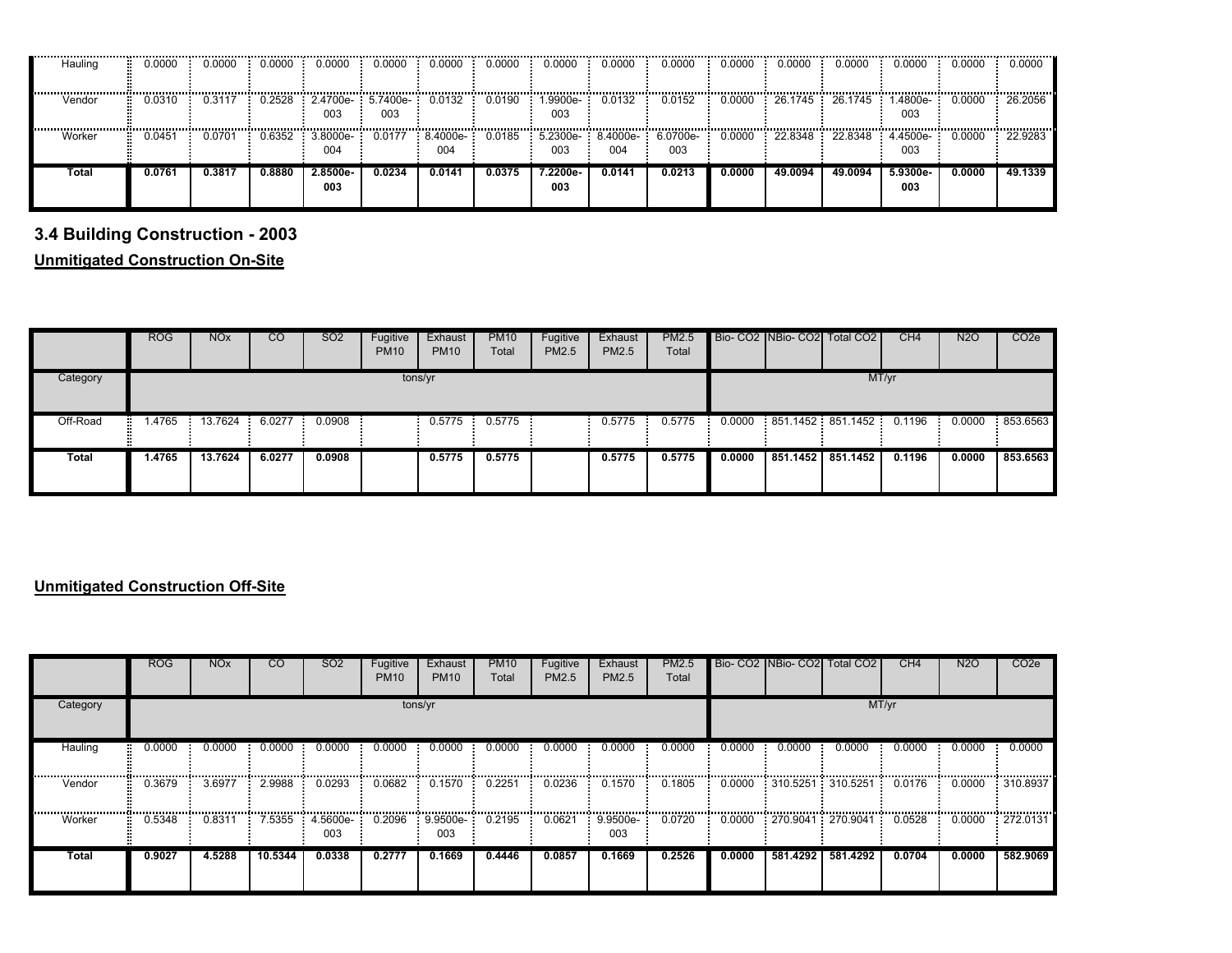| Hauling | 0.0000 | 0.0000 | 0.0000 | 0.0000 | 0.0000 | 0.0000 | 0.0000 | 0.0000 | 0.0000 | 0.0000 | 0.0000 | 0.0000 | 0.0000 | 0.0000 | 0.0000 | 0.0000 |
|---|---|---|---|---|---|---|---|---|---|---|---|---|---|---|---|---|
| Vendor | 0.0310 | 0.3117 | 0.2528 | 2.4700e-003 | 5.7400e-003 | 0.0132 | 0.0190 | 1.9900e-003 | 0.0132 | 0.0152 | 0.0000 | 26.1745 | 26.1745 | 1.4800e-003 | 0.0000 | 26.2056 |
| Worker | 0.0451 | 0.0701 | 0.6352 | 3.8000e-004 | 0.0177 | 8.4000e-004 | 0.0185 | 5.2300e-003 | 8.4000e-004 | 6.0700e-003 | 0.0000 | 22.8348 | 22.8348 | 4.4500e-003 | 0.0000 | 22.9283 |
| **Total** | **0.0761** | **0.3817** | **0.8880** | **2.8500e-003** | **0.0234** | **0.0141** | **0.0375** | **7.2200e-003** | **0.0141** | **0.0213** | **0.0000** | **49.0094** | **49.0094** | **5.9300e-003** | **0.0000** | **49.1339** |

## 3.4 Building Construction - 2003

**Unmitigated Construction On-Site**

| | ROG | NOx | CO | SO2 | Fugitive PM10 | Exhaust PM10 | PM10 Total | Fugitive PM2.5 | Exhaust PM2.5 | PM2.5 Total | Bio- CO2 | NBio- CO2 | Total CO2 | CH4 | N2O | CO2e |
|---|---|---|---|---|---|---|---|---|---|---|---|---|---|---|---|---|
| Category | tons/yr | | | | | | | | | | MT/yr | | | | | |
| Off-Road | 1.4765 | 13.7624 | 6.0277 | 0.0908 | | 0.5775 | 0.5775 | | 0.5775 | 0.5775 | 0.0000 | 851.1452 | 851.1452 | 0.1196 | 0.0000 | 853.6563 |
| **Total** | **1.4765** | **13.7624** | **6.0277** | **0.0908** | | **0.5775** | **0.5775** | | **0.5775** | **0.5775** | **0.0000** | **851.1452** | **851.1452** | **0.1196** | **0.0000** | **853.6563** |

**Unmitigated Construction Off-Site**

| | ROG | NOx | CO | SO2 | Fugitive PM10 | Exhaust PM10 | PM10 Total | Fugitive PM2.5 | Exhaust PM2.5 | PM2.5 Total | Bio- CO2 | NBio- CO2 | Total CO2 | CH4 | N2O | CO2e |
|---|---|---|---|---|---|---|---|---|---|---|---|---|---|---|---|---|
| Category | tons/yr | | | | | | | | | | MT/yr | | | | | |
| Hauling | 0.0000 | 0.0000 | 0.0000 | 0.0000 | 0.0000 | 0.0000 | 0.0000 | 0.0000 | 0.0000 | 0.0000 | 0.0000 | 0.0000 | 0.0000 | 0.0000 | 0.0000 | 0.0000 |
| Vendor | 0.3679 | 3.6977 | 2.9988 | 0.0293 | 0.0682 | 0.1570 | 0.2251 | 0.0236 | 0.1570 | 0.1805 | 0.0000 | 310.5251 | 310.5251 | 0.0176 | 0.0000 | 310.8937 |
| Worker | 0.5348 | 0.8311 | 7.5355 | 4.5600e-003 | 0.2096 | 9.9500e-003 | 0.2195 | 0.0621 | 9.9500e-003 | 0.0720 | 0.0000 | 270.9041 | 270.9041 | 0.0528 | 0.0000 | 272.0131 |
| **Total** | **0.9027** | **4.5288** | **10.5344** | **0.0338** | **0.2777** | **0.1669** | **0.4446** | **0.0857** | **0.1669** | **0.2526** | **0.0000** | **581.4292** | **581.4292** | **0.0704** | **0.0000** | **582.9069** |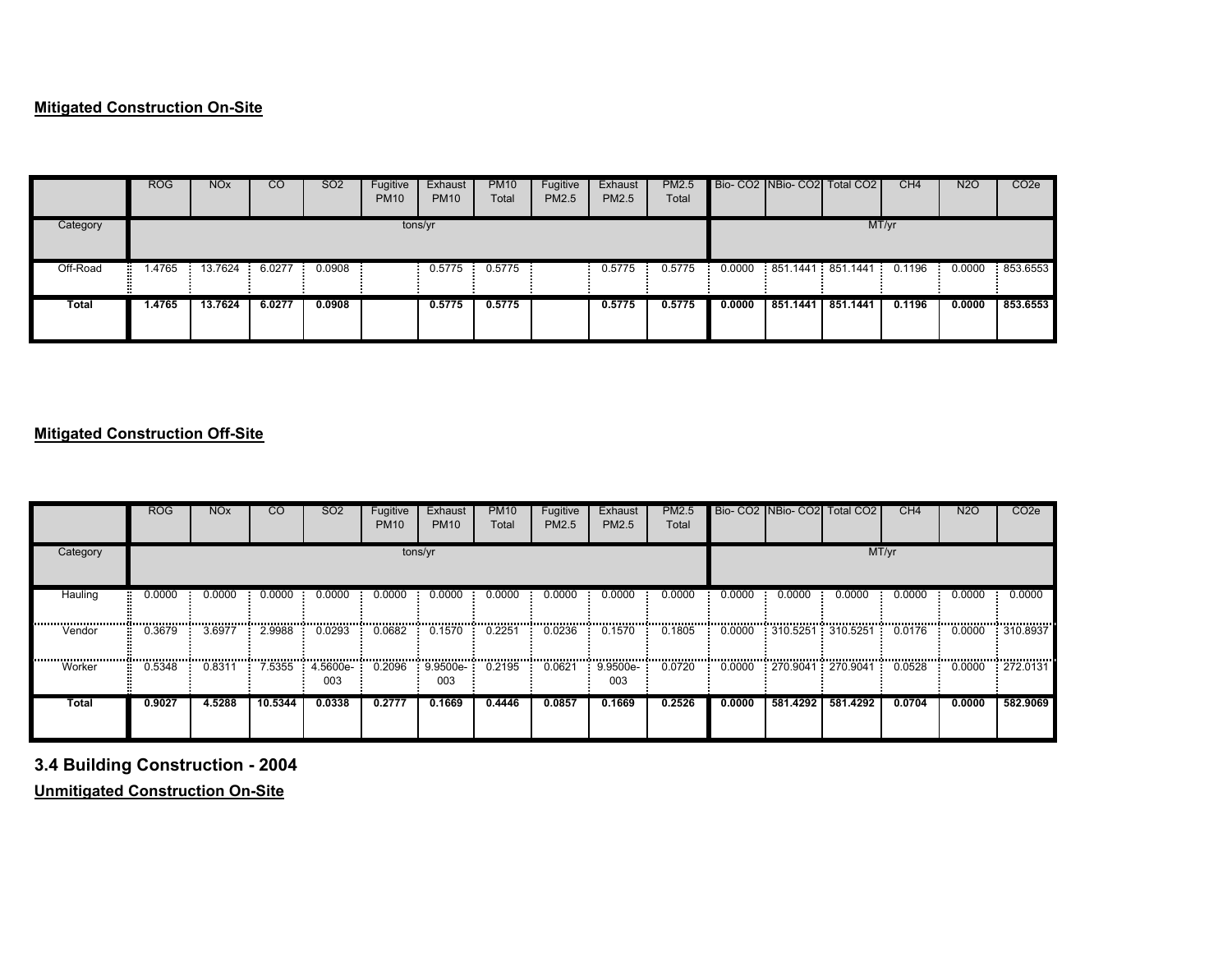**Mitigated Construction On-Site**

| | ROG | NOx | CO | SO2 | Fugitive PM10 | Exhaust PM10 | PM10 Total | Fugitive PM2.5 | Exhaust PM2.5 | PM2.5 Total | Bio- CO2 | NBio- CO2 | Total CO2 | CH4 | N2O | CO2e |
|---|---|---|---|---|---|---|---|---|---|---|---|---|---|---|---|---|
| Category | tons/yr | | | | | | | | | | MT/yr | | | | | |
| Off-Road | 1.4765 | 13.7624 | 6.0277 | 0.0908 | | 0.5775 | 0.5775 | | 0.5775 | 0.5775 | 0.0000 | 851.1441 | 851.1441 | 0.1196 | 0.0000 | 853.6553 |
| **Total** | **1.4765** | **13.7624** | **6.0277** | **0.0908** | | **0.5775** | **0.5775** | | **0.5775** | **0.5775** | **0.0000** | **851.1441** | **851.1441** | **0.1196** | **0.0000** | **853.6553** |

**Mitigated Construction Off-Site**

| | ROG | NOx | CO | SO2 | Fugitive PM10 | Exhaust PM10 | PM10 Total | Fugitive PM2.5 | Exhaust PM2.5 | PM2.5 Total | Bio- CO2 | NBio- CO2 | Total CO2 | CH4 | N2O | CO2e |
|---|---|---|---|---|---|---|---|---|---|---|---|---|---|---|---|---|
| Category | tons/yr | | | | | | | | | | MT/yr | | | | | |
| Hauling | 0.0000 | 0.0000 | 0.0000 | 0.0000 | 0.0000 | 0.0000 | 0.0000 | 0.0000 | 0.0000 | 0.0000 | 0.0000 | 0.0000 | 0.0000 | 0.0000 | 0.0000 | 0.0000 |
| Vendor | 0.3679 | 3.6977 | 2.9988 | 0.0293 | 0.0682 | 0.1570 | 0.2251 | 0.0236 | 0.1570 | 0.1805 | 0.0000 | 310.5251 | 310.5251 | 0.0176 | 0.0000 | 310.8937 |
| Worker | 0.5348 | 0.8311 | 7.5355 | 4.5600e-003 | 0.2096 | 9.9500e-003 | 0.2195 | 0.0621 | 9.9500e-003 | 0.0720 | 0.0000 | 270.9041 | 270.9041 | 0.0528 | 0.0000 | 272.0131 |
| **Total** | **0.9027** | **4.5288** | **10.5344** | **0.0338** | **0.2777** | **0.1669** | **0.4446** | **0.0857** | **0.1669** | **0.2526** | **0.0000** | **581.4292** | **581.4292** | **0.0704** | **0.0000** | **582.9069** |

## 3.4 Building Construction - 2004

**Unmitigated Construction On-Site**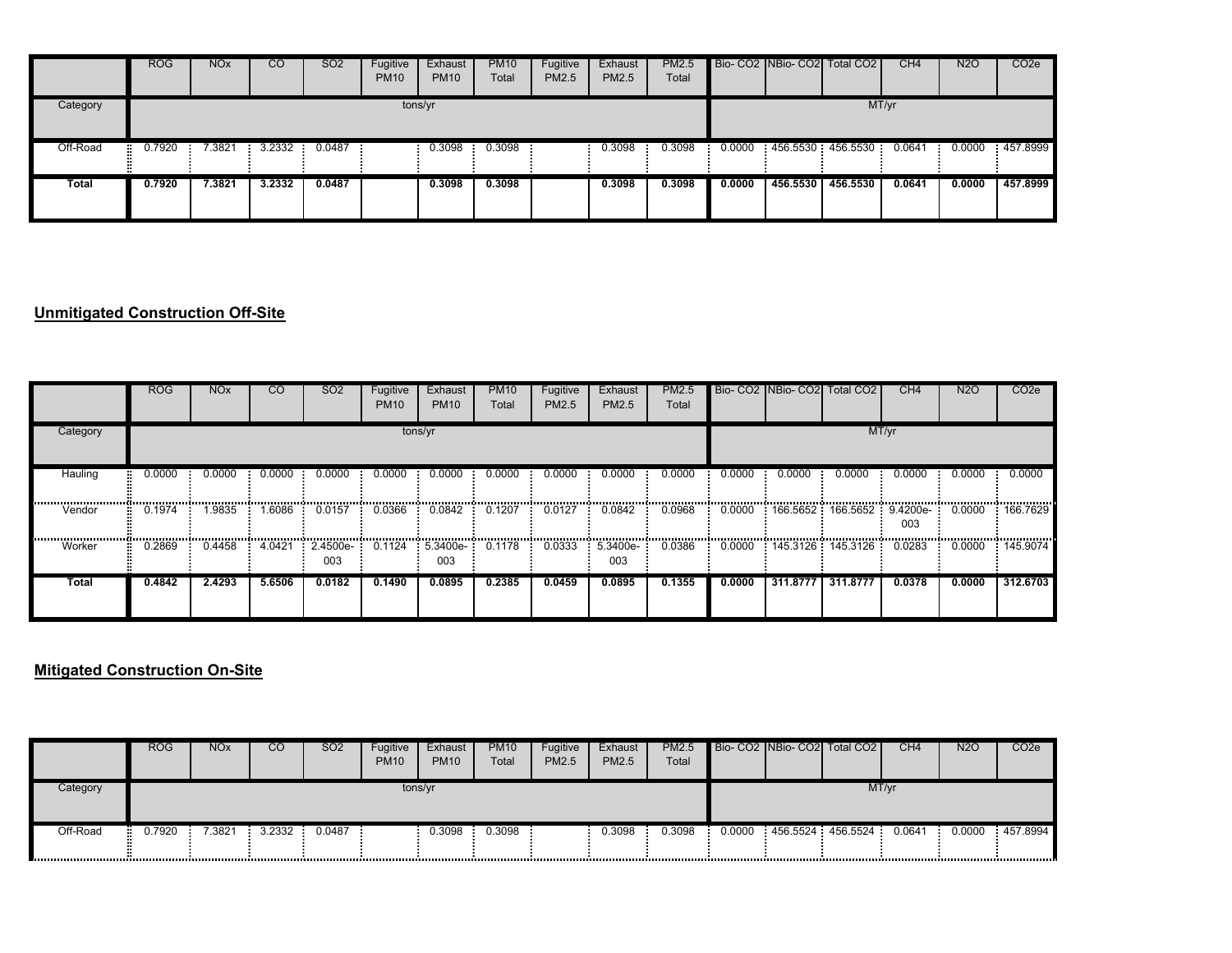| | ROG | NOx | CO | SO2 | Fugitive PM10 | Exhaust PM10 | PM10 Total | Fugitive PM2.5 | Exhaust PM2.5 | PM2.5 Total | Bio- CO2 | NBio- CO2 | Total CO2 | CH4 | N2O | CO2e |
|---|---|---|---|---|---|---|---|---|---|---|---|---|---|---|---|---|
| Category | tons/yr | | | | | | | | | | MT/yr | | | | | |
| Off-Road | 0.7920 | 7.3821 | 3.2332 | 0.0487 | | 0.3098 | 0.3098 | | 0.3098 | 0.3098 | 0.0000 | 456.5530 | 456.5530 | 0.0641 | 0.0000 | 457.8999 |
| **Total** | **0.7920** | **7.3821** | **3.2332** | **0.0487** | | **0.3098** | **0.3098** | | **0.3098** | **0.3098** | **0.0000** | **456.5530** | **456.5530** | **0.0641** | **0.0000** | **457.8999** |

**Unmitigated Construction Off-Site**

| | ROG | NOx | CO | SO2 | Fugitive PM10 | Exhaust PM10 | PM10 Total | Fugitive PM2.5 | Exhaust PM2.5 | PM2.5 Total | Bio- CO2 | NBio- CO2 | Total CO2 | CH4 | N2O | CO2e |
|---|---|---|---|---|---|---|---|---|---|---|---|---|---|---|---|---|
| Category | tons/yr | | | | | | | | | | MT/yr | | | | | |
| Hauling | 0.0000 | 0.0000 | 0.0000 | 0.0000 | 0.0000 | 0.0000 | 0.0000 | 0.0000 | 0.0000 | 0.0000 | 0.0000 | 0.0000 | 0.0000 | 0.0000 | 0.0000 | 0.0000 |
| Vendor | 0.1974 | 1.9835 | 1.6086 | 0.0157 | 0.0366 | 0.0842 | 0.1207 | 0.0127 | 0.0842 | 0.0968 | 0.0000 | 166.5652 | 166.5652 | 9.4200e-003 | 0.0000 | 166.7629 |
| Worker | 0.2869 | 0.4458 | 4.0421 | 2.4500e-003 | 0.1124 | 5.3400e-003 | 0.1178 | 0.0333 | 5.3400e-003 | 0.0386 | 0.0000 | 145.3126 | 145.3126 | 0.0283 | 0.0000 | 145.9074 |
| **Total** | **0.4842** | **2.4293** | **5.6506** | **0.0182** | **0.1490** | **0.0895** | **0.2385** | **0.0459** | **0.0895** | **0.1355** | **0.0000** | **311.8777** | **311.8777** | **0.0378** | **0.0000** | **312.6703** |

**Mitigated Construction On-Site**

| | ROG | NOx | CO | SO2 | Fugitive PM10 | Exhaust PM10 | PM10 Total | Fugitive PM2.5 | Exhaust PM2.5 | PM2.5 Total | Bio- CO2 | NBio- CO2 | Total CO2 | CH4 | N2O | CO2e |
|---|---|---|---|---|---|---|---|---|---|---|---|---|---|---|---|---|
| Category | tons/yr | | | | | | | | | | MT/yr | | | | | |
| Off-Road | 0.7920 | 7.3821 | 3.2332 | 0.0487 | | 0.3098 | 0.3098 | | 0.3098 | 0.3098 | 0.0000 | 456.5524 | 456.5524 | 0.0641 | 0.0000 | 457.8994 |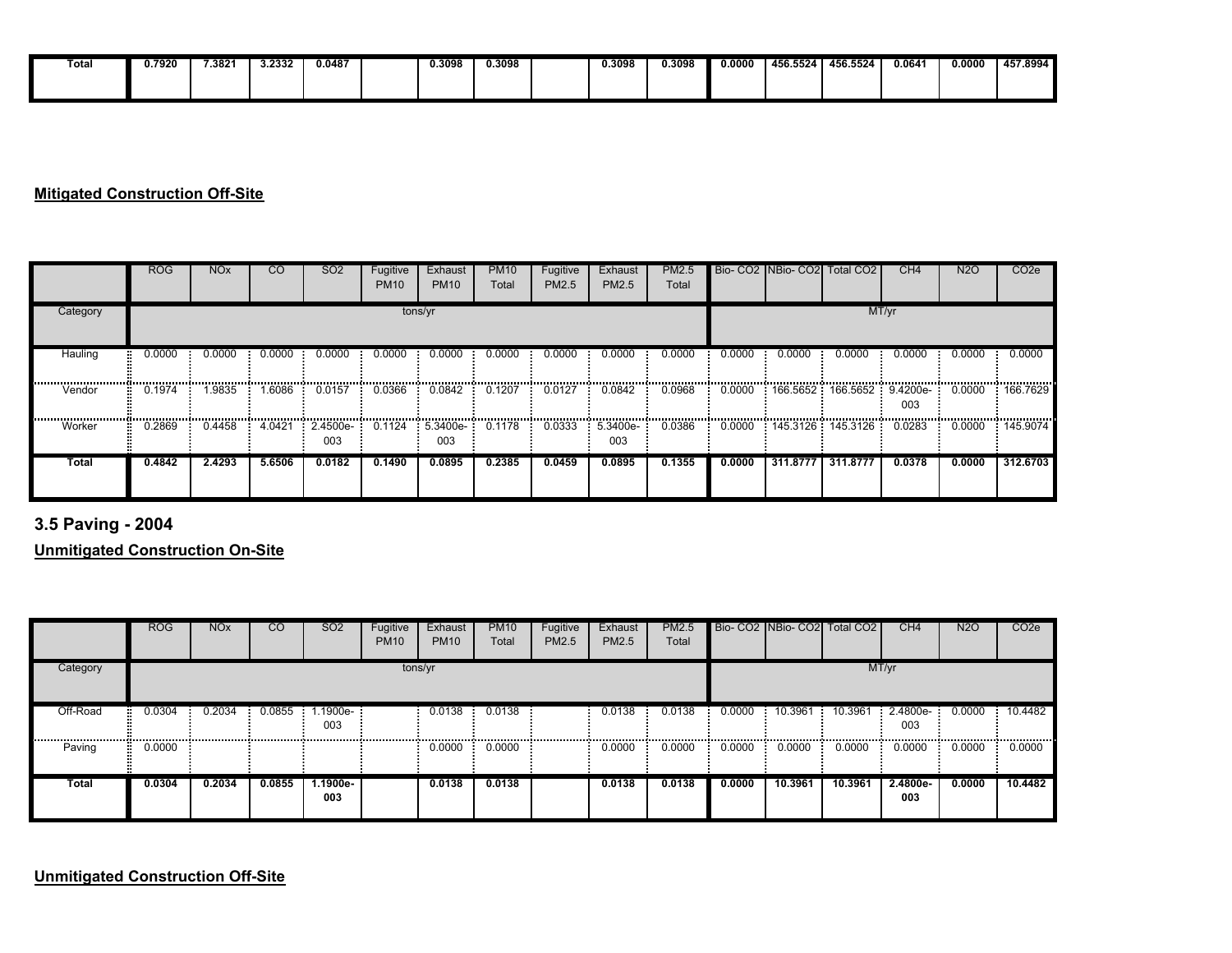| Total | 0.7920 | 7.3821 | 3.2332 | 0.0487 | | 0.3098 | 0.3098 | | 0.3098 | 0.3098 | 0.0000 | 456.5524 | 456.5524 | 0.0641 | 0.0000 | 457.8994 |
|---|---|---|---|---|---|---|---|---|---|---|---|---|---|---|---|---|

**Mitigated Construction Off-Site**

| | ROG | NOx | CO | SO2 | Fugitive PM10 | Exhaust PM10 | PM10 Total | Fugitive PM2.5 | Exhaust PM2.5 | PM2.5 Total | Bio- CO2 | NBio- CO2 | Total CO2 | CH4 | N2O | CO2e |
|---|---|---|---|---|---|---|---|---|---|---|---|---|---|---|---|---|
| Category | tons/yr | | | | | | | | | | MT/yr | | | | | |
| Hauling | 0.0000 | 0.0000 | 0.0000 | 0.0000 | 0.0000 | 0.0000 | 0.0000 | 0.0000 | 0.0000 | 0.0000 | 0.0000 | 0.0000 | 0.0000 | 0.0000 | 0.0000 | 0.0000 |
| Vendor | 0.1974 | 1.9835 | 1.6086 | 0.0157 | 0.0366 | 0.0842 | 0.1207 | 0.0127 | 0.0842 | 0.0968 | 0.0000 | 166.5652 | 166.5652 | 9.4200e-003 | 0.0000 | 166.7629 |
| Worker | 0.2869 | 0.4458 | 4.0421 | 2.4500e-003 | 0.1124 | 5.3400e-003 | 0.1178 | 0.0333 | 5.3400e-003 | 0.0386 | 0.0000 | 145.3126 | 145.3126 | 0.0283 | 0.0000 | 145.9074 |
| **Total** | **0.4842** | **2.4293** | **5.6506** | **0.0182** | **0.1490** | **0.0895** | **0.2385** | **0.0459** | **0.0895** | **0.1355** | **0.0000** | **311.8777** | **311.8777** | **0.0378** | **0.0000** | **312.6703** |

## 3.5 Paving - 2004

**Unmitigated Construction On-Site**

| | ROG | NOx | CO | SO2 | Fugitive PM10 | Exhaust PM10 | PM10 Total | Fugitive PM2.5 | Exhaust PM2.5 | PM2.5 Total | Bio- CO2 | NBio- CO2 | Total CO2 | CH4 | N2O | CO2e |
|---|---|---|---|---|---|---|---|---|---|---|---|---|---|---|---|---|
| Category | tons/yr | | | | | | | | | | MT/yr | | | | | |
| Off-Road | 0.0304 | 0.2034 | 0.0855 | 1.1900e-003 | | 0.0138 | 0.0138 | | 0.0138 | 0.0138 | 0.0000 | 10.3961 | 10.3961 | 2.4800e-003 | 0.0000 | 10.4482 |
| Paving | 0.0000 | | | | | 0.0000 | 0.0000 | | 0.0000 | 0.0000 | 0.0000 | 0.0000 | 0.0000 | 0.0000 | 0.0000 | 0.0000 |
| **Total** | **0.0304** | **0.2034** | **0.0855** | **1.1900e-003** | | **0.0138** | **0.0138** | | **0.0138** | **0.0138** | **0.0000** | **10.3961** | **10.3961** | **2.4800e-003** | **0.0000** | **10.4482** |

**Unmitigated Construction Off-Site**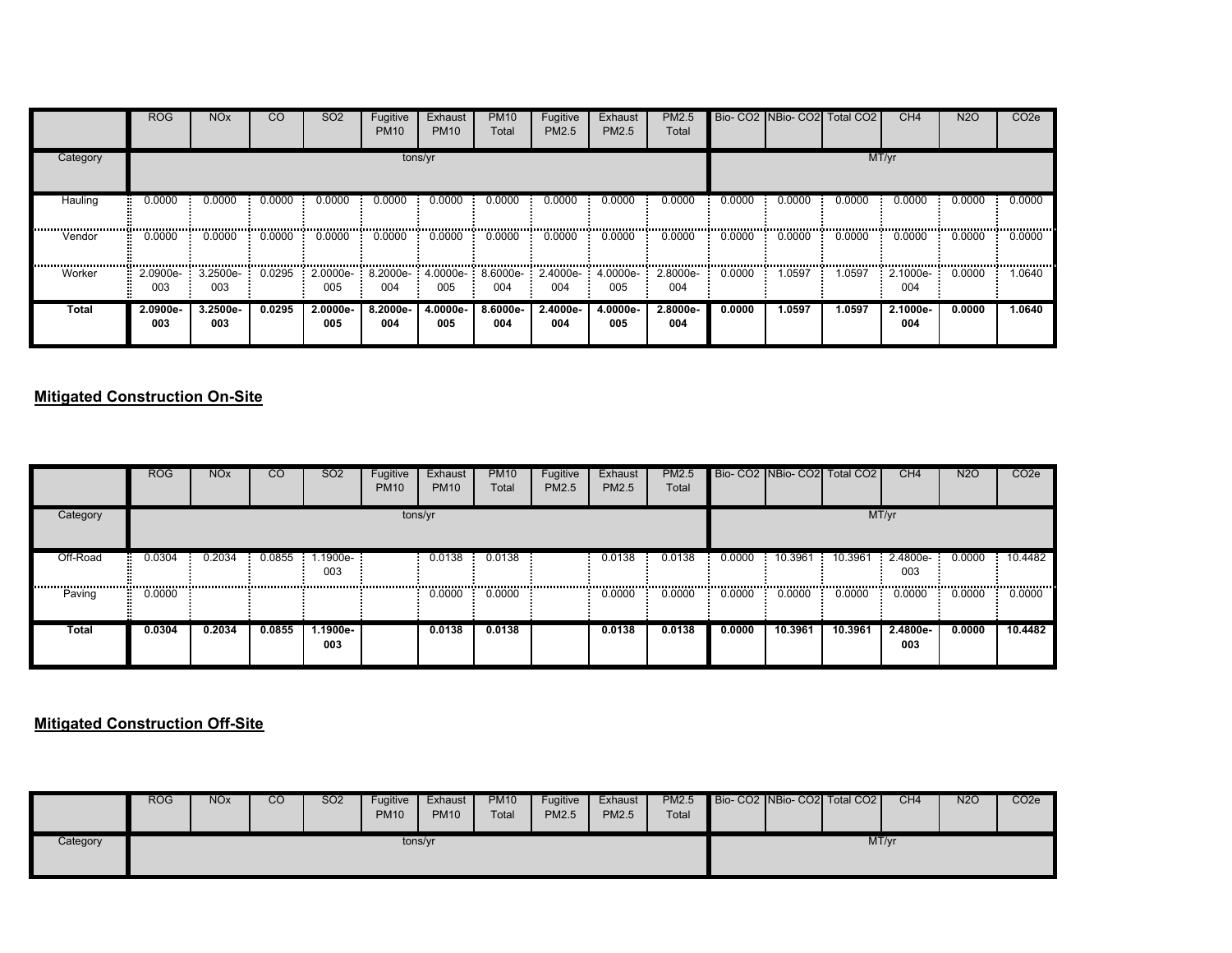| | ROG | NOx | CO | SO2 | Fugitive PM10 | Exhaust PM10 | PM10 Total | Fugitive PM2.5 | Exhaust PM2.5 | PM2.5 Total | Bio- CO2 | NBio- CO2 | Total CO2 | CH4 | N2O | CO2e |
|---|---|---|---|---|---|---|---|---|---|---|---|---|---|---|---|---|
| Category | tons/yr | | | | | | | | | | MT/yr | | | | | |
| Hauling | 0.0000 | 0.0000 | 0.0000 | 0.0000 | 0.0000 | 0.0000 | 0.0000 | 0.0000 | 0.0000 | 0.0000 | 0.0000 | 0.0000 | 0.0000 | 0.0000 | 0.0000 | 0.0000 |
| Vendor | 0.0000 | 0.0000 | 0.0000 | 0.0000 | 0.0000 | 0.0000 | 0.0000 | 0.0000 | 0.0000 | 0.0000 | 0.0000 | 0.0000 | 0.0000 | 0.0000 | 0.0000 | 0.0000 |
| Worker | 2.0900e-003 | 3.2500e-003 | 0.0295 | 2.0000e-005 | 8.2000e-004 | 4.0000e-005 | 8.6000e-004 | 2.4000e-004 | 4.0000e-005 | 2.8000e-004 | 0.0000 | 1.0597 | 1.0597 | 2.1000e-004 | 0.0000 | 1.0640 |
| **Total** | **2.0900e-003** | **3.2500e-003** | **0.0295** | **2.0000e-005** | **8.2000e-004** | **4.0000e-005** | **8.6000e-004** | **2.4000e-004** | **4.0000e-005** | **2.8000e-004** | **0.0000** | **1.0597** | **1.0597** | **2.1000e-004** | **0.0000** | **1.0640** |

## Mitigated Construction On-Site

| | ROG | NOx | CO | SO2 | Fugitive PM10 | Exhaust PM10 | PM10 Total | Fugitive PM2.5 | Exhaust PM2.5 | PM2.5 Total | Bio- CO2 | NBio- CO2 | Total CO2 | CH4 | N2O | CO2e |
|---|---|---|---|---|---|---|---|---|---|---|---|---|---|---|---|---|
| Category | tons/yr | | | | | | | | | | MT/yr | | | | | |
| Off-Road | 0.0304 | 0.2034 | 0.0855 | 1.1900e-003 | | 0.0138 | 0.0138 | | 0.0138 | 0.0138 | 0.0000 | 10.3961 | 10.3961 | 2.4800e-003 | 0.0000 | 10.4482 |
| Paving | 0.0000 | | | | | 0.0000 | 0.0000 | | 0.0000 | 0.0000 | 0.0000 | 0.0000 | 0.0000 | 0.0000 | 0.0000 | 0.0000 |
| **Total** | **0.0304** | **0.2034** | **0.0855** | **1.1900e-003** | | **0.0138** | **0.0138** | | **0.0138** | **0.0138** | **0.0000** | **10.3961** | **10.3961** | **2.4800e-003** | **0.0000** | **10.4482** |

## Mitigated Construction Off-Site

| | ROG | NOx | CO | SO2 | Fugitive PM10 | Exhaust PM10 | PM10 Total | Fugitive PM2.5 | Exhaust PM2.5 | PM2.5 Total | Bio- CO2 | NBio- CO2 | Total CO2 | CH4 | N2O | CO2e |
|---|---|---|---|---|---|---|---|---|---|---|---|---|---|---|---|---|
| Category | tons/yr | | | | | | | | | | MT/yr | | | | | |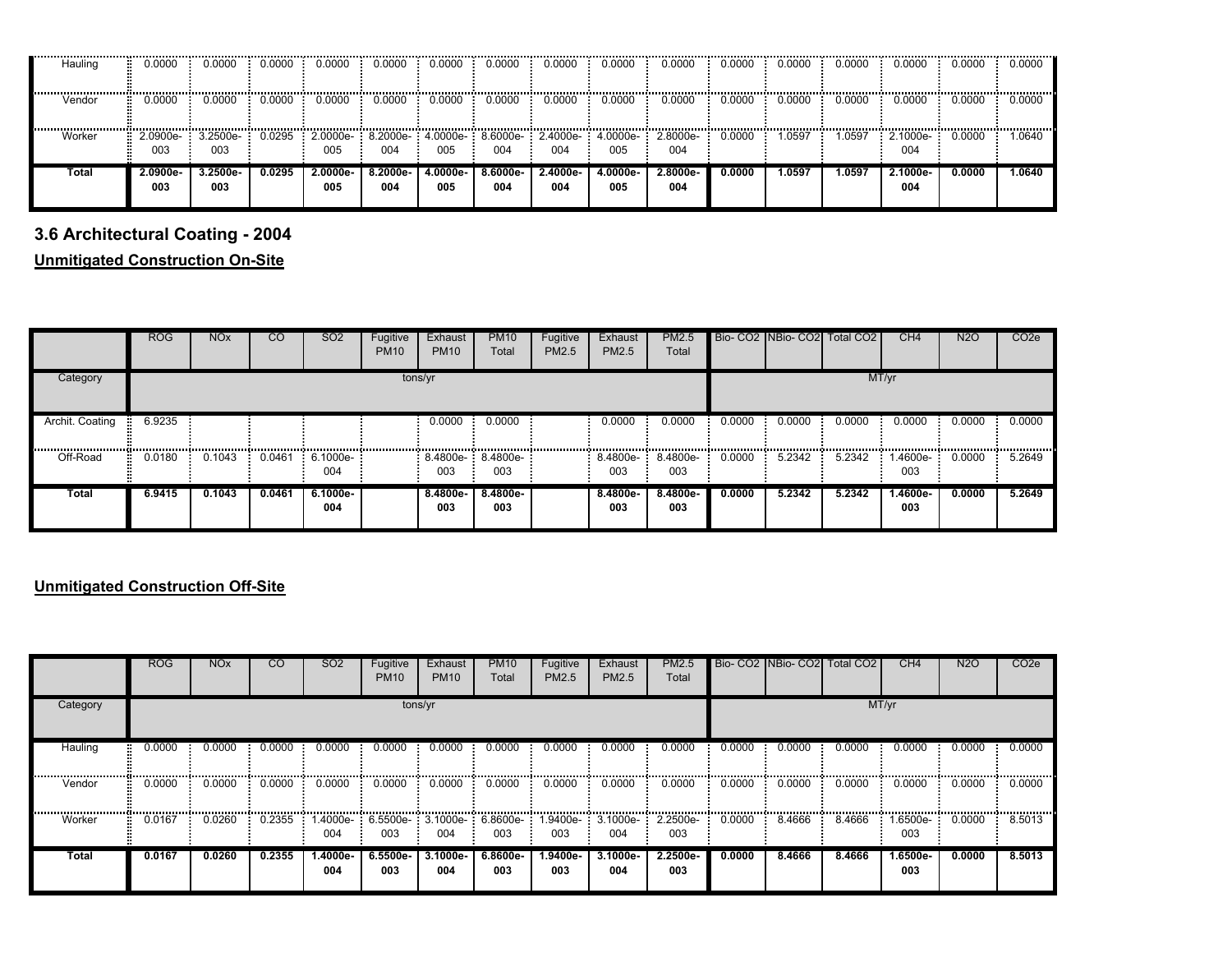| | ROG | NOx | CO | SO2 | Fugitive PM10 | Exhaust PM10 | PM10 Total | Fugitive PM2.5 | Exhaust PM2.5 | PM2.5 Total | Bio- CO2 | NBio- CO2 | Total CO2 | CH4 | N2O | CO2e |
|---|---|---|---|---|---|---|---|---|---|---|---|---|---|---|---|---|
| Hauling | 0.0000 | 0.0000 | 0.0000 | 0.0000 | 0.0000 | 0.0000 | 0.0000 | 0.0000 | 0.0000 | 0.0000 | 0.0000 | 0.0000 | 0.0000 | 0.0000 | 0.0000 | 0.0000 |
| Vendor | 0.0000 | 0.0000 | 0.0000 | 0.0000 | 0.0000 | 0.0000 | 0.0000 | 0.0000 | 0.0000 | 0.0000 | 0.0000 | 0.0000 | 0.0000 | 0.0000 | 0.0000 | 0.0000 |
| Worker | 2.0900e-003 | 3.2500e-003 | 0.0295 | 2.0000e-005 | 8.2000e-004 | 4.0000e-005 | 8.6000e-004 | 2.4000e-004 | 4.0000e-005 | 2.8000e-004 | 0.0000 | 1.0597 | 1.0597 | 2.1000e-004 | 0.0000 | 1.0640 |
| **Total** | **2.0900e-003** | **3.2500e-003** | **0.0295** | **2.0000e-005** | **8.2000e-004** | **4.0000e-005** | **8.6000e-004** | **2.4000e-004** | **4.0000e-005** | **2.8000e-004** | **0.0000** | **1.0597** | **1.0597** | **2.1000e-004** | **0.0000** | **1.0640** |

## 3.6 Architectural Coating - 2004

### Unmitigated Construction On-Site

| | ROG | NOx | CO | SO2 | Fugitive PM10 | Exhaust PM10 | PM10 Total | Fugitive PM2.5 | Exhaust PM2.5 | PM2.5 Total | Bio- CO2 | NBio- CO2 | Total CO2 | CH4 | N2O | CO2e |
|---|---|---|---|---|---|---|---|---|---|---|---|---|---|---|---|---|
| Category | tons/yr | | | | | | | | | | MT/yr | | | | | |
| Archit. Coating | 6.9235 | | | | | 0.0000 | 0.0000 | | 0.0000 | 0.0000 | 0.0000 | 0.0000 | 0.0000 | 0.0000 | 0.0000 | 0.0000 |
| Off-Road | 0.0180 | 0.1043 | 0.0461 | 6.1000e-004 | | 8.4800e-003 | 8.4800e-003 | | 8.4800e-003 | 8.4800e-003 | 0.0000 | 5.2342 | 5.2342 | 1.4600e-003 | 0.0000 | 5.2649 |
| **Total** | **6.9415** | **0.1043** | **0.0461** | **6.1000e-004** | | **8.4800e-003** | **8.4800e-003** | | **8.4800e-003** | **8.4800e-003** | **0.0000** | **5.2342** | **5.2342** | **1.4600e-003** | **0.0000** | **5.2649** |

### Unmitigated Construction Off-Site

| | ROG | NOx | CO | SO2 | Fugitive PM10 | Exhaust PM10 | PM10 Total | Fugitive PM2.5 | Exhaust PM2.5 | PM2.5 Total | Bio- CO2 | NBio- CO2 | Total CO2 | CH4 | N2O | CO2e |
|---|---|---|---|---|---|---|---|---|---|---|---|---|---|---|---|---|
| Category | tons/yr | | | | | | | | | | MT/yr | | | | | |
| Hauling | 0.0000 | 0.0000 | 0.0000 | 0.0000 | 0.0000 | 0.0000 | 0.0000 | 0.0000 | 0.0000 | 0.0000 | 0.0000 | 0.0000 | 0.0000 | 0.0000 | 0.0000 | 0.0000 |
| Vendor | 0.0000 | 0.0000 | 0.0000 | 0.0000 | 0.0000 | 0.0000 | 0.0000 | 0.0000 | 0.0000 | 0.0000 | 0.0000 | 0.0000 | 0.0000 | 0.0000 | 0.0000 | 0.0000 |
| Worker | 0.0167 | 0.0260 | 0.2355 | 1.4000e-004 | 6.5500e-003 | 3.1000e-004 | 6.8600e-003 | 1.9400e-003 | 3.1000e-004 | 2.2500e-003 | 0.0000 | 8.4666 | 8.4666 | 1.6500e-003 | 0.0000 | 8.5013 |
| **Total** | **0.0167** | **0.0260** | **0.2355** | **1.4000e-004** | **6.5500e-003** | **3.1000e-004** | **6.8600e-003** | **1.9400e-003** | **3.1000e-004** | **2.2500e-003** | **0.0000** | **8.4666** | **8.4666** | **1.6500e-003** | **0.0000** | **8.5013** |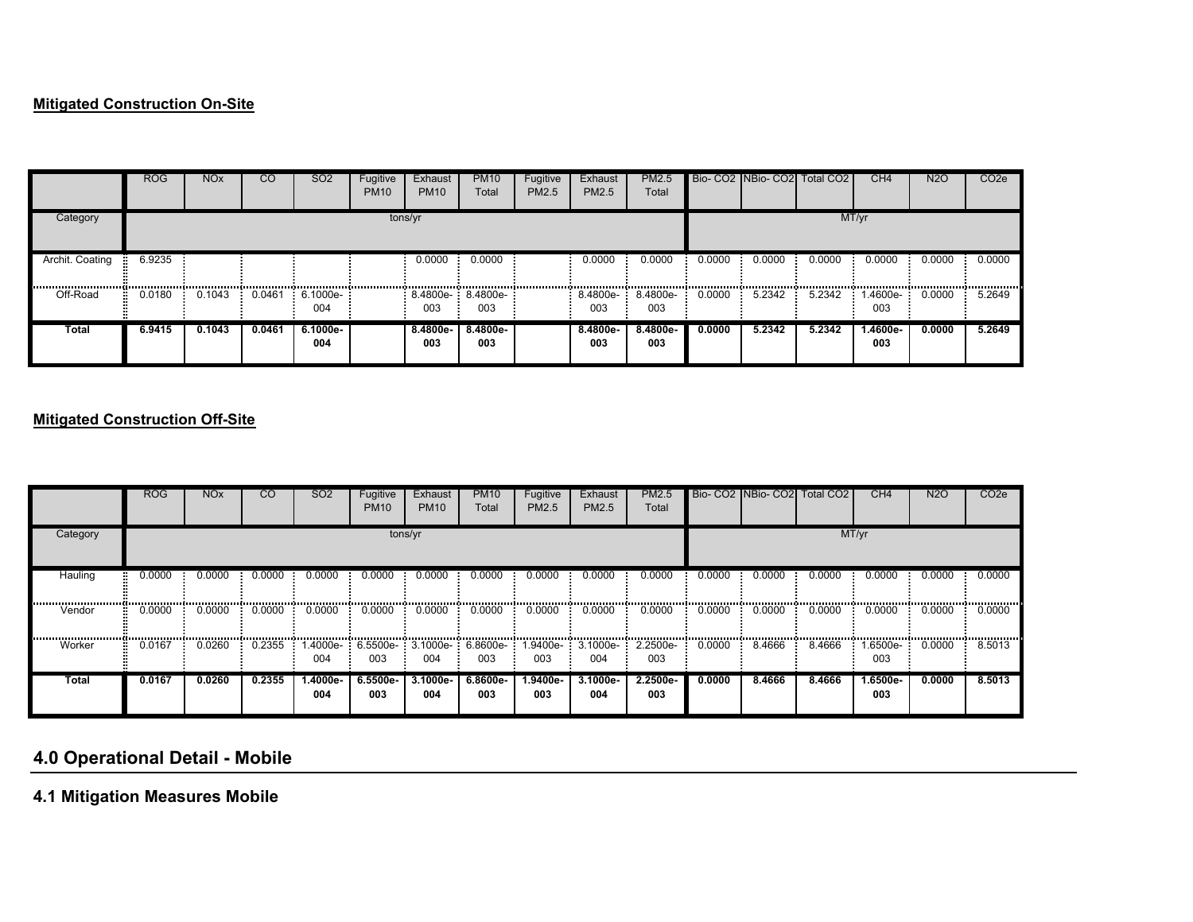**Mitigated Construction On-Site**

| | ROG | NOx | CO | SO2 | Fugitive PM10 | Exhaust PM10 | PM10 Total | Fugitive PM2.5 | Exhaust PM2.5 | PM2.5 Total | Bio- CO2 | NBio- CO2 | Total CO2 | CH4 | N2O | CO2e |
|---|---|---|---|---|---|---|---|---|---|---|---|---|---|---|---|---|
| Category | tons/yr | | | | | | | | | | MT/yr | | | | | |
| Archit. Coating | 6.9235 | | | | | 0.0000 | 0.0000 | | 0.0000 | 0.0000 | 0.0000 | 0.0000 | 0.0000 | 0.0000 | 0.0000 | 0.0000 |
| Off-Road | 0.0180 | 0.1043 | 0.0461 | 6.1000e-004 | | 8.4800e-003 | 8.4800e-003 | | 8.4800e-003 | 8.4800e-003 | 0.0000 | 5.2342 | 5.2342 | 1.4600e-003 | 0.0000 | 5.2649 |
| **Total** | **6.9415** | **0.1043** | **0.0461** | **6.1000e-004** | | **8.4800e-003** | **8.4800e-003** | | **8.4800e-003** | **8.4800e-003** | **0.0000** | **5.2342** | **5.2342** | **1.4600e-003** | **0.0000** | **5.2649** |

**Mitigated Construction Off-Site**

| | ROG | NOx | CO | SO2 | Fugitive PM10 | Exhaust PM10 | PM10 Total | Fugitive PM2.5 | Exhaust PM2.5 | PM2.5 Total | Bio- CO2 | NBio- CO2 | Total CO2 | CH4 | N2O | CO2e |
|---|---|---|---|---|---|---|---|---|---|---|---|---|---|---|---|---|
| Category | tons/yr | | | | | | | | | | MT/yr | | | | | |
| Hauling | 0.0000 | 0.0000 | 0.0000 | 0.0000 | 0.0000 | 0.0000 | 0.0000 | 0.0000 | 0.0000 | 0.0000 | 0.0000 | 0.0000 | 0.0000 | 0.0000 | 0.0000 | 0.0000 |
| Vendor | 0.0000 | 0.0000 | 0.0000 | 0.0000 | 0.0000 | 0.0000 | 0.0000 | 0.0000 | 0.0000 | 0.0000 | 0.0000 | 0.0000 | 0.0000 | 0.0000 | 0.0000 | 0.0000 |
| Worker | 0.0167 | 0.0260 | 0.2355 | 1.4000e-004 | 6.5500e-003 | 3.1000e-004 | 6.8600e-003 | 1.9400e-003 | 3.1000e-004 | 2.2500e-003 | 0.0000 | 8.4666 | 8.4666 | 1.6500e-003 | 0.0000 | 8.5013 |
| **Total** | **0.0167** | **0.0260** | **0.2355** | **1.4000e-004** | **6.5500e-003** | **3.1000e-004** | **6.8600e-003** | **1.9400e-003** | **3.1000e-004** | **2.2500e-003** | **0.0000** | **8.4666** | **8.4666** | **1.6500e-003** | **0.0000** | **8.5013** |

## 4.0 Operational Detail - Mobile

### 4.1 Mitigation Measures Mobile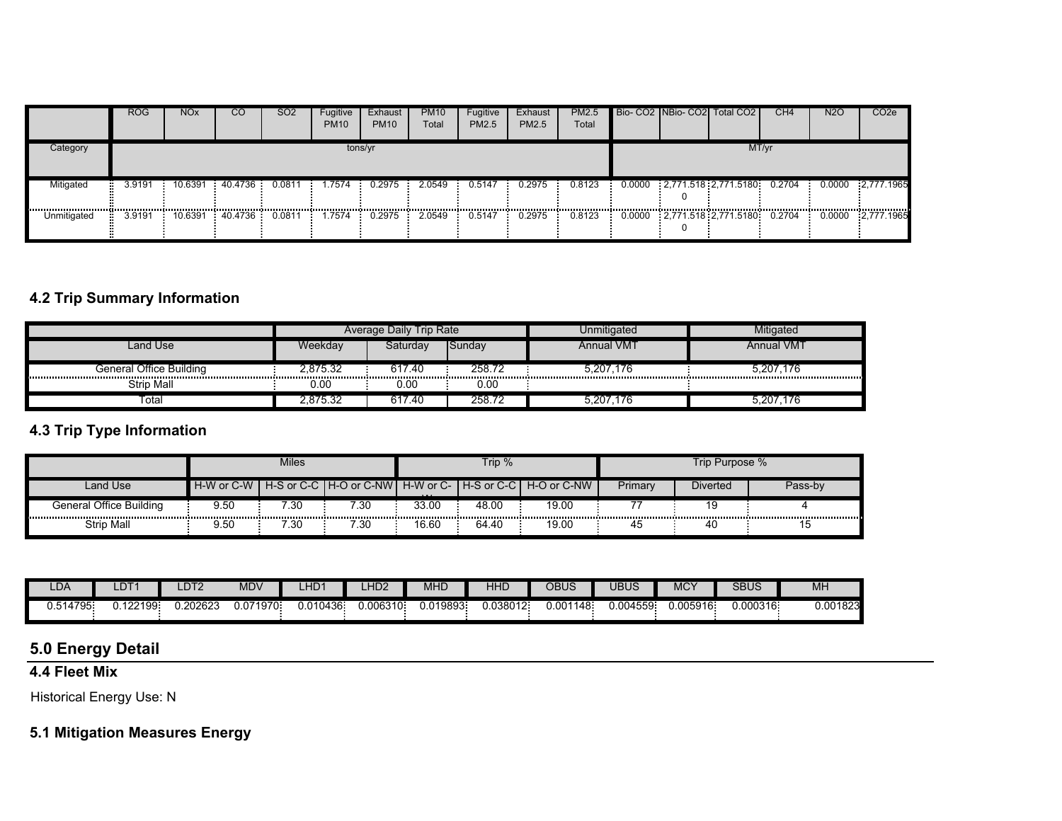| | ROG | NOx | CO | SO2 | Fugitive PM10 | Exhaust PM10 | PM10 Total | Fugitive PM2.5 | Exhaust PM2.5 | PM2.5 Total | Bio- CO2 | NBio- CO2 | Total CO2 | CH4 | N2O | CO2e |
|---|---|---|---|---|---|---|---|---|---|---|---|---|---|---|---|---|
| Category | tons/yr | | | | | | | | | | MT/yr | | | | | |
| Mitigated | 3.9191 | 10.6391 | 40.4736 | 0.0811 | 1.7574 | 0.2975 | 2.0549 | 0.5147 | 0.2975 | 0.8123 | 0.0000 | 2,771.5180 | 2,771.5180 | 0.2704 | 0.0000 | 2,777.1965 |
| Unmitigated | 3.9191 | 10.6391 | 40.4736 | 0.0811 | 1.7574 | 0.2975 | 2.0549 | 0.5147 | 0.2975 | 0.8123 | 0.0000 | 2,771.5180 | 2,771.5180 | 0.2704 | 0.0000 | 2,777.1965 |

## 4.2 Trip Summary Information

| | Average Daily Trip Rate | | | Unmitigated | Mitigated |
|---|---|---|---|---|---|
| Land Use | Weekday | Saturday | Sunday | Annual VMT | Annual VMT |
| General Office Building | 2,875.32 | 617.40 | 258.72 | 5,207,176 | 5,207,176 |
| Strip Mall | 0.00 | 0.00 | 0.00 | | |
| Total | 2,875.32 | 617.40 | 258.72 | 5,207,176 | 5,207,176 |

## 4.3 Trip Type Information

| | Miles | | | Trip % | | | Trip Purpose % | | |
|---|---|---|---|---|---|---|---|---|---|
| Land Use | H-W or C-W | H-S or C-C | H-O or C-NW | H-W or C-W | H-S or C-C | H-O or C-NW | Primary | Diverted | Pass-by |
| General Office Building | 9.50 | 7.30 | 7.30 | 33.00 | 48.00 | 19.00 | 77 | 19 | 4 |
| Strip Mall | 9.50 | 7.30 | 7.30 | 16.60 | 64.40 | 19.00 | 45 | 40 | 15 |

| LDA | LDT1 | LDT2 | MDV | LHD1 | LHD2 | MHD | HHD | OBUS | UBUS | MCY | SBUS | MH |
|---|---|---|---|---|---|---|---|---|---|---|---|---|
| 0.514795 | 0.122199 | 0.202623 | 0.071970 | 0.010436 | 0.006310 | 0.019893 | 0.038012 | 0.001148 | 0.004559 | 0.005916 | 0.000316 | 0.001823 |

# 5.0 Energy Detail

## 4.4 Fleet Mix

Historical Energy Use: N

## 5.1 Mitigation Measures Energy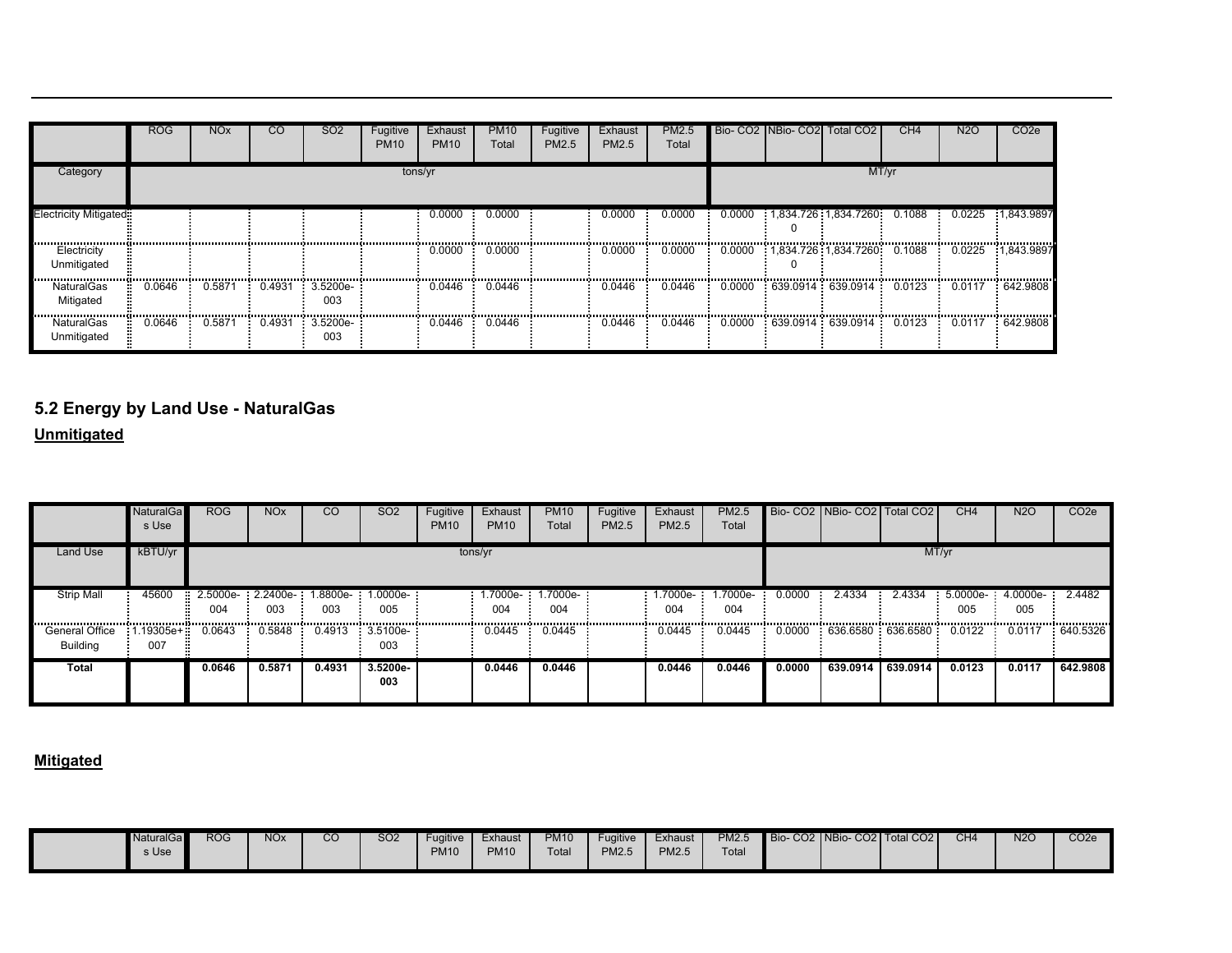| | ROG | NOx | CO | SO2 | Fugitive PM10 | Exhaust PM10 | PM10 Total | Fugitive PM2.5 | Exhaust PM2.5 | PM2.5 Total | Bio- CO2 | NBio- CO2 | Total CO2 | CH4 | N2O | CO2e |
|---|---|---|---|---|---|---|---|---|---|---|---|---|---|---|---|---|
| Category | tons/yr | | | | | | | | | | MT/yr | | | | | |
| Electricity Mitigated | | | | | | 0.0000 | 0.0000 | | 0.0000 | 0.0000 | 0.0000 | 1,834.7260 | 1,834.7260 | 0.1088 | 0.0225 | 1,843.9897 |
| Electricity Unmitigated | | | | | | 0.0000 | 0.0000 | | 0.0000 | 0.0000 | 0.0000 | 1,834.7260 | 1,834.7260 | 0.1088 | 0.0225 | 1,843.9897 |
| NaturalGas Mitigated | 0.0646 | 0.5871 | 0.4931 | 3.5200e-003 | | 0.0446 | 0.0446 | | 0.0446 | 0.0446 | 0.0000 | 639.0914 | 639.0914 | 0.0123 | 0.0117 | 642.9808 |
| NaturalGas Unmitigated | 0.0646 | 0.5871 | 0.4931 | 3.5200e-003 | | 0.0446 | 0.0446 | | 0.0446 | 0.0446 | 0.0000 | 639.0914 | 639.0914 | 0.0123 | 0.0117 | 642.9808 |

## 5.2 Energy by Land Use - NaturalGas

**Unmitigated**

| | NaturalGas Use | ROG | NOx | CO | SO2 | Fugitive PM10 | Exhaust PM10 | PM10 Total | Fugitive PM2.5 | Exhaust PM2.5 | PM2.5 Total | Bio- CO2 | NBio- CO2 | Total CO2 | CH4 | N2O | CO2e |
|---|---|---|---|---|---|---|---|---|---|---|---|---|---|---|---|---|---|
| Land Use | kBTU/yr | tons/yr | | | | | | | | | | MT/yr | | | | | |
| Strip Mall | 45600 | 2.5000e-004 | 2.2400e-003 | 1.8800e-003 | 1.0000e-005 | | 1.7000e-004 | 1.7000e-004 | | 1.7000e-004 | 1.7000e-004 | 0.0000 | 2.4334 | 2.4334 | 5.0000e-005 | 4.0000e-005 | 2.4482 |
| General Office Building | 1.19305e+007 | 0.0643 | 0.5848 | 0.4913 | 3.5100e-003 | | 0.0445 | 0.0445 | | 0.0445 | 0.0445 | 0.0000 | 636.6580 | 636.6580 | 0.0122 | 0.0117 | 640.5326 |
| **Total** | | **0.0646** | **0.5871** | **0.4931** | **3.5200e-003** | | **0.0446** | **0.0446** | | **0.0446** | **0.0446** | **0.0000** | **639.0914** | **639.0914** | **0.0123** | **0.0117** | **642.9808** |

**Mitigated**

| | NaturalGas Use | ROG | NOx | CO | SO2 | Fugitive PM10 | Exhaust PM10 | PM10 Total | Fugitive PM2.5 | Exhaust PM2.5 | PM2.5 Total | Bio- CO2 | NBio- CO2 | Total CO2 | CH4 | N2O | CO2e |
|---|---|---|---|---|---|---|---|---|---|---|---|---|---|---|---|---|---|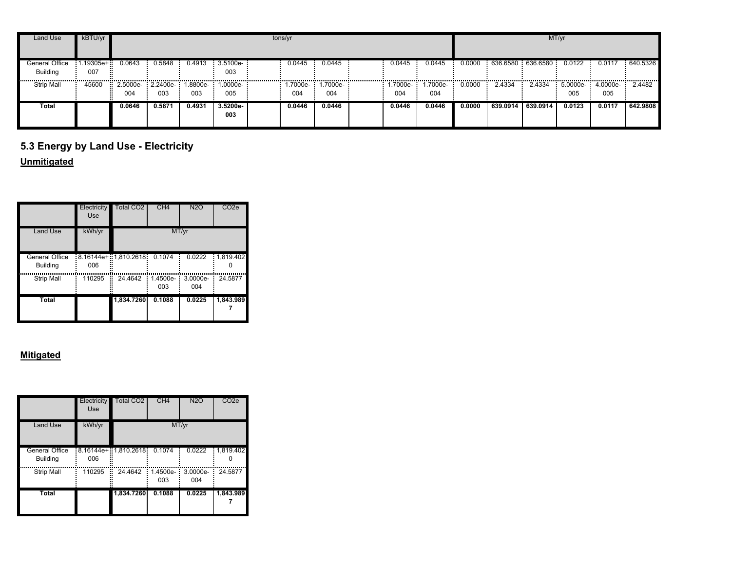| Land Use | kBTU/yr | tons/yr | | | | | | | | | | MT/yr | | | | | |
|---|---|---|---|---|---|---|---|---|---|---|---|---|---|---|---|---|---|
| General Office Building | 1.19305e+007 | 0.0643 | 0.5848 | 0.4913 | 3.5100e-003 | | 0.0445 | 0.0445 | | 0.0445 | 0.0445 | 0.0000 | 636.6580 | 636.6580 | 0.0122 | 0.0117 | 640.5326 |
| Strip Mall | 45600 | 2.5000e-004 | 2.2400e-003 | 1.8800e-003 | 1.0000e-005 | | 1.7000e-004 | 1.7000e-004 | | 1.7000e-004 | 1.7000e-004 | 0.0000 | 2.4334 | 2.4334 | 5.0000e-005 | 4.0000e-005 | 2.4482 |
| **Total** | | **0.0646** | **0.5871** | **0.4931** | **3.5200e-003** | | **0.0446** | **0.0446** | | **0.0446** | **0.0446** | **0.0000** | **639.0914** | **639.0914** | **0.0123** | **0.0117** | **642.9808** |

## 5.3 Energy by Land Use - Electricity

**Unmitigated**

| | Electricity Use | Total CO2 | CH4 | N2O | CO2e |
|---|---|---|---|---|---|
| Land Use | kWh/yr | MT/yr | | | |
| General Office Building | 8.16144e+006 | 1,810.2618 | 0.1074 | 0.0222 | 1,819.4020 |
| Strip Mall | 110295 | 24.4642 | 1.4500e-003 | 3.0000e-004 | 24.5877 |
| **Total** | | **1,834.7260** | **0.1088** | **0.0225** | **1,843.9897** |

**Mitigated**

| | Electricity Use | Total CO2 | CH4 | N2O | CO2e |
|---|---|---|---|---|---|
| Land Use | kWh/yr | MT/yr | | | |
| General Office Building | 8.16144e+006 | 1,810.2618 | 0.1074 | 0.0222 | 1,819.4020 |
| Strip Mall | 110295 | 24.4642 | 1.4500e-003 | 3.0000e-004 | 24.5877 |
| **Total** | | **1,834.7260** | **0.1088** | **0.0225** | **1,843.9897** |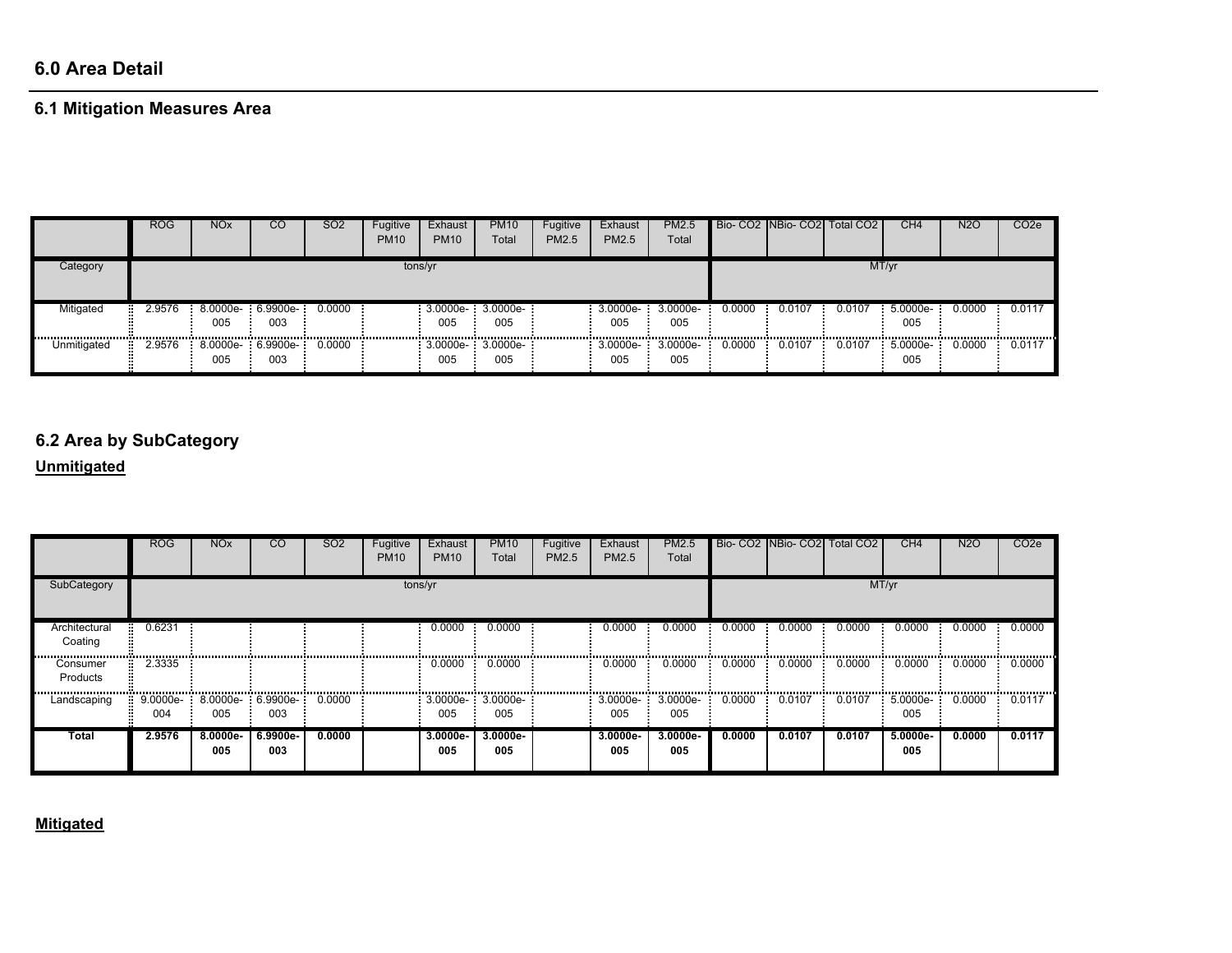## 6.0 Area Detail

### 6.1 Mitigation Measures Area

| | ROG | NOx | CO | SO2 | Fugitive PM10 | Exhaust PM10 | PM10 Total | Fugitive PM2.5 | Exhaust PM2.5 | PM2.5 Total | Bio- CO2 | NBio- CO2 | Total CO2 | CH4 | N2O | CO2e |
|---|---|---|---|---|---|---|---|---|---|---|---|---|---|---|---|---|
| Category | tons/yr | | | | | | | | | | MT/yr | | | | | |
| Mitigated | 2.9576 | 8.0000e-005 | 6.9900e-003 | 0.0000 | | 3.0000e-005 | 3.0000e-005 | | 3.0000e-005 | 3.0000e-005 | 0.0000 | 0.0107 | 0.0107 | 5.0000e-005 | 0.0000 | 0.0117 |
| Unmitigated | 2.9576 | 8.0000e-005 | 6.9900e-003 | 0.0000 | | 3.0000e-005 | 3.0000e-005 | | 3.0000e-005 | 3.0000e-005 | 0.0000 | 0.0107 | 0.0107 | 5.0000e-005 | 0.0000 | 0.0117 |

### 6.2 Area by SubCategory

**Unmitigated**

| | ROG | NOx | CO | SO2 | Fugitive PM10 | Exhaust PM10 | PM10 Total | Fugitive PM2.5 | Exhaust PM2.5 | PM2.5 Total | Bio- CO2 | NBio- CO2 | Total CO2 | CH4 | N2O | CO2e |
|---|---|---|---|---|---|---|---|---|---|---|---|---|---|---|---|---|
| SubCategory | tons/yr | | | | | | | | | | MT/yr | | | | | |
| Architectural Coating | 0.6231 | | | | | 0.0000 | 0.0000 | | 0.0000 | 0.0000 | 0.0000 | 0.0000 | 0.0000 | 0.0000 | 0.0000 | 0.0000 |
| Consumer Products | 2.3335 | | | | | 0.0000 | 0.0000 | | 0.0000 | 0.0000 | 0.0000 | 0.0000 | 0.0000 | 0.0000 | 0.0000 | 0.0000 |
| Landscaping | 9.0000e-004 | 8.0000e-005 | 6.9900e-003 | 0.0000 | | 3.0000e-005 | 3.0000e-005 | | 3.0000e-005 | 3.0000e-005 | 0.0000 | 0.0107 | 0.0107 | 5.0000e-005 | 0.0000 | 0.0117 |
| **Total** | **2.9576** | **8.0000e-005** | **6.9900e-003** | **0.0000** | | **3.0000e-005** | **3.0000e-005** | | **3.0000e-005** | **3.0000e-005** | **0.0000** | **0.0107** | **0.0107** | **5.0000e-005** | **0.0000** | **0.0117** |

**Mitigated**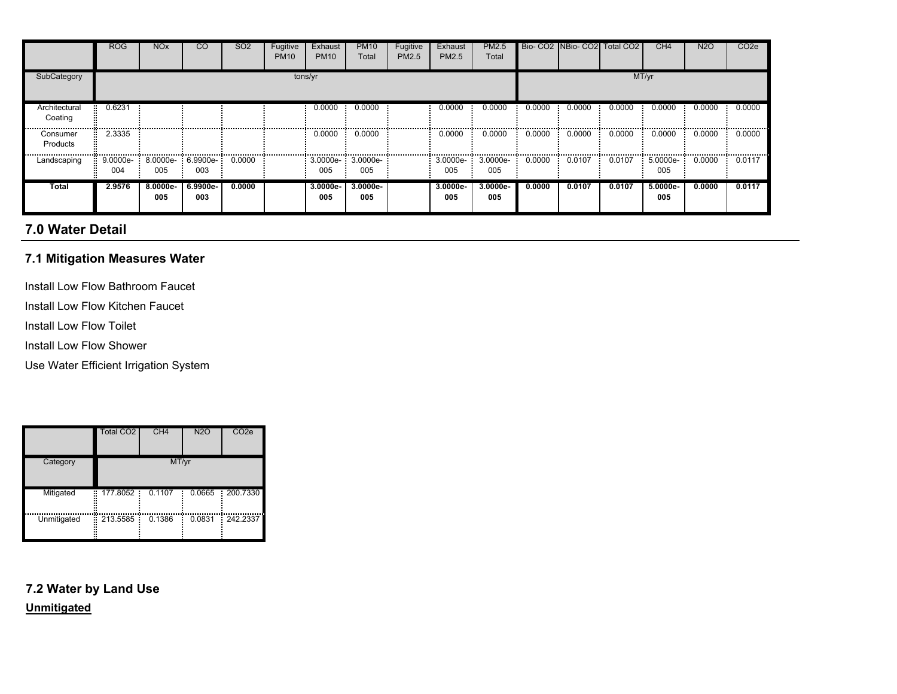| | ROG | NOx | CO | SO2 | Fugitive PM10 | Exhaust PM10 | PM10 Total | Fugitive PM2.5 | Exhaust PM2.5 | PM2.5 Total | Bio- CO2 | NBio- CO2 | Total CO2 | CH4 | N2O | CO2e |
|---|---|---|---|---|---|---|---|---|---|---|---|---|---|---|---|---|
| SubCategory | tons/yr | | | | | | | | | | MT/yr | | | | | |
| Architectural Coating | 0.6231 | | | | | 0.0000 | 0.0000 | | 0.0000 | 0.0000 | 0.0000 | 0.0000 | 0.0000 | 0.0000 | 0.0000 | 0.0000 |
| Consumer Products | 2.3335 | | | | | 0.0000 | 0.0000 | | 0.0000 | 0.0000 | 0.0000 | 0.0000 | 0.0000 | 0.0000 | 0.0000 | 0.0000 |
| Landscaping | 9.0000e-004 | 8.0000e-005 | 6.9900e-003 | 0.0000 | | 3.0000e-005 | 3.0000e-005 | | 3.0000e-005 | 3.0000e-005 | 0.0000 | 0.0107 | 0.0107 | 5.0000e-005 | 0.0000 | 0.0117 |
| **Total** | **2.9576** | **8.0000e-005** | **6.9900e-003** | **0.0000** | | **3.0000e-005** | **3.0000e-005** | | **3.0000e-005** | **3.0000e-005** | **0.0000** | **0.0107** | **0.0107** | **5.0000e-005** | **0.0000** | **0.0117** |

## 7.0 Water Detail

### 7.1 Mitigation Measures Water

Install Low Flow Bathroom Faucet

Install Low Flow Kitchen Faucet

Install Low Flow Toilet

Install Low Flow Shower

Use Water Efficient Irrigation System

| | Total CO2 | CH4 | N2O | CO2e |
|---|---|---|---|---|
| Category | MT/yr | | | |
| Mitigated | 177.8052 | 0.1107 | 0.0665 | 200.7330 |
| Unmitigated | 213.5585 | 0.1386 | 0.0831 | 242.2337 |

### 7.2 Water by Land Use

**Unmitigated**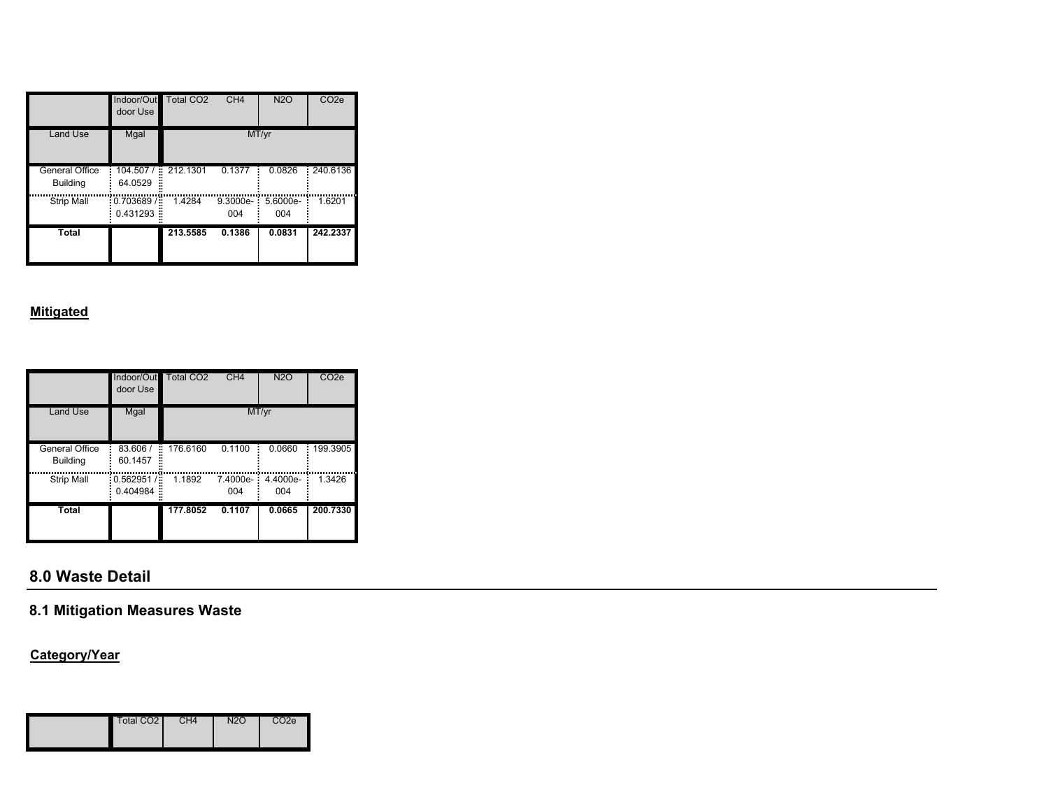| | Indoor/Outdoor Use | Total CO2 | CH4 | N2O | CO2e |
|---|---|---|---|---|---|
| Land Use | Mgal | MT/yr | | | |
| General Office Building | 104.507 / 64.0529 | 212.1301 | 0.1377 | 0.0826 | 240.6136 |
| Strip Mall | 0.703689 / 0.431293 | 1.4284 | 9.3000e-004 | 5.6000e-004 | 1.6201 |
| **Total** | | **213.5585** | **0.1386** | **0.0831** | **242.2337** |

**Mitigated**

| | Indoor/Outdoor Use | Total CO2 | CH4 | N2O | CO2e |
|---|---|---|---|---|---|
| Land Use | Mgal | MT/yr | | | |
| General Office Building | 83.606 / 60.1457 | 176.6160 | 0.1100 | 0.0660 | 199.3905 |
| Strip Mall | 0.562951 / 0.404984 | 1.1892 | 7.4000e-004 | 4.4000e-004 | 1.3426 |
| **Total** | | **177.8052** | **0.1107** | **0.0665** | **200.7330** |

## 8.0 Waste Detail

### 8.1 Mitigation Measures Waste

**Category/Year**

| | Total CO2 | CH4 | N2O | CO2e |
|---|---|---|---|---|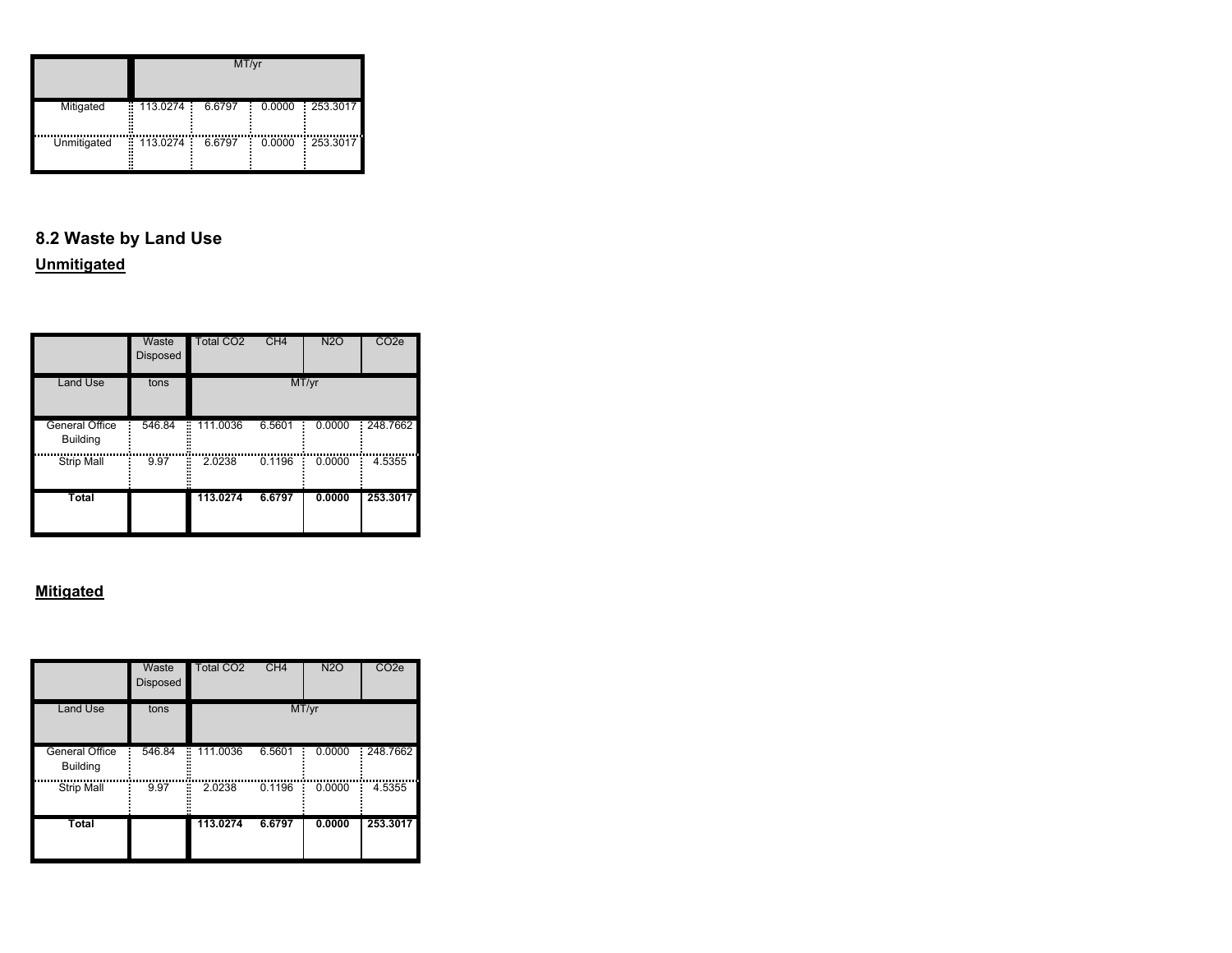| | MT/yr | | | |
|---|---|---|---|---|
| Mitigated | 113.0274 | 6.6797 | 0.0000 | 253.3017 |
| Unmitigated | 113.0274 | 6.6797 | 0.0000 | 253.3017 |

## 8.2 Waste by Land Use

**Unmitigated**

| | Waste Disposed | Total CO2 | CH4 | N2O | CO2e |
|---|---|---|---|---|---|
| Land Use | tons | MT/yr | | | |
| General Office Building | 546.84 | 111.0036 | 6.5601 | 0.0000 | 248.7662 |
| Strip Mall | 9.97 | 2.0238 | 0.1196 | 0.0000 | 4.5355 |
| **Total** | | **113.0274** | **6.6797** | **0.0000** | **253.3017** |

**Mitigated**

| | Waste Disposed | Total CO2 | CH4 | N2O | CO2e |
|---|---|---|---|---|---|
| Land Use | tons | MT/yr | | | |
| General Office Building | 546.84 | 111.0036 | 6.5601 | 0.0000 | 248.7662 |
| Strip Mall | 9.97 | 2.0238 | 0.1196 | 0.0000 | 4.5355 |
| **Total** | | **113.0274** | **6.6797** | **0.0000** | **253.3017** |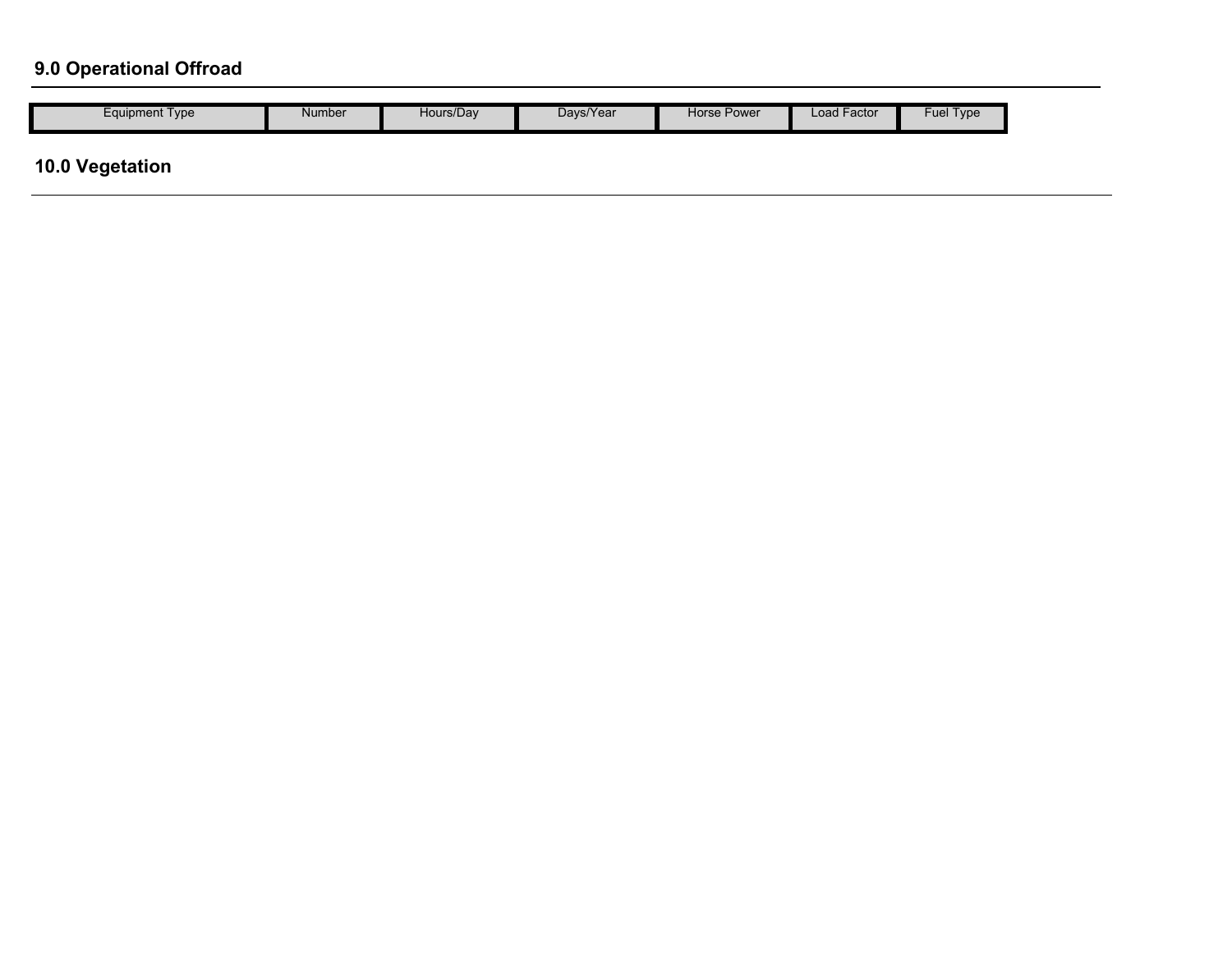## 9.0 Operational Offroad

| Equipment Type | Number | Hours/Day | Days/Year | Horse Power | Load Factor | Fuel Type |
|---|---|---|---|---|---|---|

## 10.0 Vegetation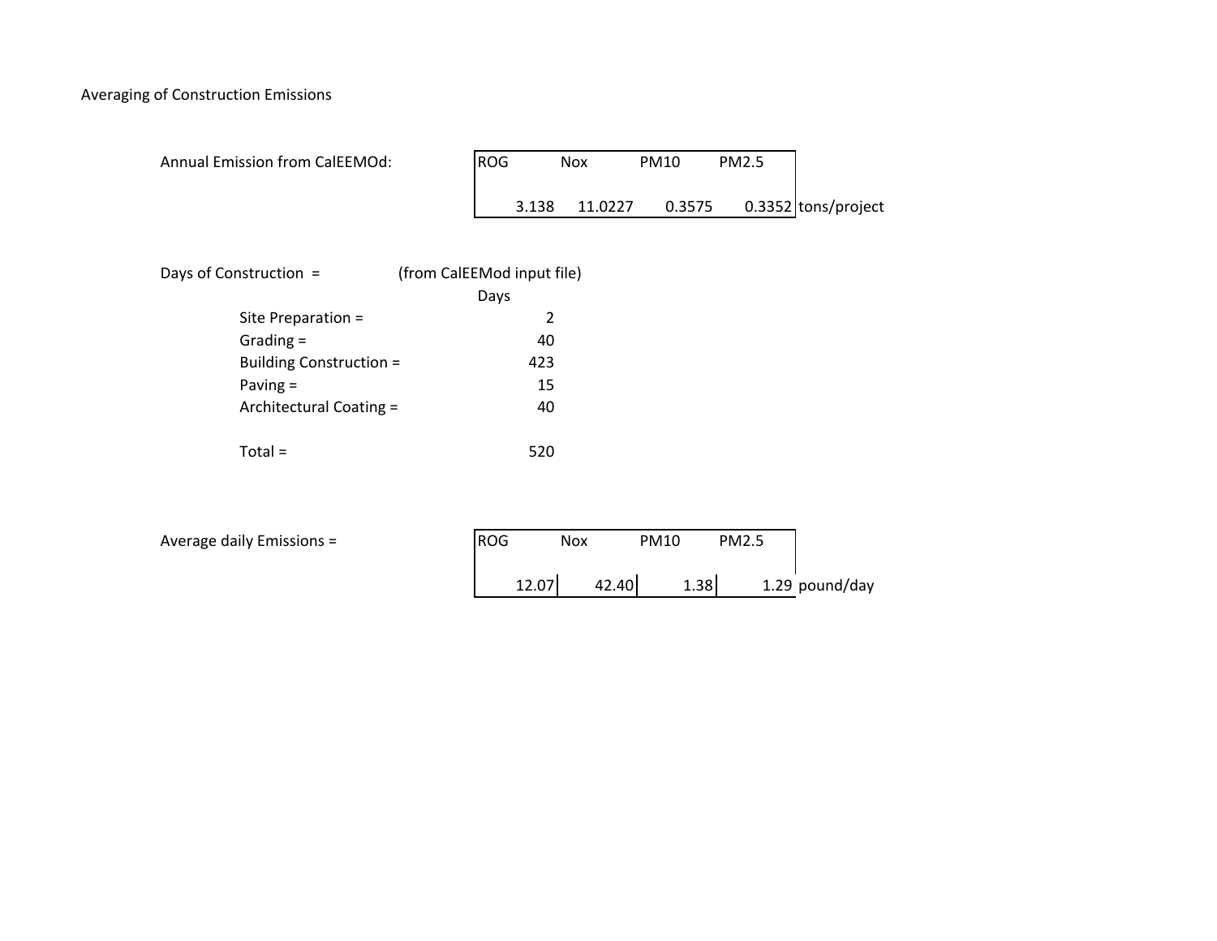# Averaging of Construction Emissions

Annual Emission from CalEEMOd:

| ROG | Nox | PM10 | PM2.5 | |
|---|---|---|---|---|
| 3.138 | 11.0227 | 0.3575 | 0.3352 | tons/project |

Days of Construction = (from CalEEMod input file)

| | Days |
|---|---|
| Site Preparation = | 2 |
| Grading = | 40 |
| Building Construction = | 423 |
| Paving = | 15 |
| Architectural Coating = | 40 |
| | |
| Total = | 520 |

Average daily Emissions =

| ROG | Nox | PM10 | PM2.5 | |
|---|---|---|---|---|
| 12.07 | 42.40 | 1.38 | 1.29 | pound/day |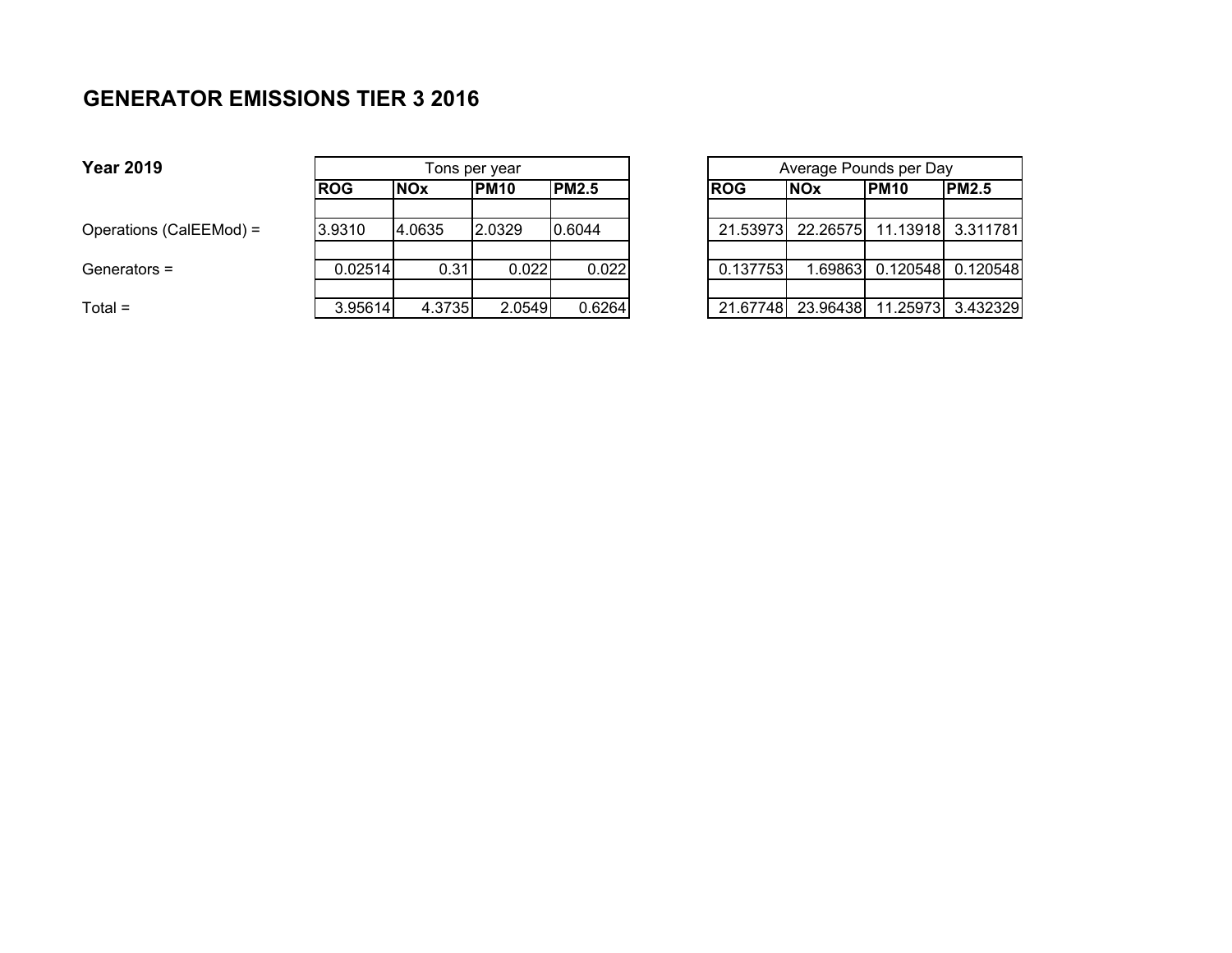# GENERATOR EMISSIONS TIER 3 2016

**Year 2019**

| | Tons per year | | | | Average Pounds per Day | | | |
|---|---|---|---|---|---|---|---|---|
| | **ROG** | **NOx** | **PM10** | **PM2.5** | **ROG** | **NOx** | **PM10** | **PM2.5** |
| Operations (CalEEMod) = | 3.9310 | 4.0635 | 2.0329 | 0.6044 | 21.53973 | 22.26575 | 11.13918 | 3.311781 |
| Generators = | 0.02514 | 0.31 | 0.022 | 0.022 | 0.137753 | 1.69863 | 0.120548 | 0.120548 |
| Total = | 3.95614 | 4.3735 | 2.0549 | 0.6264 | 21.67748 | 23.96438 | 11.25973 | 3.432329 |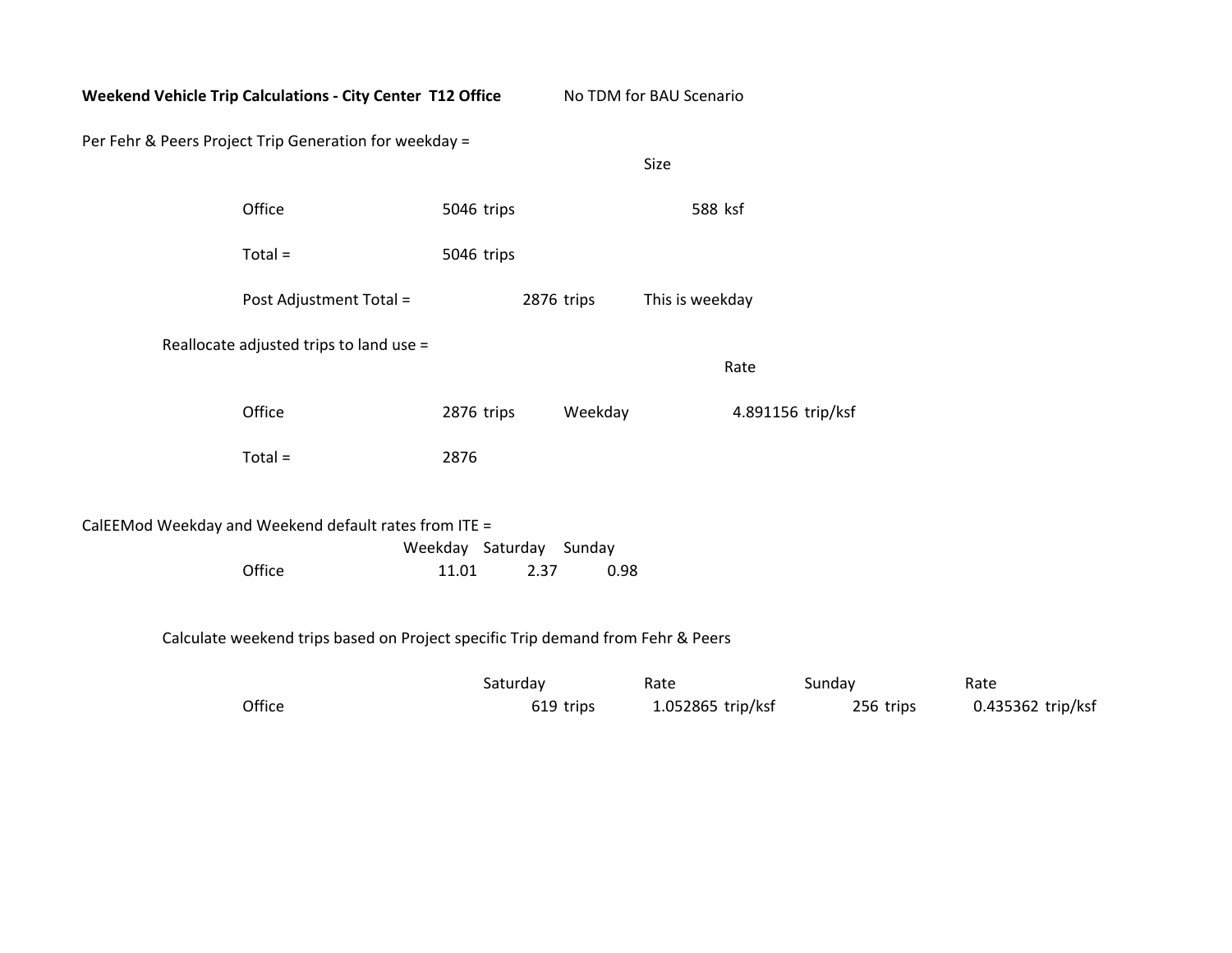**Weekend Vehicle Trip Calculations - City Center T12 Office** No TDM for BAU Scenario

Per Fehr & Peers Project Trip Generation for weekday =

| | | Size |
|---|---|---|
| Office | 5046 trips | 588 ksf |
| Total = | 5046 trips | |

Post Adjustment Total = 2876 trips This is weekday

Reallocate adjusted trips to land use =

| | | | Rate |
|---|---|---|---|
| Office | 2876 trips | Weekday | 4.891156 trip/ksf |
| Total = | 2876 | | |

CalEEMod Weekday and Weekend default rates from ITE =

| | Weekday | Saturday | Sunday |
|---|---|---|---|
| Office | 11.01 | 2.37 | 0.98 |

Calculate weekend trips based on Project specific Trip demand from Fehr & Peers

| | Saturday | Rate | Sunday | Rate |
|---|---|---|---|---|
| Office | 619 trips | 1.052865 trip/ksf | 256 trips | 0.435362 trip/ksf |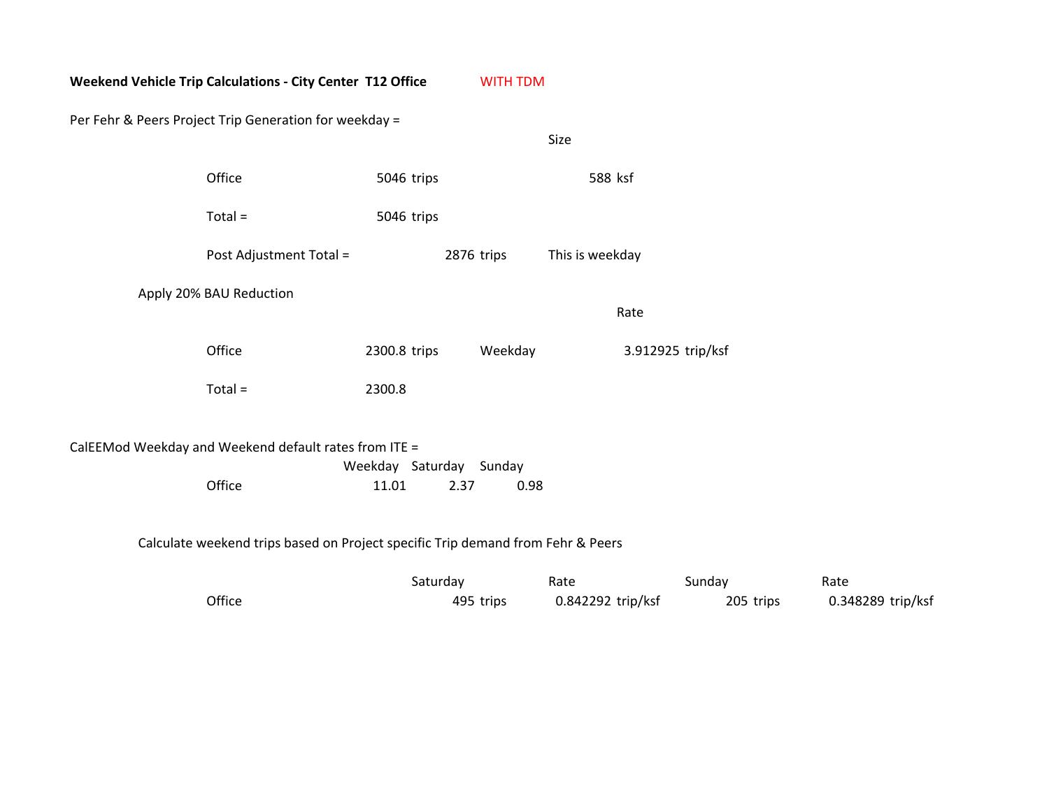**Weekend Vehicle Trip Calculations - City Center T12 Office** WITH TDM

Per Fehr & Peers Project Trip Generation for weekday =

| | | | | Size | |
|---|---|---|---|---|---|
| Office | 5046 | trips | | 588 | ksf |
| Total = | 5046 | trips | | | |
| Post Adjustment Total = | 2876 | trips | This is weekday | | |

Apply 20% BAU Reduction

| | | | | Rate | |
|---|---|---|---|---|---|
| Office | 2300.8 | trips | Weekday | 3.912925 | trip/ksf |
| Total = | 2300.8 | | | | |

CalEEMod Weekday and Weekend default rates from ITE =

| | Weekday | Saturday | Sunday |
|---|---|---|---|
| Office | 11.01 | 2.37 | 0.98 |

Calculate weekend trips based on Project specific Trip demand from Fehr & Peers

| | Saturday | | Rate | | Sunday | | Rate | |
|---|---|---|---|---|---|---|---|---|
| Office | 495 | trips | 0.842292 | trip/ksf | 205 | trips | 0.348289 | trip/ksf |